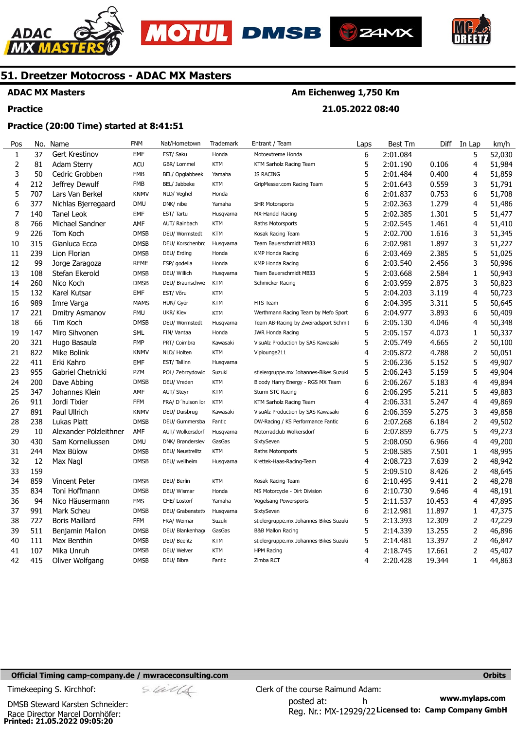# 51. Dreetzer Motocross - ADAC MX Masters

**ADAC MX Masters** | **Am Eichenweg 1,750 Km**

**Practice** | **21.05.2022 08:40**

**Practice (20:00 Time) started at 8:41:51**

| Pos | No. | Name | FNM | Nat/Hometown | Trademark | Entrant / Team | Laps | Best Tm | Diff | In Lap | km/h |
|---|---|---|---|---|---|---|---|---|---|---|---|
| 1 | 37 | Gert Krestinov | EMF | EST/ Saku | Honda | Motoextreme Honda | 6 | 2:01.084 | | 5 | 52,030 |
| 2 | 81 | Adam Sterry | ACU | GBR/ Lommel | KTM | KTM Sarholz Racing Team | 5 | 2:01.190 | 0.106 | 4 | 51,984 |
| 3 | 50 | Cedric Grobben | FMB | BEL/ Opglabbeek | Yamaha | JS RACING | 5 | 2:01.484 | 0.400 | 4 | 51,859 |
| 4 | 212 | Jeffrey Dewulf | FMB | BEL/ Jabbeke | KTM | GripMesser.com Racing Team | 5 | 2:01.643 | 0.559 | 3 | 51,791 |
| 5 | 707 | Lars Van Berkel | KNMV | NLD/ Veghel | Honda | | 6 | 2:01.837 | 0.753 | 6 | 51,708 |
| 6 | 377 | Nichlas Bjerregaard | DMU | DNK/ nibe | Yamaha | SHR Motorsports | 5 | 2:02.363 | 1.279 | 4 | 51,486 |
| 7 | 140 | Tanel Leok | EMF | EST/ Tartu | Husqvarna | MX-Handel Racing | 5 | 2:02.385 | 1.301 | 5 | 51,477 |
| 8 | 766 | Michael Sandner | AMF | AUT/ Rainbach | KTM | Raths Motorsports | 5 | 2:02.545 | 1.461 | 4 | 51,410 |
| 9 | 226 | Tom Koch | DMSB | DEU/ Wormstedt | KTM | Kosak Racing Team | 5 | 2:02.700 | 1.616 | 3 | 51,345 |
| 10 | 315 | Gianluca Ecca | DMSB | DEU/ Korschenbro | Husqvarna | Team Bauerschmidt MB33 | 6 | 2:02.981 | 1.897 | 3 | 51,227 |
| 11 | 239 | Lion Florian | DMSB | DEU/ Erding | Honda | KMP Honda Racing | 6 | 2:03.469 | 2.385 | 5 | 51,025 |
| 12 | 99 | Jorge Zaragoza | RFME | ESP/ godella | Honda | KMP Honda Racing | 6 | 2:03.540 | 2.456 | 3 | 50,996 |
| 13 | 108 | Stefan Ekerold | DMSB | DEU/ Willich | Husqvarna | Team Bauerschmidt MB33 | 5 | 2:03.668 | 2.584 | 1 | 50,943 |
| 14 | 260 | Nico Koch | DMSB | DEU/ Braunschwe | KTM | Schmicker Racing | 6 | 2:03.959 | 2.875 | 3 | 50,823 |
| 15 | 132 | Karel Kutsar | EMF | EST/ Võru | KTM | | 5 | 2:04.203 | 3.119 | 4 | 50,723 |
| 16 | 989 | Imre Varga | MAMS | HUN/ Györ | KTM | HTS Team | 6 | 2:04.395 | 3.311 | 5 | 50,645 |
| 17 | 221 | Dmitry Asmanov | FMU | UKR/ Kiev | KTM | Werthmann Racing Team by Mefo Sport | 6 | 2:04.977 | 3.893 | 6 | 50,409 |
| 18 | 66 | Tim Koch | DMSB | DEU/ Wormstedt | Husqvarna | Team AB-Racing by Zweiradsport Schmit | 6 | 2:05.130 | 4.046 | 4 | 50,348 |
| 19 | 147 | Miro Sihvonen | SML | FIN/ Vantaa | Honda | JWR Honda Racing | 5 | 2:05.157 | 4.073 | 1 | 50,337 |
| 20 | 321 | Hugo Basaula | FMP | PRT/ Coimbra | Kawasaki | VisuAlz Production by SAS Kawasaki | 5 | 2:05.749 | 4.665 | 2 | 50,100 |
| 21 | 822 | Mike Bolink | KNMV | NLD/ Holten | KTM | Viplounge211 | 4 | 2:05.872 | 4.788 | 2 | 50,051 |
| 22 | 411 | Erki Kahro | EMF | EST/ Tallinn | Husqvarna | | 5 | 2:06.236 | 5.152 | 5 | 49,907 |
| 23 | 955 | Gabriel Chetnicki | PZM | POL/ Zebrzydowic | Suzuki | stielergruppe.mx Johannes-Bikes Suzuki | 5 | 2:06.243 | 5.159 | 5 | 49,904 |
| 24 | 200 | Dave Abbing | DMSB | DEU/ Vreden | KTM | Bloody Harry Energy - RGS MX Team | 6 | 2:06.267 | 5.183 | 4 | 49,894 |
| 25 | 347 | Johannes Klein | AMF | AUT/ Steyr | KTM | Sturm STC Racing | 6 | 2:06.295 | 5.211 | 5 | 49,883 |
| 26 | 911 | Jordi Tixier | FFM | FRA/ D´huison lor | KTM | KTM Sarholz Racing Team | 4 | 2:06.331 | 5.247 | 4 | 49,869 |
| 27 | 891 | Paul Ullrich | KNMV | DEU/ Duisbrug | Kawasaki | VisuAlz Production by SAS Kawasaki | 6 | 2:06.359 | 5.275 | 3 | 49,858 |
| 28 | 238 | Lukas Platt | DMSB | DEU/ Gummersba | Fantic | DW-Racing / KS Performance Fantic | 6 | 2:07.268 | 6.184 | 2 | 49,502 |
| 29 | 10 | Alexander Pölzleithner | AMF | AUT/ Wolkersdorf | Husqvarna | Motorradclub Wolkersdorf | 6 | 2:07.859 | 6.775 | 5 | 49,273 |
| 30 | 430 | Sam Korneliussen | DMU | DNK/ Brønderslev | GasGas | SixtySeven | 5 | 2:08.050 | 6.966 | 4 | 49,200 |
| 31 | 244 | Max Bülow | DMSB | DEU/ Neustrelitz | KTM | Raths Motorsports | 5 | 2:08.585 | 7.501 | 1 | 48,995 |
| 32 | 12 | Max Nagl | DMSB | DEU/ weilheim | Husqvarna | Krettek-Haas-Racing-Team | 4 | 2:08.723 | 7.639 | 2 | 48,942 |
| 33 | 159 | | | | | | 5 | 2:09.510 | 8.426 | 2 | 48,645 |
| 34 | 859 | Vincent Peter | DMSB | DEU/ Berlin | KTM | Kosak Racing Team | 6 | 2:10.495 | 9.411 | 2 | 48,278 |
| 35 | 834 | Toni Hoffmann | DMSB | DEU/ Wismar | Honda | MS Motorcycle - Dirt Division | 6 | 2:10.730 | 9.646 | 4 | 48,191 |
| 36 | 94 | Nico Häusermann | FMS | CHE/ Lostorf | Yamaha | Vogelsang Powersports | 5 | 2:11.537 | 10.453 | 4 | 47,895 |
| 37 | 991 | Mark Scheu | DMSB | DEU/ Grabenstett | Husqvarna | SixtySeven | 6 | 2:12.981 | 11.897 | 1 | 47,375 |
| 38 | 727 | Boris Maillard | FFM | FRA/ Weimar | Suzuki | stielergruppe.mx Johannes-Bikes Suzuki | 5 | 2:13.393 | 12.309 | 2 | 47,229 |
| 39 | 511 | Benjamin Mallon | DMSB | DEU/ Blankenhage | GasGas | B&B Mallon Racing | 5 | 2:14.339 | 13.255 | 2 | 46,896 |
| 40 | 111 | Max Benthin | DMSB | DEU/ Beelitz | KTM | stielergruppe.mx Johannes-Bikes Suzuki | 5 | 2:14.481 | 13.397 | 2 | 46,847 |
| 41 | 107 | Mika Unruh | DMSB | DEU/ Welver | KTM | HPM Racing | 4 | 2:18.745 | 17.661 | 2 | 45,407 |
| 42 | 415 | Oliver Wolfgang | DMSB | DEU/ Bibra | Fantic | Zimba RCT | 4 | 2:20.428 | 19.344 | 1 | 44,863 |

**Official Timing camp-company.de / mwraceconsulting.com** | **Orbits**

Timekeeping S. Kirchhof:

Clerk of the course Raimund Adam:

DMSB Steward Karsten Schneider:

Race Director Marcel Dornhöfer:

posted at: h

Reg. Nr.: MX-12929/22

**www.mylaps.com**

**Licensed to: Camp Company GmbH**

**Printed: 21.05.2022 09:05:20**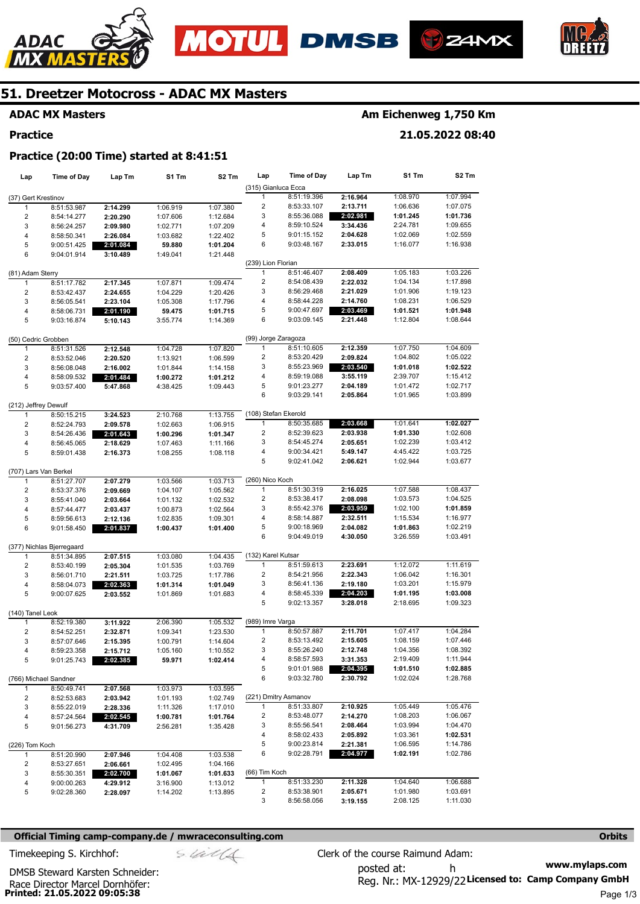# 51. Dreetzer Motocross - ADAC MX Masters

**ADAC MX Masters** — **Am Eichenweg 1,750 Km**

**Practice** — **21.05.2022 08:40**

## Practice (20:00 Time) started at 8:41:51

| Lap | Time of Day | Lap Tm | S1 Tm | S2 Tm |
|---|---|---|---|---|
| **(37) Gert Krestinov** | | | | |
| 1 | 8:51:53.987 | **2:14.299** | 1:06.919 | 1:07.380 |
| 2 | 8:54:14.277 | **2:20.290** | 1:07.606 | 1:12.684 |
| 3 | 8:56:24.257 | **2:09.980** | 1:02.771 | 1:07.209 |
| 4 | 8:58:50.341 | **2:26.084** | 1:03.682 | 1:22.402 |
| 5 | 9:00:51.425 | **2:01.084** | **59.880** | **1:01.204** |
| 6 | 9:04:01.914 | **3:10.489** | 1:49.041 | 1:21.448 |
| **(81) Adam Sterry** | | | | |
| 1 | 8:51:17.782 | **2:17.345** | 1:07.871 | 1:09.474 |
| 2 | 8:53:42.437 | **2:24.655** | 1:04.229 | 1:20.426 |
| 3 | 8:56:05.541 | **2:23.104** | 1:05.308 | 1:17.796 |
| 4 | 8:58:06.731 | **2:01.190** | **59.475** | **1:01.715** |
| 5 | 9:03:16.874 | **5:10.143** | 3:55.774 | 1:14.369 |
| **(50) Cedric Grobben** | | | | |
| 1 | 8:51:31.526 | **2:12.548** | 1:04.728 | 1:07.820 |
| 2 | 8:53:52.046 | **2:20.520** | 1:13.921 | 1:06.599 |
| 3 | 8:56:08.048 | **2:16.002** | 1:01.844 | 1:14.158 |
| 4 | 8:58:09.532 | **2:01.484** | **1:00.272** | **1:01.212** |
| 5 | 9:03:57.400 | **5:47.868** | 4:38.425 | 1:09.443 |
| **(212) Jeffrey Dewulf** | | | | |
| 1 | 8:50:15.215 | **3:24.523** | 2:10.768 | 1:13.755 |
| 2 | 8:52:24.793 | **2:09.578** | 1:02.663 | 1:06.915 |
| 3 | 8:54:26.436 | **2:01.643** | **1:00.296** | **1:01.347** |
| 4 | 8:56:45.065 | **2:18.629** | 1:07.463 | 1:11.166 |
| 5 | 8:59:01.438 | **2:16.373** | 1:08.255 | 1:08.118 |
| **(707) Lars Van Berkel** | | | | |
| 1 | 8:51:27.707 | **2:07.279** | 1:03.566 | 1:03.713 |
| 2 | 8:53:37.376 | **2:09.669** | 1:04.107 | 1:05.562 |
| 3 | 8:55:41.040 | **2:03.664** | 1:01.132 | 1:02.532 |
| 4 | 8:57:44.477 | **2:03.437** | 1:00.873 | 1:02.564 |
| 5 | 8:59:56.613 | **2:12.136** | 1:02.835 | 1:09.301 |
| 6 | 9:01:58.450 | **2:01.837** | **1:00.437** | **1:01.400** |
| **(377) Nichlas Bjerregaard** | | | | |
| 1 | 8:51:34.895 | **2:07.515** | 1:03.080 | 1:04.435 |
| 2 | 8:53:40.199 | **2:05.304** | 1:01.535 | 1:03.769 |
| 3 | 8:56:01.710 | **2:21.511** | 1:03.725 | 1:17.786 |
| 4 | 8:58:04.073 | **2:02.363** | **1:01.314** | **1:01.049** |
| 5 | 9:00:07.625 | **2:03.552** | 1:01.869 | 1:01.683 |
| **(140) Tanel Leok** | | | | |
| 1 | 8:52:19.380 | **3:11.922** | 2:06.390 | 1:05.532 |
| 2 | 8:54:52.251 | **2:32.871** | 1:09.341 | 1:23.530 |
| 3 | 8:57:07.646 | **2:15.395** | 1:00.791 | 1:14.604 |
| 4 | 8:59:23.358 | **2:15.712** | 1:05.160 | 1:10.552 |
| 5 | 9:01:25.743 | **2:02.385** | **59.971** | **1:02.414** |
| **(766) Michael Sandner** | | | | |
| 1 | 8:50:49.741 | **2:07.568** | 1:03.973 | 1:03.595 |
| 2 | 8:52:53.683 | **2:03.942** | 1:01.193 | 1:02.749 |
| 3 | 8:55:22.019 | **2:28.336** | 1:11.326 | 1:17.010 |
| 4 | 8:57:24.564 | **2:02.545** | **1:00.781** | **1:01.764** |
| 5 | 9:01:56.273 | **4:31.709** | 2:56.281 | 1:35.428 |
| **(226) Tom Koch** | | | | |
| 1 | 8:51:20.990 | **2:07.946** | 1:04.408 | 1:03.538 |
| 2 | 8:53:27.651 | **2:06.661** | 1:02.495 | 1:04.166 |
| 3 | 8:55:30.351 | **2:02.700** | **1:01.067** | **1:01.633** |
| 4 | 9:00:00.263 | **4:29.912** | 3:16.900 | 1:13.012 |
| 5 | 9:02:28.360 | **2:28.097** | 1:14.202 | 1:13.895 |
| **(315) Gianluca Ecca** | | | | |
| 1 | 8:51:19.396 | **2:16.964** | 1:08.970 | 1:07.994 |
| 2 | 8:53:33.107 | **2:13.711** | 1:06.636 | 1:07.075 |
| 3 | 8:55:36.088 | **2:02.981** | **1:01.245** | **1:01.736** |
| 4 | 8:59:10.524 | **3:34.436** | 2:24.781 | 1:09.655 |
| 5 | 9:01:15.152 | **2:04.628** | 1:02.069 | 1:02.559 |
| 6 | 9:03:48.167 | **2:33.015** | 1:16.077 | 1:16.938 |
| **(239) Lion Florian** | | | | |
| 1 | 8:51:46.407 | **2:08.409** | 1:05.183 | 1:03.226 |
| 2 | 8:54:08.439 | **2:22.032** | 1:04.134 | 1:17.898 |
| 3 | 8:56:29.468 | **2:21.029** | 1:01.906 | 1:19.123 |
| 4 | 8:58:44.228 | **2:14.760** | 1:08.231 | 1:06.529 |
| 5 | 9:00:47.697 | **2:03.469** | **1:01.521** | **1:01.948** |
| 6 | 9:03:09.145 | **2:21.448** | 1:12.804 | 1:08.644 |
| **(99) Jorge Zaragoza** | | | | |
| 1 | 8:51:10.605 | **2:12.359** | 1:07.750 | 1:04.609 |
| 2 | 8:53:20.429 | **2:09.824** | 1:04.802 | 1:05.022 |
| 3 | 8:55:23.969 | **2:03.540** | **1:01.018** | **1:02.522** |
| 4 | 8:59:19.088 | **3:55.119** | 2:39.707 | 1:15.412 |
| 5 | 9:01:23.277 | **2:04.189** | 1:01.472 | 1:02.717 |
| 6 | 9:03:29.141 | **2:05.864** | 1:01.965 | 1:03.899 |
| **(108) Stefan Ekerold** | | | | |
| 1 | 8:50:35.685 | **2:03.668** | 1:01.641 | **1:02.027** |
| 2 | 8:52:39.623 | **2:03.938** | **1:01.330** | 1:02.608 |
| 3 | 8:54:45.274 | **2:05.651** | 1:02.239 | 1:03.412 |
| 4 | 9:00:34.421 | **5:49.147** | 4:45.422 | 1:03.725 |
| 5 | 9:02:41.042 | **2:06.621** | 1:02.944 | 1:03.677 |
| **(260) Nico Koch** | | | | |
| 1 | 8:51:30.319 | **2:16.025** | 1:07.588 | 1:08.437 |
| 2 | 8:53:38.417 | **2:08.098** | 1:03.573 | 1:04.525 |
| 3 | 8:55:42.376 | **2:03.959** | 1:02.100 | **1:01.859** |
| 4 | 8:58:14.887 | **2:32.511** | 1:15.534 | 1:16.977 |
| 5 | 9:00:18.969 | **2:04.082** | **1:01.863** | 1:02.219 |
| 6 | 9:04:49.019 | **4:30.050** | 3:26.559 | 1:03.491 |
| **(132) Karel Kutsar** | | | | |
| 1 | 8:51:59.613 | **2:23.691** | 1:12.072 | 1:11.619 |
| 2 | 8:54:21.956 | **2:22.343** | 1:06.042 | 1:16.301 |
| 3 | 8:56:41.136 | **2:19.180** | 1:03.201 | 1:15.979 |
| 4 | 8:58:45.339 | **2:04.203** | **1:01.195** | **1:03.008** |
| 5 | 9:02:13.357 | **3:28.018** | 2:18.695 | 1:09.323 |
| **(989) Imre Varga** | | | | |
| 1 | 8:50:57.887 | **2:11.701** | 1:07.417 | 1:04.284 |
| 2 | 8:53:13.492 | **2:15.605** | 1:08.159 | 1:07.446 |
| 3 | 8:55:26.240 | **2:12.748** | 1:04.356 | 1:08.392 |
| 4 | 8:58:57.593 | **3:31.353** | 2:19.409 | 1:11.944 |
| 5 | 9:01:01.988 | **2:04.395** | **1:01.510** | **1:02.885** |
| 6 | 9:03:32.780 | **2:30.792** | 1:02.024 | 1:28.768 |
| **(221) Dmitry Asmanov** | | | | |
| 1 | 8:51:33.807 | **2:10.925** | 1:05.449 | 1:05.476 |
| 2 | 8:53:48.077 | **2:14.270** | 1:08.203 | 1:06.067 |
| 3 | 8:55:56.541 | **2:08.464** | 1:03.994 | 1:04.470 |
| 4 | 8:58:02.433 | **2:05.892** | 1:03.361 | **1:02.531** |
| 5 | 9:00:23.814 | **2:21.381** | 1:06.595 | 1:14.786 |
| 6 | 9:02:28.791 | **2:04.977** | **1:02.191** | 1:02.786 |
| **(66) Tim Koch** | | | | |
| 1 | 8:51:33.230 | **2:11.328** | 1:04.640 | 1:06.688 |
| 2 | 8:53:38.901 | **2:05.671** | 1:01.980 | 1:03.691 |
| 3 | 8:56:58.056 | **3:19.155** | 2:08.125 | 1:11.030 |

**Official Timing camp-company.de / mwraceconsulting.com** — **Orbits**

Timekeeping S. Kirchhof:

DMSB Steward Karsten Schneider:

Race Director Marcel Dornhöfer:

Clerk of the course Raimund Adam:

posted at: h

Reg. Nr.: MX-12929/22

**www.mylaps.com**

**Licensed to: Camp Company GmbH**

**Printed: 21.05.2022 09:05:38**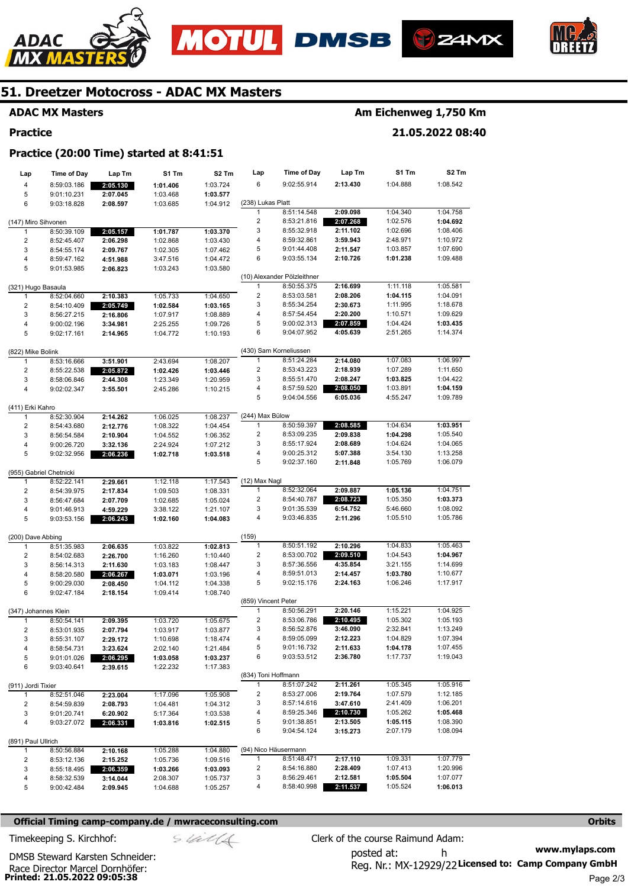# 51. Dreetzer Motocross - ADAC MX Masters

**ADAC MX Masters** — **Am Eichenweg 1,750 Km**

**Practice** — **21.05.2022 08:40**

## Practice (20:00 Time) started at 8:41:51

| Lap | Time of Day | Lap Tm | S1 Tm | S2 Tm |
|---|---|---|---|---|
| 4 | 8:59:03.186 | **2:05.130** | **1:01.406** | 1:03.724 |
| 5 | 9:01:10.231 | **2:07.045** | 1:03.468 | **1:03.577** |
| 6 | 9:03:18.828 | **2:08.597** | 1:03.685 | 1:04.912 |

(147) Miro Sihvonen

| Lap | Time of Day | Lap Tm | S1 Tm | S2 Tm |
|---|---|---|---|---|
| 1 | 8:50:39.109 | **2:05.157** | **1:01.787** | **1:03.370** |
| 2 | 8:52:45.407 | **2:06.298** | 1:02.868 | 1:03.430 |
| 3 | 8:54:55.174 | **2:09.767** | 1:02.305 | 1:07.462 |
| 4 | 8:59:47.162 | **4:51.988** | 3:47.516 | 1:04.472 |
| 5 | 9:01:53.985 | **2:06.823** | 1:03.243 | 1:03.580 |

(321) Hugo Basaula

| Lap | Time of Day | Lap Tm | S1 Tm | S2 Tm |
|---|---|---|---|---|
| 1 | 8:52:04.660 | **2:10.383** | 1:05.733 | 1:04.650 |
| 2 | 8:54:10.409 | **2:05.749** | **1:02.584** | **1:03.165** |
| 3 | 8:56:27.215 | **2:16.806** | 1:07.917 | 1:08.889 |
| 4 | 9:00:02.196 | **3:34.981** | 2:25.255 | 1:09.726 |
| 5 | 9:02:17.161 | **2:14.965** | 1:04.772 | 1:10.193 |

(822) Mike Bolink

| Lap | Time of Day | Lap Tm | S1 Tm | S2 Tm |
|---|---|---|---|---|
| 1 | 8:53:16.666 | **3:51.901** | 2:43.694 | 1:08.207 |
| 2 | 8:55:22.538 | **2:05.872** | **1:02.426** | **1:03.446** |
| 3 | 8:58:06.846 | **2:44.308** | 1:23.349 | 1:20.959 |
| 4 | 9:02:02.347 | **3:55.501** | 2:45.286 | 1:10.215 |

(411) Erki Kahro

| Lap | Time of Day | Lap Tm | S1 Tm | S2 Tm |
|---|---|---|---|---|
| 1 | 8:52:30.904 | **2:14.262** | 1:06.025 | 1:08.237 |
| 2 | 8:54:43.680 | **2:12.776** | 1:08.322 | 1:04.454 |
| 3 | 8:56:54.584 | **2:10.904** | 1:04.552 | 1:06.352 |
| 4 | 9:00:26.720 | **3:32.136** | 2:24.924 | 1:07.212 |
| 5 | 9:02:32.956 | **2:06.236** | **1:02.718** | **1:03.518** |

(955) Gabriel Chetnicki

| Lap | Time of Day | Lap Tm | S1 Tm | S2 Tm |
|---|---|---|---|---|
| 1 | 8:52:22.141 | **2:29.661** | 1:12.118 | 1:17.543 |
| 2 | 8:54:39.975 | **2:17.834** | 1:09.503 | 1:08.331 |
| 3 | 8:56:47.684 | **2:07.709** | 1:02.685 | 1:05.024 |
| 4 | 9:01:46.913 | **4:59.229** | 3:38.122 | 1:21.107 |
| 5 | 9:03:53.156 | **2:06.243** | **1:02.160** | **1:04.083** |

(200) Dave Abbing

| Lap | Time of Day | Lap Tm | S1 Tm | S2 Tm |
|---|---|---|---|---|
| 1 | 8:51:35.983 | **2:06.635** | 1:03.822 | **1:02.813** |
| 2 | 8:54:02.683 | **2:26.700** | 1:16.260 | 1:10.440 |
| 3 | 8:56:14.313 | **2:11.630** | 1:03.183 | 1:08.447 |
| 4 | 8:58:20.580 | **2:06.267** | **1:03.071** | 1:03.196 |
| 5 | 9:00:29.030 | **2:08.450** | 1:04.112 | 1:04.338 |
| 6 | 9:02:47.184 | **2:18.154** | 1:09.414 | 1:08.740 |

(347) Johannes Klein

| Lap | Time of Day | Lap Tm | S1 Tm | S2 Tm |
|---|---|---|---|---|
| 1 | 8:50:54.141 | **2:09.395** | 1:03.720 | 1:05.675 |
| 2 | 8:53:01.935 | **2:07.794** | 1:03.917 | 1:03.877 |
| 3 | 8:55:31.107 | **2:29.172** | 1:10.698 | 1:18.474 |
| 4 | 8:58:54.731 | **3:23.624** | 2:02.140 | 1:21.484 |
| 5 | 9:01:01.026 | **2:06.295** | **1:03.058** | **1:03.237** |
| 6 | 9:03:40.641 | **2:39.615** | 1:22.232 | 1:17.383 |

(911) Jordi Tixier

| Lap | Time of Day | Lap Tm | S1 Tm | S2 Tm |
|---|---|---|---|---|
| 1 | 8:52:51.046 | **2:23.004** | 1:17.096 | 1:05.908 |
| 2 | 8:54:59.839 | **2:08.793** | 1:04.481 | 1:04.312 |
| 3 | 9:01:20.741 | **6:20.902** | 5:17.364 | 1:03.538 |
| 4 | 9:03:27.072 | **2:06.331** | **1:03.816** | **1:02.515** |

(891) Paul Ullrich

| Lap | Time of Day | Lap Tm | S1 Tm | S2 Tm |
|---|---|---|---|---|
| 1 | 8:50:56.884 | **2:10.168** | 1:05.288 | 1:04.880 |
| 2 | 8:53:12.136 | **2:15.252** | 1:05.736 | 1:09.516 |
| 3 | 8:55:18.495 | **2:06.359** | **1:03.266** | **1:03.093** |
| 4 | 8:58:32.539 | **3:14.044** | 2:08.307 | 1:05.737 |
| 5 | 9:00:42.484 | **2:09.945** | 1:04.688 | 1:05.257 |

| Lap | Time of Day | Lap Tm | S1 Tm | S2 Tm |
|---|---|---|---|---|
| 6 | 9:02:55.914 | **2:13.430** | 1:04.888 | 1:08.542 |

(238) Lukas Platt

| Lap | Time of Day | Lap Tm | S1 Tm | S2 Tm |
|---|---|---|---|---|
| 1 | 8:51:14.548 | **2:09.098** | 1:04.340 | 1:04.758 |
| 2 | 8:53:21.816 | **2:07.268** | 1:02.576 | **1:04.692** |
| 3 | 8:55:32.918 | **2:11.102** | 1:02.696 | 1:08.406 |
| 4 | 8:59:32.861 | **3:59.943** | 2:48.971 | 1:10.972 |
| 5 | 9:01:44.408 | **2:11.547** | 1:03.857 | 1:07.690 |
| 6 | 9:03:55.134 | **2:10.726** | **1:01.238** | 1:09.488 |

(10) Alexander Pölzleithner

| Lap | Time of Day | Lap Tm | S1 Tm | S2 Tm |
|---|---|---|---|---|
| 1 | 8:50:55.375 | **2:16.699** | 1:11.118 | 1:05.581 |
| 2 | 8:53:03.581 | **2:08.206** | **1:04.115** | 1:04.091 |
| 3 | 8:55:34.254 | **2:30.673** | 1:11.995 | 1:18.678 |
| 4 | 8:57:54.454 | **2:20.200** | 1:10.571 | 1:09.629 |
| 5 | 9:00:02.313 | **2:07.859** | 1:04.424 | **1:03.435** |
| 6 | 9:04:07.952 | **4:05.639** | 2:51.265 | 1:14.374 |

(430) Sam Korneliussen

| Lap | Time of Day | Lap Tm | S1 Tm | S2 Tm |
|---|---|---|---|---|
| 1 | 8:51:24.284 | **2:14.080** | 1:07.083 | 1:06.997 |
| 2 | 8:53:43.223 | **2:18.939** | 1:07.289 | 1:11.650 |
| 3 | 8:55:51.470 | **2:08.247** | **1:03.825** | 1:04.422 |
| 4 | 8:57:59.520 | **2:08.050** | 1:03.891 | **1:04.159** |
| 5 | 9:04:04.556 | **6:05.036** | 4:55.247 | 1:09.789 |

(244) Max Bülow

| Lap | Time of Day | Lap Tm | S1 Tm | S2 Tm |
|---|---|---|---|---|
| 1 | 8:50:59.397 | **2:08.585** | 1:04.634 | **1:03.951** |
| 2 | 8:53:09.235 | **2:09.838** | **1:04.298** | 1:05.540 |
| 3 | 8:55:17.924 | **2:08.689** | 1:04.624 | 1:04.065 |
| 4 | 9:00:25.312 | **5:07.388** | 3:54.130 | 1:13.258 |
| 5 | 9:02:37.160 | **2:11.848** | 1:05.769 | 1:06.079 |

(12) Max Nagl

| Lap | Time of Day | Lap Tm | S1 Tm | S2 Tm |
|---|---|---|---|---|
| 1 | 8:52:32.064 | **2:09.887** | **1:05.136** | 1:04.751 |
| 2 | 8:54:40.787 | **2:08.723** | 1:05.350 | **1:03.373** |
| 3 | 9:01:35.539 | **6:54.752** | 5:46.660 | 1:08.092 |
| 4 | 9:03:46.835 | **2:11.296** | 1:05.510 | 1:05.786 |

(159)

| Lap | Time of Day | Lap Tm | S1 Tm | S2 Tm |
|---|---|---|---|---|
| 1 | 8:50:51.192 | **2:10.296** | 1:04.833 | 1:05.463 |
| 2 | 8:53:00.702 | **2:09.510** | 1:04.543 | **1:04.967** |
| 3 | 8:57:36.556 | **4:35.854** | 3:21.155 | 1:14.699 |
| 4 | 8:59:51.013 | **2:14.457** | **1:03.780** | 1:10.677 |
| 5 | 9:02:15.176 | **2:24.163** | 1:06.246 | 1:17.917 |

(859) Vincent Peter

| Lap | Time of Day | Lap Tm | S1 Tm | S2 Tm |
|---|---|---|---|---|
| 1 | 8:50:56.291 | **2:20.146** | 1:15.221 | 1:04.925 |
| 2 | 8:53:06.786 | **2:10.495** | 1:05.302 | 1:05.193 |
| 3 | 8:56:52.876 | **3:46.090** | 2:32.841 | 1:13.249 |
| 4 | 8:59:05.099 | **2:12.223** | 1:04.829 | 1:07.394 |
| 5 | 9:01:16.732 | **2:11.633** | **1:04.178** | 1:07.455 |
| 6 | 9:03:53.512 | **2:36.780** | 1:17.737 | 1:19.043 |

(834) Toni Hoffmann

| Lap | Time of Day | Lap Tm | S1 Tm | S2 Tm |
|---|---|---|---|---|
| 1 | 8:51:07.242 | **2:11.261** | 1:05.345 | 1:05.916 |
| 2 | 8:53:27.006 | **2:19.764** | 1:07.579 | 1:12.185 |
| 3 | 8:57:14.616 | **3:47.610** | 2:41.409 | 1:06.201 |
| 4 | 8:59:25.346 | **2:10.730** | 1:05.262 | **1:05.468** |
| 5 | 9:01:38.851 | **2:13.505** | **1:05.115** | 1:08.390 |
| 6 | 9:04:54.124 | **3:15.273** | 2:07.179 | 1:08.094 |

(94) Nico Häusermann

| Lap | Time of Day | Lap Tm | S1 Tm | S2 Tm |
|---|---|---|---|---|
| 1 | 8:51:48.471 | **2:17.110** | 1:09.331 | 1:07.779 |
| 2 | 8:54:16.880 | **2:28.409** | 1:07.413 | 1:20.996 |
| 3 | 8:56:29.461 | **2:12.581** | **1:05.504** | 1:07.077 |
| 4 | 8:58:40.998 | **2:11.537** | 1:05.524 | **1:06.013** |

**Official Timing camp-company.de / mwraceconsulting.com** — **Orbits**

Timekeeping S. Kirchhof:

Clerk of the course Raimund Adam:

DMSB Steward Karsten Schneider:

posted at: h

Race Director Marcel Dornhöfer:

Reg. Nr.: MX-12929/22

**www.mylaps.com**

**Licensed to: Camp Company GmbH**

**Printed: 21.05.2022 09:05:38**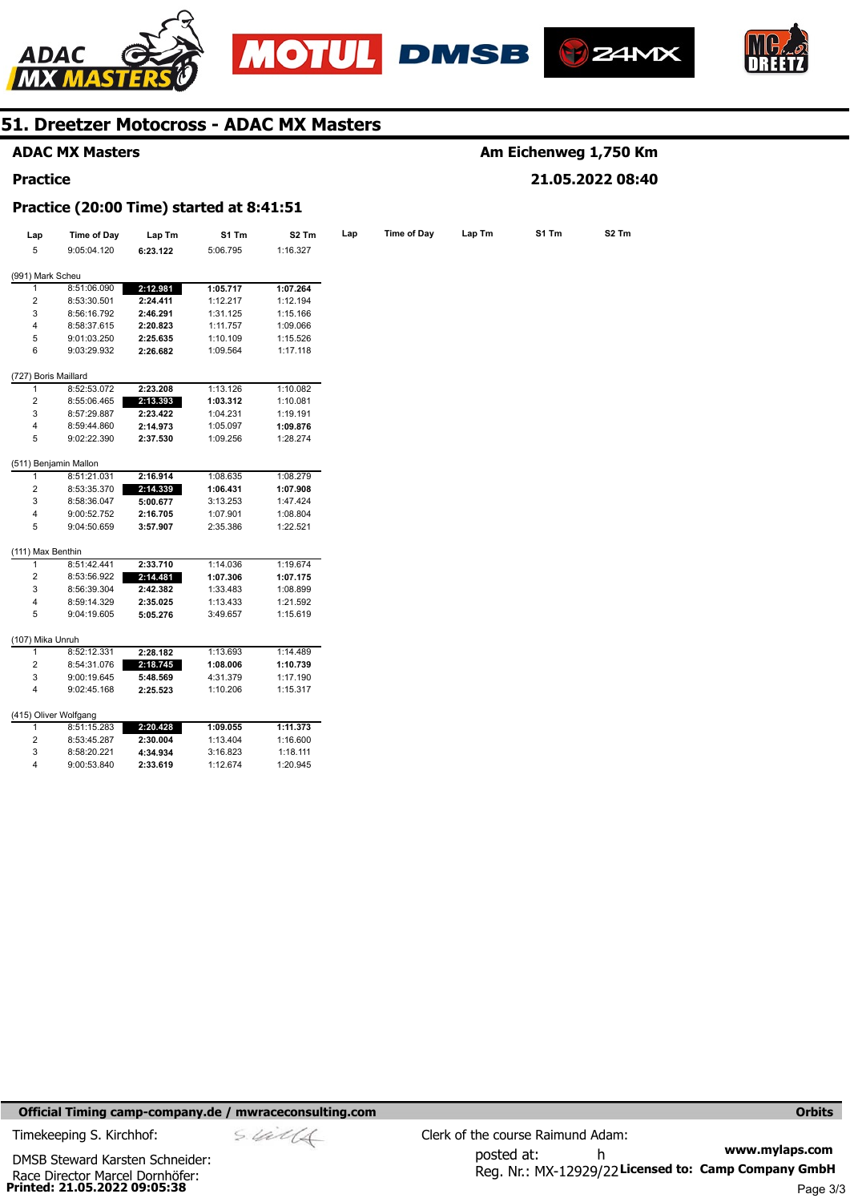## 51. Dreetzer Motocross - ADAC MX Masters

**ADAC MX Masters** — **Am Eichenweg 1,750 Km**

**Practice** — **21.05.2022 08:40**

### Practice (20:00 Time) started at 8:41:51

| Lap | Time of Day | Lap Tm | S1 Tm | S2 Tm |
|---|---|---|---|---|
| 5 | 9:05:04.120 | **6:23.122** | 5:06.795 | 1:16.327 |

**(991) Mark Scheu**

| Lap | Time of Day | Lap Tm | S1 Tm | S2 Tm |
|---|---|---|---|---|
| 1 | 8:51:06.090 | **2:12.981** | **1:05.717** | **1:07.264** |
| 2 | 8:53:30.501 | **2:24.411** | 1:12.217 | 1:12.194 |
| 3 | 8:56:16.792 | **2:46.291** | 1:31.125 | 1:15.166 |
| 4 | 8:58:37.615 | **2:20.823** | 1:11.757 | 1:09.066 |
| 5 | 9:01:03.250 | **2:25.635** | 1:10.109 | 1:15.526 |
| 6 | 9:03:29.932 | **2:26.682** | 1:09.564 | 1:17.118 |

**(727) Boris Maillard**

| Lap | Time of Day | Lap Tm | S1 Tm | S2 Tm |
|---|---|---|---|---|
| 1 | 8:52:53.072 | **2:23.208** | 1:13.126 | 1:10.082 |
| 2 | 8:55:06.465 | **2:13.393** | **1:03.312** | 1:10.081 |
| 3 | 8:57:29.887 | **2:23.422** | 1:04.231 | 1:19.191 |
| 4 | 8:59:44.860 | **2:14.973** | 1:05.097 | **1:09.876** |
| 5 | 9:02:22.390 | **2:37.530** | 1:09.256 | 1:28.274 |

**(511) Benjamin Mallon**

| Lap | Time of Day | Lap Tm | S1 Tm | S2 Tm |
|---|---|---|---|---|
| 1 | 8:51:21.031 | **2:16.914** | 1:08.635 | 1:08.279 |
| 2 | 8:53:35.370 | **2:14.339** | **1:06.431** | **1:07.908** |
| 3 | 8:58:36.047 | **5:00.677** | 3:13.253 | 1:47.424 |
| 4 | 9:00:52.752 | **2:16.705** | 1:07.901 | 1:08.804 |
| 5 | 9:04:50.659 | **3:57.907** | 2:35.386 | 1:22.521 |

**(111) Max Benthin**

| Lap | Time of Day | Lap Tm | S1 Tm | S2 Tm |
|---|---|---|---|---|
| 1 | 8:51:42.441 | **2:33.710** | 1:14.036 | 1:19.674 |
| 2 | 8:53:56.922 | **2:14.481** | **1:07.306** | **1:07.175** |
| 3 | 8:56:39.304 | **2:42.382** | 1:33.483 | 1:08.899 |
| 4 | 8:59:14.329 | **2:35.025** | 1:13.433 | 1:21.592 |
| 5 | 9:04:19.605 | **5:05.276** | 3:49.657 | 1:15.619 |

**(107) Mika Unruh**

| Lap | Time of Day | Lap Tm | S1 Tm | S2 Tm |
|---|---|---|---|---|
| 1 | 8:52:12.331 | **2:28.182** | 1:13.693 | 1:14.489 |
| 2 | 8:54:31.076 | **2:18.745** | **1:08.006** | **1:10.739** |
| 3 | 9:00:19.645 | **5:48.569** | 4:31.379 | 1:17.190 |
| 4 | 9:02:45.168 | **2:25.523** | 1:10.206 | 1:15.317 |

**(415) Oliver Wolfgang**

| Lap | Time of Day | Lap Tm | S1 Tm | S2 Tm |
|---|---|---|---|---|
| 1 | 8:51:15.283 | **2:20.428** | **1:09.055** | **1:11.373** |
| 2 | 8:53:45.287 | **2:30.004** | 1:13.404 | 1:16.600 |
| 3 | 8:58:20.221 | **4:34.934** | 3:16.823 | 1:18.111 |
| 4 | 9:00:53.840 | **2:33.619** | 1:12.674 | 1:20.945 |

**Official Timing camp-company.de / mwraceconsulting.com** — **Orbits**

Timekeeping S. Kirchhof:

DMSB Steward Karsten Schneider:

Race Director Marcel Dornhöfer:

**Printed: 21.05.2022 09:05:38**

Clerk of the course Raimund Adam:

posted at: h

Reg. Nr.: MX-12929/22

**www.mylaps.com**

**Licensed to: Camp Company GmbH**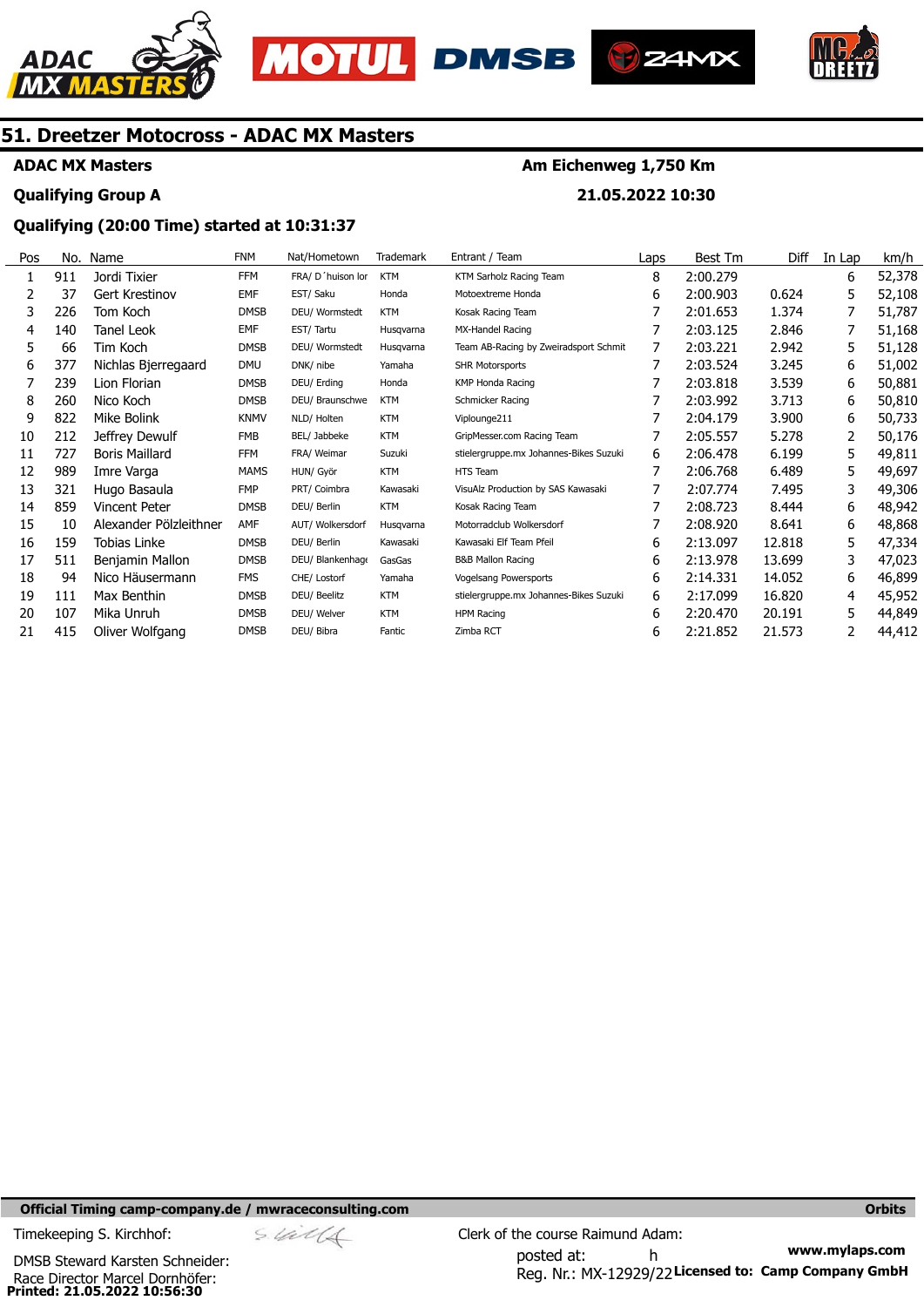# 51. Dreetzer Motocross - ADAC MX Masters

**ADAC MX Masters** — **Am Eichenweg 1,750 Km**

**Qualifying Group A** — **21.05.2022 10:30**

**Qualifying (20:00 Time) started at 10:31:37**

| Pos | No. | Name | FNM | Nat/Hometown | Trademark | Entrant / Team | Laps | Best Tm | Diff | In Lap | km/h |
|---|---|---|---|---|---|---|---|---|---|---|---|
| 1 | 911 | Jordi Tixier | FFM | FRA/ D´huison lor | KTM | KTM Sarholz Racing Team | 8 | 2:00.279 | | 6 | 52,378 |
| 2 | 37 | Gert Krestinov | EMF | EST/ Saku | Honda | Motoextreme Honda | 6 | 2:00.903 | 0.624 | 5 | 52,108 |
| 3 | 226 | Tom Koch | DMSB | DEU/ Wormstedt | KTM | Kosak Racing Team | 7 | 2:01.653 | 1.374 | 7 | 51,787 |
| 4 | 140 | Tanel Leok | EMF | EST/ Tartu | Husqvarna | MX-Handel Racing | 7 | 2:03.125 | 2.846 | 7 | 51,168 |
| 5 | 66 | Tim Koch | DMSB | DEU/ Wormstedt | Husqvarna | Team AB-Racing by Zweiradsport Schmit | 7 | 2:03.221 | 2.942 | 5 | 51,128 |
| 6 | 377 | Nichlas Bjerregaard | DMU | DNK/ nibe | Yamaha | SHR Motorsports | 7 | 2:03.524 | 3.245 | 6 | 51,002 |
| 7 | 239 | Lion Florian | DMSB | DEU/ Erding | Honda | KMP Honda Racing | 7 | 2:03.818 | 3.539 | 6 | 50,881 |
| 8 | 260 | Nico Koch | DMSB | DEU/ Braunschwe | KTM | Schmicker Racing | 7 | 2:03.992 | 3.713 | 6 | 50,810 |
| 9 | 822 | Mike Bolink | KNMV | NLD/ Holten | KTM | Viplounge211 | 7 | 2:04.179 | 3.900 | 6 | 50,733 |
| 10 | 212 | Jeffrey Dewulf | FMB | BEL/ Jabbeke | KTM | GripMesser.com Racing Team | 7 | 2:05.557 | 5.278 | 2 | 50,176 |
| 11 | 727 | Boris Maillard | FFM | FRA/ Weimar | Suzuki | stielergruppe.mx Johannes-Bikes Suzuki | 6 | 2:06.478 | 6.199 | 5 | 49,811 |
| 12 | 989 | Imre Varga | MAMS | HUN/ Györ | KTM | HTS Team | 7 | 2:06.768 | 6.489 | 5 | 49,697 |
| 13 | 321 | Hugo Basaula | FMP | PRT/ Coimbra | Kawasaki | VisuAlz Production by SAS Kawasaki | 7 | 2:07.774 | 7.495 | 3 | 49,306 |
| 14 | 859 | Vincent Peter | DMSB | DEU/ Berlin | KTM | Kosak Racing Team | 7 | 2:08.723 | 8.444 | 6 | 48,942 |
| 15 | 10 | Alexander Pölzleithner | AMF | AUT/ Wolkersdorf | Husqvarna | Motorradclub Wolkersdorf | 7 | 2:08.920 | 8.641 | 6 | 48,868 |
| 16 | 159 | Tobias Linke | DMSB | DEU/ Berlin | Kawasaki | Kawasaki Elf Team Pfeil | 6 | 2:13.097 | 12.818 | 5 | 47,334 |
| 17 | 511 | Benjamin Mallon | DMSB | DEU/ Blankenhage | GasGas | B&B Mallon Racing | 6 | 2:13.978 | 13.699 | 3 | 47,023 |
| 18 | 94 | Nico Häusermann | FMS | CHE/ Lostorf | Yamaha | Vogelsang Powersports | 6 | 2:14.331 | 14.052 | 6 | 46,899 |
| 19 | 111 | Max Benthin | DMSB | DEU/ Beelitz | KTM | stielergruppe.mx Johannes-Bikes Suzuki | 6 | 2:17.099 | 16.820 | 4 | 45,952 |
| 20 | 107 | Mika Unruh | DMSB | DEU/ Welver | KTM | HPM Racing | 6 | 2:20.470 | 20.191 | 5 | 44,849 |
| 21 | 415 | Oliver Wolfgang | DMSB | DEU/ Bibra | Fantic | Zimba RCT | 6 | 2:21.852 | 21.573 | 2 | 44,412 |

**Official Timing camp-company.de / mwraceconsulting.com** — **Orbits**

Timekeeping S. Kirchhof:

Clerk of the course Raimund Adam:

DMSB Steward Karsten Schneider:

posted at: h

www.mylaps.com

Race Director Marcel Dornhöfer:

Reg. Nr.: MX-12929/22 **Licensed to: Camp Company GmbH**

**Printed: 21.05.2022 10:56:30**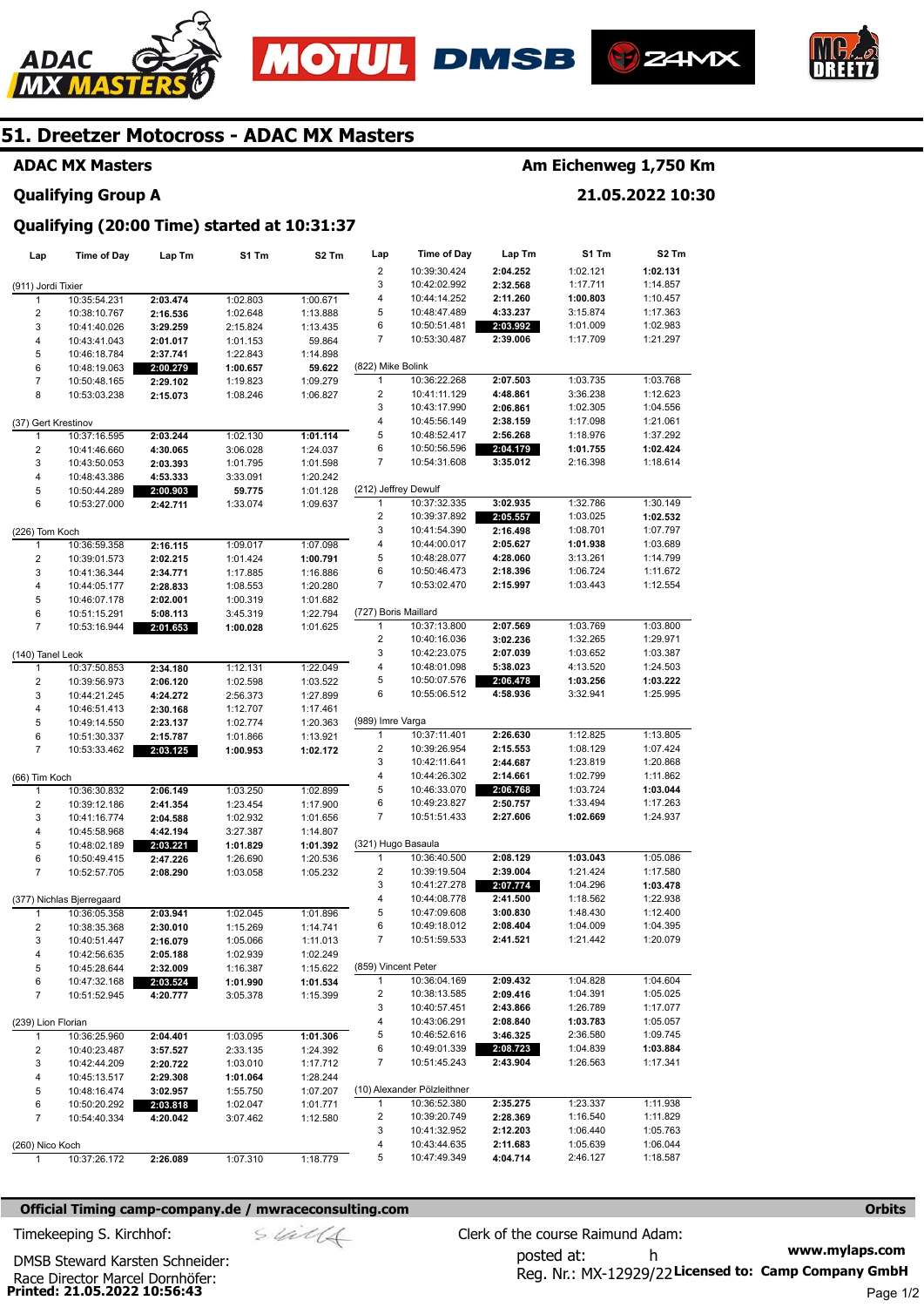# 51. Dreetzer Motocross - ADAC MX Masters

**ADAC MX Masters** — **Am Eichenweg 1,750 Km**

**Qualifying Group A** — **21.05.2022 10:30**

**Qualifying (20:00 Time) started at 10:31:37**

| Lap | Time of Day | Lap Tm | S1 Tm | S2 Tm |
|---|---|---|---|---|
| (911) Jordi Tixier | | | | |
| 1 | 10:35:54.231 | **2:03.474** | 1:02.803 | 1:00.671 |
| 2 | 10:38:10.767 | **2:16.536** | 1:02.648 | 1:13.888 |
| 3 | 10:41:40.026 | **3:29.259** | 2:15.824 | 1:13.435 |
| 4 | 10:43:41.043 | **2:01.017** | 1:01.153 | 59.864 |
| 5 | 10:46:18.784 | **2:37.741** | 1:22.843 | 1:14.898 |
| 6 | 10:48:19.063 | **2:00.279** | **1:00.657** | **59.622** |
| 7 | 10:50:48.165 | **2:29.102** | 1:19.823 | 1:09.279 |
| 8 | 10:53:03.238 | **2:15.073** | 1:08.246 | 1:06.827 |
| (37) Gert Krestinov | | | | |
| 1 | 10:37:16.595 | **2:03.244** | 1:02.130 | **1:01.114** |
| 2 | 10:41:46.660 | **4:30.065** | 3:06.028 | 1:24.037 |
| 3 | 10:43:50.053 | **2:03.393** | 1:01.795 | 1:01.598 |
| 4 | 10:48:43.386 | **4:53.333** | 3:33.091 | 1:20.242 |
| 5 | 10:50:44.289 | **2:00.903** | **59.775** | 1:01.128 |
| 6 | 10:53:27.000 | **2:42.711** | 1:33.074 | 1:09.637 |
| (226) Tom Koch | | | | |
| 1 | 10:36:59.358 | **2:16.115** | 1:09.017 | 1:07.098 |
| 2 | 10:39:01.573 | **2:02.215** | 1:01.424 | **1:00.791** |
| 3 | 10:41:36.344 | **2:34.771** | 1:17.885 | 1:16.886 |
| 4 | 10:44:05.177 | **2:28.833** | 1:08.553 | 1:20.280 |
| 5 | 10:46:07.178 | **2:02.001** | 1:00.319 | 1:01.682 |
| 6 | 10:51:15.291 | **5:08.113** | 3:45.319 | 1:22.794 |
| 7 | 10:53:16.944 | **2:01.653** | **1:00.028** | 1:01.625 |
| (140) Tanel Leok | | | | |
| 1 | 10:37:50.853 | **2:34.180** | 1:12.131 | 1:22.049 |
| 2 | 10:39:56.973 | **2:06.120** | 1:02.598 | 1:03.522 |
| 3 | 10:44:21.245 | **4:24.272** | 2:56.373 | 1:27.899 |
| 4 | 10:46:51.413 | **2:30.168** | 1:12.707 | 1:17.461 |
| 5 | 10:49:14.550 | **2:23.137** | 1:02.774 | 1:20.363 |
| 6 | 10:51:30.337 | **2:15.787** | 1:01.866 | 1:13.921 |
| 7 | 10:53:33.462 | **2:03.125** | **1:00.953** | **1:02.172** |
| (66) Tim Koch | | | | |
| 1 | 10:36:30.832 | **2:06.149** | 1:03.250 | 1:02.899 |
| 2 | 10:39:12.186 | **2:41.354** | 1:23.454 | 1:17.900 |
| 3 | 10:41:16.774 | **2:04.588** | 1:02.932 | 1:01.656 |
| 4 | 10:45:58.968 | **4:42.194** | 3:27.387 | 1:14.807 |
| 5 | 10:48:02.189 | **2:03.221** | **1:01.829** | **1:01.392** |
| 6 | 10:50:49.415 | **2:47.226** | 1:26.690 | 1:20.536 |
| 7 | 10:52:57.705 | **2:08.290** | 1:03.058 | 1:05.232 |
| (377) Nichlas Bjerregaard | | | | |
| 1 | 10:36:05.358 | **2:03.941** | 1:02.045 | 1:01.896 |
| 2 | 10:38:35.368 | **2:30.010** | 1:15.269 | 1:14.741 |
| 3 | 10:40:51.447 | **2:16.079** | 1:05.066 | 1:11.013 |
| 4 | 10:42:56.635 | **2:05.188** | 1:02.939 | 1:02.249 |
| 5 | 10:45:28.644 | **2:32.009** | 1:16.387 | 1:15.622 |
| 6 | 10:47:32.168 | **2:03.524** | **1:01.990** | **1:01.534** |
| 7 | 10:51:52.945 | **4:20.777** | 3:05.378 | 1:15.399 |
| (239) Lion Florian | | | | |
| 1 | 10:36:25.960 | **2:04.401** | 1:03.095 | **1:01.306** |
| 2 | 10:40:23.487 | **3:57.527** | 2:33.135 | 1:24.392 |
| 3 | 10:42:44.209 | **2:20.722** | 1:03.010 | 1:17.712 |
| 4 | 10:45:13.517 | **2:29.308** | **1:01.064** | 1:28.244 |
| 5 | 10:48:16.474 | **3:02.957** | 1:55.750 | 1:07.207 |
| 6 | 10:50:20.292 | **2:03.818** | 1:02.047 | 1:01.771 |
| 7 | 10:54:40.334 | **4:20.042** | 3:07.462 | 1:12.580 |
| (260) Nico Koch | | | | |
| 1 | 10:37:26.172 | **2:26.089** | 1:07.310 | 1:18.779 |
| 2 | 10:39:30.424 | **2:04.252** | 1:02.121 | **1:02.131** |
| 3 | 10:42:02.992 | **2:32.568** | 1:17.711 | 1:14.857 |
| 4 | 10:44:14.252 | **2:11.260** | **1:00.803** | 1:10.457 |
| 5 | 10:48:47.489 | **4:33.237** | 3:15.874 | 1:17.363 |
| 6 | 10:50:51.481 | **2:03.992** | 1:01.009 | 1:02.983 |
| 7 | 10:53:30.487 | **2:39.006** | 1:17.709 | 1:21.297 |
| (822) Mike Bolink | | | | |
| 1 | 10:36:22.268 | **2:07.503** | 1:03.735 | 1:03.768 |
| 2 | 10:41:11.129 | **4:48.861** | 3:36.238 | 1:12.623 |
| 3 | 10:43:17.990 | **2:06.861** | 1:02.305 | 1:04.556 |
| 4 | 10:45:56.149 | **2:38.159** | 1:17.098 | 1:21.061 |
| 5 | 10:48:52.417 | **2:56.268** | 1:18.976 | 1:37.292 |
| 6 | 10:50:56.596 | **2:04.179** | **1:01.755** | **1:02.424** |
| 7 | 10:54:31.608 | **3:35.012** | 2:16.398 | 1:18.614 |
| (212) Jeffrey Dewulf | | | | |
| 1 | 10:37:32.335 | **3:02.935** | 1:32.786 | 1:30.149 |
| 2 | 10:39:37.892 | **2:05.557** | 1:03.025 | **1:02.532** |
| 3 | 10:41:54.390 | **2:16.498** | 1:08.701 | 1:07.797 |
| 4 | 10:44:00.017 | **2:05.627** | **1:01.938** | 1:03.689 |
| 5 | 10:48:28.077 | **4:28.060** | 3:13.261 | 1:14.799 |
| 6 | 10:50:46.473 | **2:18.396** | 1:06.724 | 1:11.672 |
| 7 | 10:53:02.470 | **2:15.997** | 1:03.443 | 1:12.554 |
| (727) Boris Maillard | | | | |
| 1 | 10:37:13.800 | **2:07.569** | 1:03.769 | 1:03.800 |
| 2 | 10:40:16.036 | **3:02.236** | 1:32.265 | 1:29.971 |
| 3 | 10:42:23.075 | **2:07.039** | 1:03.652 | 1:03.387 |
| 4 | 10:48:01.098 | **5:38.023** | 4:13.520 | 1:24.503 |
| 5 | 10:50:07.576 | **2:06.478** | **1:03.256** | **1:03.222** |
| 6 | 10:55:06.512 | **4:58.936** | 3:32.941 | 1:25.995 |
| (989) Imre Varga | | | | |
| 1 | 10:37:11.401 | **2:26.630** | 1:12.825 | 1:13.805 |
| 2 | 10:39:26.954 | **2:15.553** | 1:08.129 | 1:07.424 |
| 3 | 10:42:11.641 | **2:44.687** | 1:23.819 | 1:20.868 |
| 4 | 10:44:26.302 | **2:14.661** | 1:02.799 | 1:11.862 |
| 5 | 10:46:33.070 | **2:06.768** | 1:03.724 | **1:03.044** |
| 6 | 10:49:23.827 | **2:50.757** | 1:33.494 | 1:17.263 |
| 7 | 10:51:51.433 | **2:27.606** | **1:02.669** | 1:24.937 |
| (321) Hugo Basaula | | | | |
| 1 | 10:36:40.500 | **2:08.129** | **1:03.043** | 1:05.086 |
| 2 | 10:39:19.504 | **2:39.004** | 1:21.424 | 1:17.580 |
| 3 | 10:41:27.278 | **2:07.774** | 1:04.296 | **1:03.478** |
| 4 | 10:44:08.778 | **2:41.500** | 1:18.562 | 1:22.938 |
| 5 | 10:47:09.608 | **3:00.830** | 1:48.430 | 1:12.400 |
| 6 | 10:49:18.012 | **2:08.404** | 1:04.009 | 1:04.395 |
| 7 | 10:51:59.533 | **2:41.521** | 1:21.442 | 1:20.079 |
| (859) Vincent Peter | | | | |
| 1 | 10:36:04.169 | **2:09.432** | 1:04.828 | 1:04.604 |
| 2 | 10:38:13.585 | **2:09.416** | 1:04.391 | 1:05.025 |
| 3 | 10:40:57.451 | **2:43.866** | 1:26.789 | 1:17.077 |
| 4 | 10:43:06.291 | **2:08.840** | **1:03.783** | 1:05.057 |
| 5 | 10:46:52.616 | **3:46.325** | 2:36.580 | 1:09.745 |
| 6 | 10:49:01.339 | **2:08.723** | 1:04.839 | **1:03.884** |
| 7 | 10:51:45.243 | **2:43.904** | 1:26.563 | 1:17.341 |
| (10) Alexander Pölzleithner | | | | |
| 1 | 10:36:52.380 | **2:35.275** | 1:23.337 | 1:11.938 |
| 2 | 10:39:20.749 | **2:28.369** | 1:16.540 | 1:11.829 |
| 3 | 10:41:32.952 | **2:12.203** | 1:06.440 | 1:05.763 |
| 4 | 10:43:44.635 | **2:11.683** | 1:05.639 | 1:06.044 |
| 5 | 10:47:49.349 | **4:04.714** | 2:46.127 | 1:18.587 |

**Official Timing camp-company.de / mwraceconsulting.com** — **Orbits**

Timekeeping S. Kirchhof:

DMSB Steward Karsten Schneider:

Race Director Marcel Dornhöfer:

Clerk of the course Raimund Adam:

posted at: h

Reg. Nr.: MX-12929/22

**www.mylaps.com**

**Licensed to: Camp Company GmbH**

**Printed: 21.05.2022 10:56:43**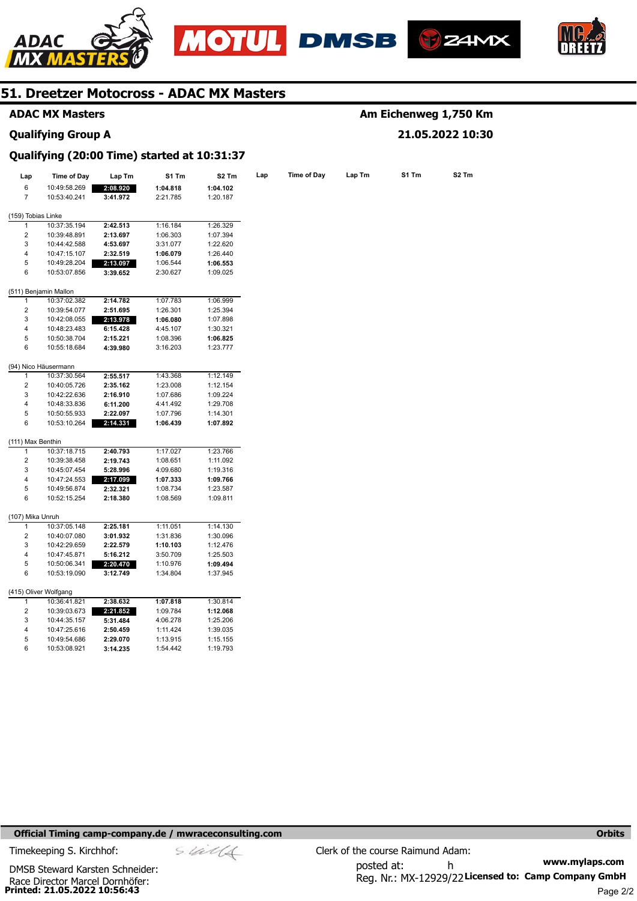# 51. Dreetzer Motocross - ADAC MX Masters

**ADAC MX Masters** — **Am Eichenweg 1,750 Km**

**Qualifying Group A** — **21.05.2022 10:30**

**Qualifying (20:00 Time) started at 10:31:37**

| Lap | Time of Day | Lap Tm | S1 Tm | S2 Tm |
|---|---|---|---|---|
| 6 | 10:49:58.269 | **2:08.920** | **1:04.818** | **1:04.102** |
| 7 | 10:53:40.241 | **3:41.972** | 2:21.785 | 1:20.187 |

**(159) Tobias Linke**

| Lap | Time of Day | Lap Tm | S1 Tm | S2 Tm |
|---|---|---|---|---|
| 1 | 10:37:35.194 | **2:42.513** | 1:16.184 | 1:26.329 |
| 2 | 10:39:48.891 | **2:13.697** | 1:06.303 | 1:07.394 |
| 3 | 10:44:42.588 | **4:53.697** | 3:31.077 | 1:22.620 |
| 4 | 10:47:15.107 | **2:32.519** | **1:06.079** | 1:26.440 |
| 5 | 10:49:28.204 | **2:13.097** | 1:06.544 | **1:06.553** |
| 6 | 10:53:07.856 | **3:39.652** | 2:30.627 | 1:09.025 |

**(511) Benjamin Mallon**

| Lap | Time of Day | Lap Tm | S1 Tm | S2 Tm |
|---|---|---|---|---|
| 1 | 10:37:02.382 | **2:14.782** | 1:07.783 | 1:06.999 |
| 2 | 10:39:54.077 | **2:51.695** | 1:26.301 | 1:25.394 |
| 3 | 10:42:08.055 | **2:13.978** | **1:06.080** | 1:07.898 |
| 4 | 10:48:23.483 | **6:15.428** | 4:45.107 | 1:30.321 |
| 5 | 10:50:38.704 | **2:15.221** | 1:08.396 | **1:06.825** |
| 6 | 10:55:18.684 | **4:39.980** | 3:16.203 | 1:23.777 |

**(94) Nico Häusermann**

| Lap | Time of Day | Lap Tm | S1 Tm | S2 Tm |
|---|---|---|---|---|
| 1 | 10:37:30.564 | **2:55.517** | 1:43.368 | 1:12.149 |
| 2 | 10:40:05.726 | **2:35.162** | 1:23.008 | 1:12.154 |
| 3 | 10:42:22.636 | **2:16.910** | 1:07.686 | 1:09.224 |
| 4 | 10:48:33.836 | **6:11.200** | 4:41.492 | 1:29.708 |
| 5 | 10:50:55.933 | **2:22.097** | 1:07.796 | 1:14.301 |
| 6 | 10:53:10.264 | **2:14.331** | **1:06.439** | **1:07.892** |

**(111) Max Benthin**

| Lap | Time of Day | Lap Tm | S1 Tm | S2 Tm |
|---|---|---|---|---|
| 1 | 10:37:18.715 | **2:40.793** | 1:17.027 | 1:23.766 |
| 2 | 10:39:38.458 | **2:19.743** | 1:08.651 | 1:11.092 |
| 3 | 10:45:07.454 | **5:28.996** | 4:09.680 | 1:19.316 |
| 4 | 10:47:24.553 | **2:17.099** | **1:07.333** | **1:09.766** |
| 5 | 10:49:56.874 | **2:32.321** | 1:08.734 | 1:23.587 |
| 6 | 10:52:15.254 | **2:18.380** | 1:08.569 | 1:09.811 |

**(107) Mika Unruh**

| Lap | Time of Day | Lap Tm | S1 Tm | S2 Tm |
|---|---|---|---|---|
| 1 | 10:37:05.148 | **2:25.181** | 1:11.051 | 1:14.130 |
| 2 | 10:40:07.080 | **3:01.932** | 1:31.836 | 1:30.096 |
| 3 | 10:42:29.659 | **2:22.579** | **1:10.103** | 1:12.476 |
| 4 | 10:47:45.871 | **5:16.212** | 3:50.709 | 1:25.503 |
| 5 | 10:50:06.341 | **2:20.470** | 1:10.976 | **1:09.494** |
| 6 | 10:53:19.090 | **3:12.749** | 1:34.804 | 1:37.945 |

**(415) Oliver Wolfgang**

| Lap | Time of Day | Lap Tm | S1 Tm | S2 Tm |
|---|---|---|---|---|
| 1 | 10:36:41.821 | **2:38.632** | **1:07.818** | 1:30.814 |
| 2 | 10:39:03.673 | **2:21.852** | 1:09.784 | **1:12.068** |
| 3 | 10:44:35.157 | **5:31.484** | 4:06.278 | 1:25.206 |
| 4 | 10:47:25.616 | **2:50.459** | 1:11.424 | 1:39.035 |
| 5 | 10:49:54.686 | **2:29.070** | 1:13.915 | 1:15.155 |
| 6 | 10:53:08.921 | **3:14.235** | 1:54.442 | 1:19.793 |

**Official Timing camp-company.de / mwraceconsulting.com** — **Orbits**

Timekeeping S. Kirchhof:

Clerk of the course Raimund Adam:

DMSB Steward Karsten Schneider:

posted at: h

Race Director Marcel Dornhöfer:

Reg. Nr.: MX-12929/22

**www.mylaps.com**

**Licensed to: Camp Company GmbH**

**Printed: 21.05.2022 10:56:43**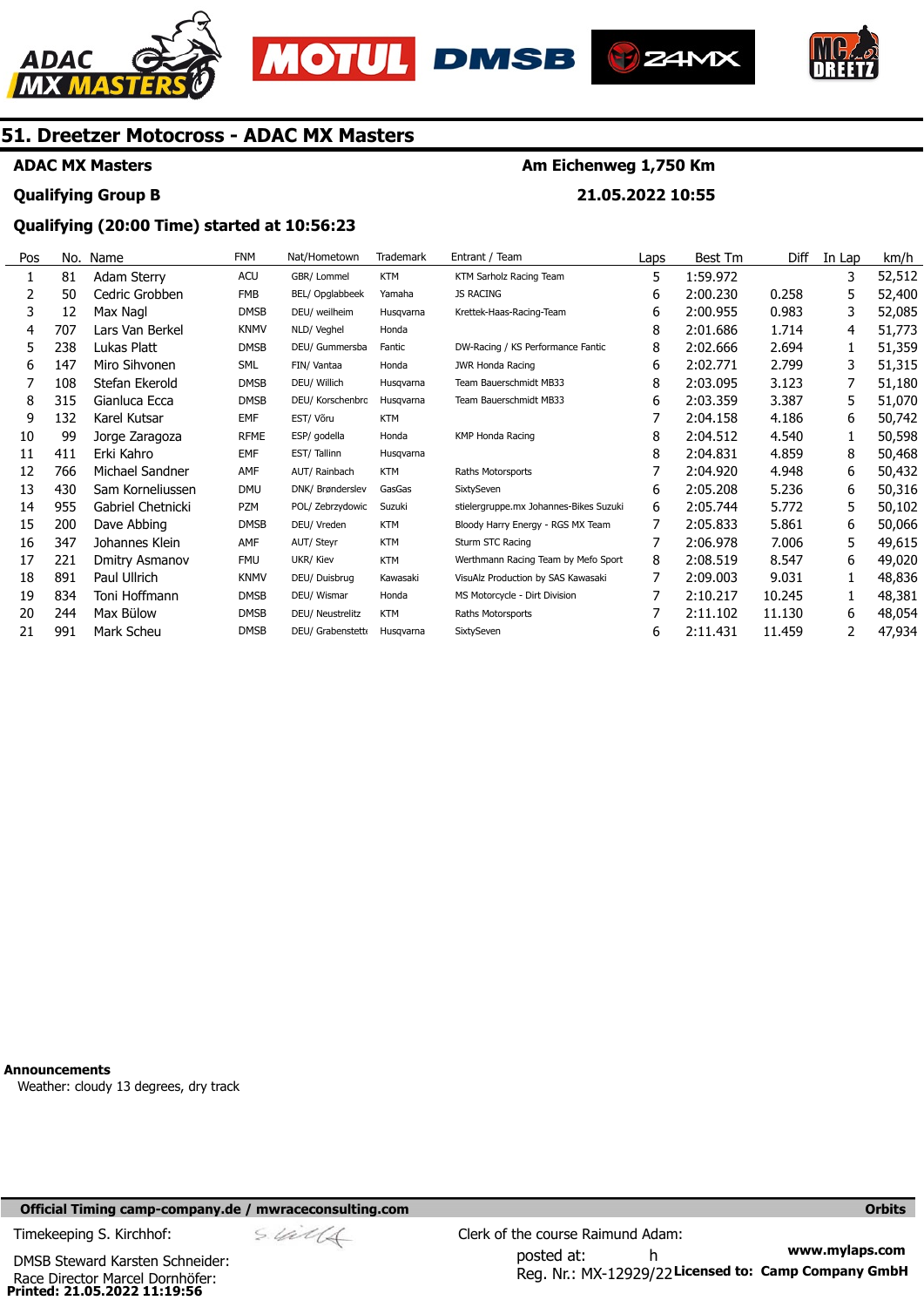# 51. Dreetzer Motocross - ADAC MX Masters

**ADAC MX Masters** — **Am Eichenweg 1,750 Km**

**Qualifying Group B** — **21.05.2022 10:55**

**Qualifying (20:00 Time) started at 10:56:23**

| Pos | No. | Name | FNM | Nat/Hometown | Trademark | Entrant / Team | Laps | Best Tm | Diff | In Lap | km/h |
|---|---|---|---|---|---|---|---|---|---|---|---|
| 1 | 81 | Adam Sterry | ACU | GBR/ Lommel | KTM | KTM Sarholz Racing Team | 5 | 1:59.972 | | 3 | 52,512 |
| 2 | 50 | Cedric Grobben | FMB | BEL/ Opglabbeek | Yamaha | JS RACING | 6 | 2:00.230 | 0.258 | 5 | 52,400 |
| 3 | 12 | Max Nagl | DMSB | DEU/ weilheim | Husqvarna | Krettek-Haas-Racing-Team | 6 | 2:00.955 | 0.983 | 3 | 52,085 |
| 4 | 707 | Lars Van Berkel | KNMV | NLD/ Veghel | Honda | | 8 | 2:01.686 | 1.714 | 4 | 51,773 |
| 5 | 238 | Lukas Platt | DMSB | DEU/ Gummersba | Fantic | DW-Racing / KS Performance Fantic | 8 | 2:02.666 | 2.694 | 1 | 51,359 |
| 6 | 147 | Miro Sihvonen | SML | FIN/ Vantaa | Honda | JWR Honda Racing | 6 | 2:02.771 | 2.799 | 3 | 51,315 |
| 7 | 108 | Stefan Ekerold | DMSB | DEU/ Willich | Husqvarna | Team Bauerschmidt MB33 | 8 | 2:03.095 | 3.123 | 7 | 51,180 |
| 8 | 315 | Gianluca Ecca | DMSB | DEU/ Korschenbro | Husqvarna | Team Bauerschmidt MB33 | 6 | 2:03.359 | 3.387 | 5 | 51,070 |
| 9 | 132 | Karel Kutsar | EMF | EST/ Võru | KTM | | 7 | 2:04.158 | 4.186 | 6 | 50,742 |
| 10 | 99 | Jorge Zaragoza | RFME | ESP/ godella | Honda | KMP Honda Racing | 8 | 2:04.512 | 4.540 | 1 | 50,598 |
| 11 | 411 | Erki Kahro | EMF | EST/ Tallinn | Husqvarna | | 8 | 2:04.831 | 4.859 | 8 | 50,468 |
| 12 | 766 | Michael Sandner | AMF | AUT/ Rainbach | KTM | Raths Motorsports | 7 | 2:04.920 | 4.948 | 6 | 50,432 |
| 13 | 430 | Sam Korneliussen | DMU | DNK/ Brønderslev | GasGas | SixtySeven | 6 | 2:05.208 | 5.236 | 6 | 50,316 |
| 14 | 955 | Gabriel Chetnicki | PZM | POL/ Zebrzydowic | Suzuki | stielergruppe.mx Johannes-Bikes Suzuki | 6 | 2:05.744 | 5.772 | 5 | 50,102 |
| 15 | 200 | Dave Abbing | DMSB | DEU/ Vreden | KTM | Bloody Harry Energy - RGS MX Team | 7 | 2:05.833 | 5.861 | 6 | 50,066 |
| 16 | 347 | Johannes Klein | AMF | AUT/ Steyr | KTM | Sturm STC Racing | 7 | 2:06.978 | 7.006 | 5 | 49,615 |
| 17 | 221 | Dmitry Asmanov | FMU | UKR/ Kiev | KTM | Werthmann Racing Team by Mefo Sport | 8 | 2:08.519 | 8.547 | 6 | 49,020 |
| 18 | 891 | Paul Ullrich | KNMV | DEU/ Duisbrug | Kawasaki | VisuAlz Production by SAS Kawasaki | 7 | 2:09.003 | 9.031 | 1 | 48,836 |
| 19 | 834 | Toni Hoffmann | DMSB | DEU/ Wismar | Honda | MS Motorcycle - Dirt Division | 7 | 2:10.217 | 10.245 | 1 | 48,381 |
| 20 | 244 | Max Bülow | DMSB | DEU/ Neustrelitz | KTM | Raths Motorsports | 7 | 2:11.102 | 11.130 | 6 | 48,054 |
| 21 | 991 | Mark Scheu | DMSB | DEU/ Grabenstette | Husqvarna | SixtySeven | 6 | 2:11.431 | 11.459 | 2 | 47,934 |

**Announcements**

Weather: cloudy 13 degrees, dry track

**Official Timing camp-company.de / mwraceconsulting.com** — **Orbits**

Timekeeping S. Kirchhof:

DMSB Steward Karsten Schneider:

Race Director Marcel Dornhöfer:

Clerk of the course Raimund Adam:

posted at: h

Reg. Nr.: MX-12929/22

www.mylaps.com

**Licensed to: Camp Company GmbH**

**Printed: 21.05.2022 11:19:56**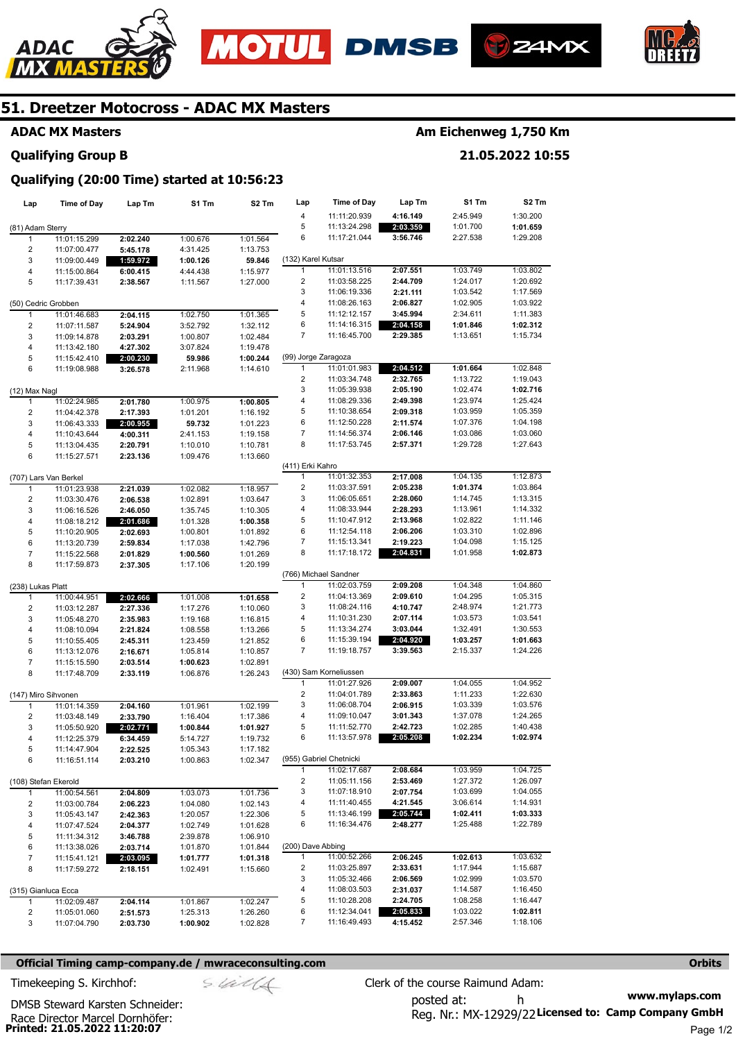# 51. Dreetzer Motocross - ADAC MX Masters

**ADAC MX Masters** — **Am Eichenweg 1,750 Km**

**Qualifying Group B** — **21.05.2022 10:55**

### Qualifying (20:00 Time) started at 10:56:23

| Lap | Time of Day | Lap Tm | S1 Tm | S2 Tm |
|---|---|---|---|---|
| **(81) Adam Sterry** | | | | |
| 1 | 11:01:15.299 | 2:02.240 | 1:00.676 | 1:01.564 |
| 2 | 11:07:00.477 | 5:45.178 | 4:31.425 | 1:13.753 |
| 3 | 11:09:00.449 | **1:59.972** | 1:00.126 | 59.846 |
| 4 | 11:15:00.864 | 6:00.415 | 4:44.438 | 1:15.977 |
| 5 | 11:17:39.431 | 2:38.567 | 1:11.567 | 1:27.000 |
| **(50) Cedric Grobben** | | | | |
| 1 | 11:01:46.683 | 2:04.115 | 1:02.750 | 1:01.365 |
| 2 | 11:07:11.587 | 5:24.904 | 3:52.792 | 1:32.112 |
| 3 | 11:09:14.878 | 2:03.291 | 1:00.807 | 1:02.484 |
| 4 | 11:13:42.180 | 4:27.302 | 3:07.824 | 1:19.478 |
| 5 | 11:15:42.410 | **2:00.230** | 59.986 | 1:00.244 |
| 6 | 11:19:08.988 | 3:26.578 | 2:11.968 | 1:14.610 |
| **(12) Max Nagl** | | | | |
| 1 | 11:02:24.985 | 2:01.780 | 1:00.975 | 1:00.805 |
| 2 | 11:04:42.378 | 2:17.393 | 1:01.201 | 1:16.192 |
| 3 | 11:06:43.333 | **2:00.955** | 59.732 | 1:01.223 |
| 4 | 11:10:43.644 | 4:00.311 | 2:41.153 | 1:19.158 |
| 5 | 11:13:04.435 | 2:20.791 | 1:10.010 | 1:10.781 |
| 6 | 11:15:27.571 | 2:23.136 | 1:09.476 | 1:13.660 |
| **(707) Lars Van Berkel** | | | | |
| 1 | 11:01:23.938 | 2:21.039 | 1:02.082 | 1:18.957 |
| 2 | 11:03:30.476 | 2:06.538 | 1:02.891 | 1:03.647 |
| 3 | 11:06:16.526 | 2:46.050 | 1:35.745 | 1:10.305 |
| 4 | 11:08:18.212 | **2:01.686** | 1:01.328 | 1:00.358 |
| 5 | 11:10:20.905 | 2:02.693 | 1:00.801 | 1:01.892 |
| 6 | 11:13:20.739 | 2:59.834 | 1:17.038 | 1:42.796 |
| 7 | 11:15:22.568 | 2:01.829 | 1:00.560 | 1:01.269 |
| 8 | 11:17:59.873 | 2:37.305 | 1:17.106 | 1:20.199 |
| **(238) Lukas Platt** | | | | |
| 1 | 11:00:44.951 | **2:02.666** | 1:01.008 | 1:01.658 |
| 2 | 11:03:12.287 | 2:27.336 | 1:17.276 | 1:10.060 |
| 3 | 11:05:48.270 | 2:35.983 | 1:19.168 | 1:16.815 |
| 4 | 11:08:10.094 | 2:21.824 | 1:08.558 | 1:13.266 |
| 5 | 11:10:55.405 | 2:45.311 | 1:23.459 | 1:21.852 |
| 6 | 11:13:12.076 | 2:16.671 | 1:05.814 | 1:10.857 |
| 7 | 11:15:15.590 | 2:03.514 | 1:00.623 | 1:02.891 |
| 8 | 11:17:48.709 | 2:33.119 | 1:06.876 | 1:26.243 |
| **(147) Miro Sihvonen** | | | | |
| 1 | 11:01:14.359 | 2:04.160 | 1:01.961 | 1:02.199 |
| 2 | 11:03:48.149 | 2:33.790 | 1:16.404 | 1:17.386 |
| 3 | 11:05:50.920 | **2:02.771** | 1:00.844 | 1:01.927 |
| 4 | 11:12:25.379 | 6:34.459 | 5:14.727 | 1:19.732 |
| 5 | 11:14:47.904 | 2:22.525 | 1:05.343 | 1:17.182 |
| 6 | 11:16:51.114 | 2:03.210 | 1:00.863 | 1:02.347 |
| **(108) Stefan Ekerold** | | | | |
| 1 | 11:00:54.561 | 2:04.809 | 1:03.073 | 1:01.736 |
| 2 | 11:03:00.784 | 2:06.223 | 1:04.080 | 1:02.143 |
| 3 | 11:05:43.147 | 2:42.363 | 1:20.057 | 1:22.306 |
| 4 | 11:07:47.524 | 2:04.377 | 1:02.749 | 1:01.628 |
| 5 | 11:11:34.312 | 3:46.788 | 2:39.878 | 1:06.910 |
| 6 | 11:13:38.026 | 2:03.714 | 1:01.870 | 1:01.844 |
| 7 | 11:15:41.121 | **2:03.095** | 1:01.777 | 1:01.318 |
| 8 | 11:17:59.272 | 2:18.151 | 1:02.491 | 1:15.660 |
| **(315) Gianluca Ecca** | | | | |
| 1 | 11:02:09.487 | 2:04.114 | 1:01.867 | 1:02.247 |
| 2 | 11:05:01.060 | 2:51.573 | 1:25.313 | 1:26.260 |
| 3 | 11:07:04.790 | 2:03.730 | 1:00.902 | 1:02.828 |
| 4 | 11:11:20.939 | 4:16.149 | 2:45.949 | 1:30.200 |
| 5 | 11:13:24.298 | **2:03.359** | 1:01.700 | 1:01.659 |
| 6 | 11:17:21.044 | 3:56.746 | 2:27.538 | 1:29.208 |
| **(132) Karel Kutsar** | | | | |
| 1 | 11:01:13.516 | 2:07.551 | 1:03.749 | 1:03.802 |
| 2 | 11:03:58.225 | 2:44.709 | 1:24.017 | 1:20.692 |
| 3 | 11:06:19.336 | 2:21.111 | 1:03.542 | 1:17.569 |
| 4 | 11:08:26.163 | 2:06.827 | 1:02.905 | 1:03.922 |
| 5 | 11:12:12.157 | 3:45.994 | 2:34.611 | 1:11.383 |
| 6 | 11:14:16.315 | **2:04.158** | 1:01.846 | 1:02.312 |
| 7 | 11:16:45.700 | 2:29.385 | 1:13.651 | 1:15.734 |
| **(99) Jorge Zaragoza** | | | | |
| 1 | 11:01:01.983 | **2:04.512** | 1:01.664 | 1:02.848 |
| 2 | 11:03:34.748 | 2:32.765 | 1:13.722 | 1:19.043 |
| 3 | 11:05:39.938 | 2:05.190 | 1:02.474 | 1:02.716 |
| 4 | 11:08:29.336 | 2:49.398 | 1:23.974 | 1:25.424 |
| 5 | 11:10:38.654 | 2:09.318 | 1:03.959 | 1:05.359 |
| 6 | 11:12:50.228 | 2:11.574 | 1:07.376 | 1:04.198 |
| 7 | 11:14:56.374 | 2:06.146 | 1:03.086 | 1:03.060 |
| 8 | 11:17:53.745 | 2:57.371 | 1:29.728 | 1:27.643 |
| **(411) Erki Kahro** | | | | |
| 1 | 11:01:32.353 | 2:17.008 | 1:04.135 | 1:12.873 |
| 2 | 11:03:37.591 | 2:05.238 | 1:01.374 | 1:03.864 |
| 3 | 11:06:05.651 | 2:28.060 | 1:14.745 | 1:13.315 |
| 4 | 11:08:33.944 | 2:28.293 | 1:13.961 | 1:14.332 |
| 5 | 11:10:47.912 | 2:13.968 | 1:02.822 | 1:11.146 |
| 6 | 11:12:54.118 | 2:06.206 | 1:03.310 | 1:02.896 |
| 7 | 11:15:13.341 | 2:19.223 | 1:04.098 | 1:15.125 |
| 8 | 11:17:18.172 | **2:04.831** | 1:01.958 | 1:02.873 |
| **(766) Michael Sandner** | | | | |
| 1 | 11:02:03.759 | 2:09.208 | 1:04.348 | 1:04.860 |
| 2 | 11:04:13.369 | 2:09.610 | 1:04.295 | 1:05.315 |
| 3 | 11:08:24.116 | 4:10.747 | 2:48.974 | 1:21.773 |
| 4 | 11:10:31.230 | 2:07.114 | 1:03.573 | 1:03.541 |
| 5 | 11:13:34.274 | 3:03.044 | 1:32.491 | 1:30.553 |
| 6 | 11:15:39.194 | **2:04.920** | 1:03.257 | 1:01.663 |
| 7 | 11:19:18.757 | 3:39.563 | 2:15.337 | 1:24.226 |
| **(430) Sam Korneliussen** | | | | |
| 1 | 11:01:27.926 | 2:09.007 | 1:04.055 | 1:04.952 |
| 2 | 11:04:01.789 | 2:33.863 | 1:11.233 | 1:22.630 |
| 3 | 11:06:08.704 | 2:06.915 | 1:03.339 | 1:03.576 |
| 4 | 11:09:10.047 | 3:01.343 | 1:37.078 | 1:24.265 |
| 5 | 11:11:52.770 | 2:42.723 | 1:02.285 | 1:40.438 |
| 6 | 11:13:57.978 | **2:05.208** | 1:02.234 | 1:02.974 |
| **(955) Gabriel Chetnicki** | | | | |
| 1 | 11:02:17.687 | 2:08.684 | 1:03.959 | 1:04.725 |
| 2 | 11:05:11.156 | 2:53.469 | 1:27.372 | 1:26.097 |
| 3 | 11:07:18.910 | 2:07.754 | 1:03.699 | 1:04.055 |
| 4 | 11:11:40.455 | 4:21.545 | 3:06.614 | 1:14.931 |
| 5 | 11:13:46.199 | **2:05.744** | 1:02.411 | 1:03.333 |
| 6 | 11:16:34.476 | 2:48.277 | 1:25.488 | 1:22.789 |
| **(200) Dave Abbing** | | | | |
| 1 | 11:00:52.266 | 2:06.245 | 1:02.613 | 1:03.632 |
| 2 | 11:03:25.897 | 2:33.631 | 1:17.944 | 1:15.687 |
| 3 | 11:05:32.466 | 2:06.569 | 1:02.999 | 1:03.570 |
| 4 | 11:08:03.503 | 2:31.037 | 1:14.587 | 1:16.450 |
| 5 | 11:10:28.208 | 2:24.705 | 1:08.258 | 1:16.447 |
| 6 | 11:12:34.041 | **2:05.833** | 1:03.022 | 1:02.811 |
| 7 | 11:16:49.493 | 4:15.452 | 2:57.346 | 1:18.106 |

**Official Timing camp-company.de / mwraceconsulting.com** — **Orbits**

Timekeeping S. Kirchhof:

DMSB Steward Karsten Schneider:

Race Director Marcel Dornhöfer:

Clerk of the course Raimund Adam:

posted at: h

Reg. Nr.: MX-12929/22

**www.mylaps.com**

**Licensed to: Camp Company GmbH**

**Printed: 21.05.2022 11:20:07**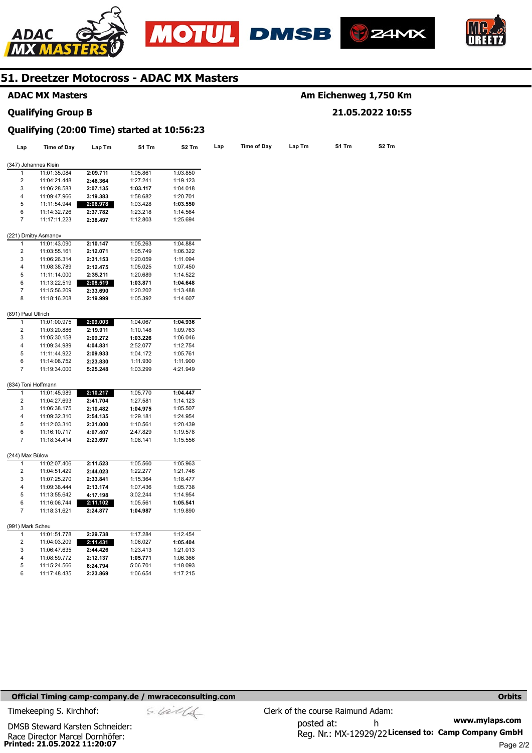# 51. Dreetzer Motocross - ADAC MX Masters

**ADAC MX Masters** — **Am Eichenweg 1,750 Km**

**Qualifying Group B** — **21.05.2022 10:55**

**Qualifying (20:00 Time) started at 10:56:23**

| Lap | Time of Day | Lap Tm | S1 Tm | S2 Tm |
|---|---|---|---|---|
| **(347) Johannes Klein** | | | | |
| 1 | 11:01:35.084 | **2:09.711** | 1:05.861 | 1:03.850 |
| 2 | 11:04:21.448 | **2:46.364** | 1:27.241 | 1:19.123 |
| 3 | 11:06:28.583 | **2:07.135** | **1:03.117** | 1:04.018 |
| 4 | 11:09:47.966 | **3:19.383** | 1:58.682 | 1:20.701 |
| 5 | 11:11:54.944 | **2:06.978** | 1:03.428 | **1:03.550** |
| 6 | 11:14:32.726 | **2:37.782** | 1:23.218 | 1:14.564 |
| 7 | 11:17:11.223 | **2:38.497** | 1:12.803 | 1:25.694 |
| **(221) Dmitry Asmanov** | | | | |
| 1 | 11:01:43.090 | **2:10.147** | 1:05.263 | 1:04.884 |
| 2 | 11:03:55.161 | **2:12.071** | 1:05.749 | 1:06.322 |
| 3 | 11:06:26.314 | **2:31.153** | 1:20.059 | 1:11.094 |
| 4 | 11:08:38.789 | **2:12.475** | 1:05.025 | 1:07.450 |
| 5 | 11:11:14.000 | **2:35.211** | 1:20.689 | 1:14.522 |
| 6 | 11:13:22.519 | **2:08.519** | **1:03.871** | **1:04.648** |
| 7 | 11:15:56.209 | **2:33.690** | 1:20.202 | 1:13.488 |
| 8 | 11:18:16.208 | **2:19.999** | 1:05.392 | 1:14.607 |
| **(891) Paul Ullrich** | | | | |
| 1 | 11:01:00.975 | **2:09.003** | 1:04.067 | **1:04.936** |
| 2 | 11:03:20.886 | **2:19.911** | 1:10.148 | 1:09.763 |
| 3 | 11:05:30.158 | **2:09.272** | **1:03.226** | 1:06.046 |
| 4 | 11:09:34.989 | **4:04.831** | 2:52.077 | 1:12.754 |
| 5 | 11:11:44.922 | **2:09.933** | 1:04.172 | 1:05.761 |
| 6 | 11:14:08.752 | **2:23.830** | 1:11.930 | 1:11.900 |
| 7 | 11:19:34.000 | **5:25.248** | 1:03.299 | 4:21.949 |
| **(834) Toni Hoffmann** | | | | |
| 1 | 11:01:45.989 | **2:10.217** | 1:05.770 | **1:04.447** |
| 2 | 11:04:27.693 | **2:41.704** | 1:27.581 | 1:14.123 |
| 3 | 11:06:38.175 | **2:10.482** | **1:04.975** | 1:05.507 |
| 4 | 11:09:32.310 | **2:54.135** | 1:29.181 | 1:24.954 |
| 5 | 11:12:03.310 | **2:31.000** | 1:10.561 | 1:20.439 |
| 6 | 11:16:10.717 | **4:07.407** | 2:47.829 | 1:19.578 |
| 7 | 11:18:34.414 | **2:23.697** | 1:08.141 | 1:15.556 |
| **(244) Max Bülow** | | | | |
| 1 | 11:02:07.406 | **2:11.523** | 1:05.560 | 1:05.963 |
| 2 | 11:04:51.429 | **2:44.023** | 1:22.277 | 1:21.746 |
| 3 | 11:07:25.270 | **2:33.841** | 1:15.364 | 1:18.477 |
| 4 | 11:09:38.444 | **2:13.174** | 1:07.436 | 1:05.738 |
| 5 | 11:13:55.642 | **4:17.198** | 3:02.244 | 1:14.954 |
| 6 | 11:16:06.744 | **2:11.102** | 1:05.561 | **1:05.541** |
| 7 | 11:18:31.621 | **2:24.877** | **1:04.987** | 1:19.890 |
| **(991) Mark Scheu** | | | | |
| 1 | 11:01:51.778 | **2:29.738** | 1:17.284 | 1:12.454 |
| 2 | 11:04:03.209 | **2:11.431** | 1:06.027 | **1:05.404** |
| 3 | 11:06:47.635 | **2:44.426** | 1:23.413 | 1:21.013 |
| 4 | 11:08:59.772 | **2:12.137** | **1:05.771** | 1:06.366 |
| 5 | 11:15:24.566 | **6:24.794** | 5:06.701 | 1:18.093 |
| 6 | 11:17:48.435 | **2:23.869** | 1:06.654 | 1:17.215 |

**Official Timing camp-company.de / mwraceconsulting.com** — **Orbits**

Timekeeping S. Kirchhof:

DMSB Steward Karsten Schneider:

Race Director Marcel Dornhöfer:

Clerk of the course Raimund Adam:

posted at: h

Reg. Nr.: MX-12929/22 **Licensed to: Camp Company GmbH**

**www.mylaps.com**

**Printed: 21.05.2022 11:20:07**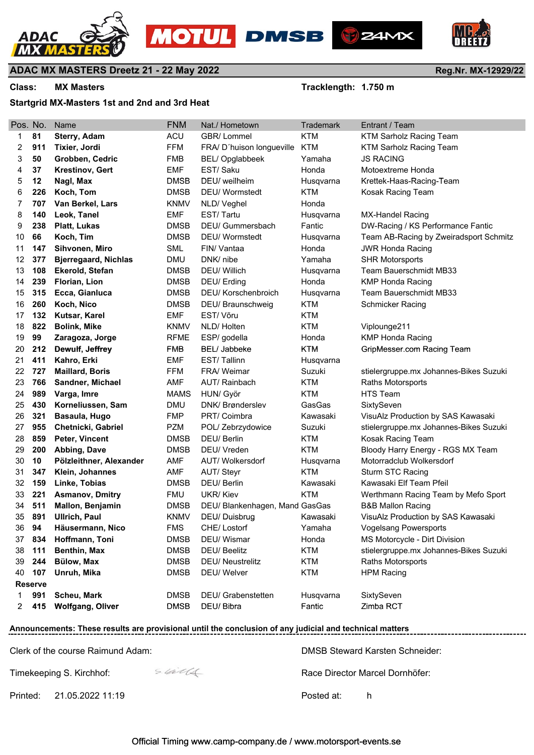## ADAC MX MASTERS Dreetz 21 - 22 May 2022

Reg.Nr. MX-12929/22

**Class:** MX Masters

**Tracklength:** 1.750 m

**Startgrid MX-Masters 1st and 2nd and 3rd Heat**

| Pos. | No. | Name | FNM | Nat./ Hometown | Trademark | Entrant / Team |
|---|---|---|---|---|---|---|
| 1 | **81** | **Sterry, Adam** | ACU | GBR/ Lommel | KTM | KTM Sarholz Racing Team |
| 2 | **911** | **Tixier, Jordi** | FFM | FRA/ D´huison longueville | KTM | KTM Sarholz Racing Team |
| 3 | **50** | **Grobben, Cedric** | FMB | BEL/ Opglabbeek | Yamaha | JS RACING |
| 4 | **37** | **Krestinov, Gert** | EMF | EST/ Saku | Honda | Motoextreme Honda |
| 5 | **12** | **Nagl, Max** | DMSB | DEU/ weilheim | Husqvarna | Krettek-Haas-Racing-Team |
| 6 | **226** | **Koch, Tom** | DMSB | DEU/ Wormstedt | KTM | Kosak Racing Team |
| 7 | **707** | **Van Berkel, Lars** | KNMV | NLD/ Veghel | Honda | |
| 8 | **140** | **Leok, Tanel** | EMF | EST/ Tartu | Husqvarna | MX-Handel Racing |
| 9 | **238** | **Platt, Lukas** | DMSB | DEU/ Gummersbach | Fantic | DW-Racing / KS Performance Fantic |
| 10 | **66** | **Koch, Tim** | DMSB | DEU/ Wormstedt | Husqvarna | Team AB-Racing by Zweiradsport Schmitz |
| 11 | **147** | **Sihvonen, Miro** | SML | FIN/ Vantaa | Honda | JWR Honda Racing |
| 12 | **377** | **Bjerregaard, Nichlas** | DMU | DNK/ nibe | Yamaha | SHR Motorsports |
| 13 | **108** | **Ekerold, Stefan** | DMSB | DEU/ Willich | Husqvarna | Team Bauerschmidt MB33 |
| 14 | **239** | **Florian, Lion** | DMSB | DEU/ Erding | Honda | KMP Honda Racing |
| 15 | **315** | **Ecca, Gianluca** | DMSB | DEU/ Korschenbroich | Husqvarna | Team Bauerschmidt MB33 |
| 16 | **260** | **Koch, Nico** | DMSB | DEU/ Braunschweig | KTM | Schmicker Racing |
| 17 | **132** | **Kutsar, Karel** | EMF | EST/ Võru | KTM | |
| 18 | **822** | **Bolink, Mike** | KNMV | NLD/ Holten | KTM | Viplounge211 |
| 19 | **99** | **Zaragoza, Jorge** | RFME | ESP/ godella | Honda | KMP Honda Racing |
| 20 | **212** | **Dewulf, Jeffrey** | FMB | BEL/ Jabbeke | KTM | GripMesser.com Racing Team |
| 21 | **411** | **Kahro, Erki** | EMF | EST/ Tallinn | Husqvarna | |
| 22 | **727** | **Maillard, Boris** | FFM | FRA/ Weimar | Suzuki | stielergruppe.mx Johannes-Bikes Suzuki |
| 23 | **766** | **Sandner, Michael** | AMF | AUT/ Rainbach | KTM | Raths Motorsports |
| 24 | **989** | **Varga, Imre** | MAMS | HUN/ Györ | KTM | HTS Team |
| 25 | **430** | **Korneliussen, Sam** | DMU | DNK/ Brønderslev | GasGas | SixtySeven |
| 26 | **321** | **Basaula, Hugo** | FMP | PRT/ Coimbra | Kawasaki | VisuAlz Production by SAS Kawasaki |
| 27 | **955** | **Chetnicki, Gabriel** | PZM | POL/ Zebrzydowice | Suzuki | stielergruppe.mx Johannes-Bikes Suzuki |
| 28 | **859** | **Peter, Vincent** | DMSB | DEU/ Berlin | KTM | Kosak Racing Team |
| 29 | **200** | **Abbing, Dave** | DMSB | DEU/ Vreden | KTM | Bloody Harry Energy - RGS MX Team |
| 30 | **10** | **Pölzleithner, Alexander** | AMF | AUT/ Wolkersdorf | Husqvarna | Motorradclub Wolkersdorf |
| 31 | **347** | **Klein, Johannes** | AMF | AUT/ Steyr | KTM | Sturm STC Racing |
| 32 | **159** | **Linke, Tobias** | DMSB | DEU/ Berlin | Kawasaki | Kawasaki Elf Team Pfeil |
| 33 | **221** | **Asmanov, Dmitry** | FMU | UKR/ Kiev | KTM | Werthmann Racing Team by Mefo Sport |
| 34 | **511** | **Mallon, Benjamin** | DMSB | DEU/ Blankenhagen, Mand | GasGas | B&B Mallon Racing |
| 35 | **891** | **Ullrich, Paul** | KNMV | DEU/ Duisbrug | Kawasaki | VisuAlz Production by SAS Kawasaki |
| 36 | **94** | **Häusermann, Nico** | FMS | CHE/ Lostorf | Yamaha | Vogelsang Powersports |
| 37 | **834** | **Hoffmann, Toni** | DMSB | DEU/ Wismar | Honda | MS Motorcycle - Dirt Division |
| 38 | **111** | **Benthin, Max** | DMSB | DEU/ Beelitz | KTM | stielergruppe.mx Johannes-Bikes Suzuki |
| 39 | **244** | **Bülow, Max** | DMSB | DEU/ Neustrelitz | KTM | Raths Motorsports |
| 40 | **107** | **Unruh, Mika** | DMSB | DEU/ Welver | KTM | HPM Racing |
| **Reserve** | | | | | | |
| 1 | **991** | **Scheu, Mark** | DMSB | DEU/ Grabenstetten | Husqvarna | SixtySeven |
| 2 | **415** | **Wolfgang, Oliver** | DMSB | DEU/ Bibra | Fantic | Zimba RCT |

**Announcements: These results are provisional until the conclusion of any judicial and technical matters**

Clerk of the course Raimund Adam:

DMSB Steward Karsten Schneider:

Timekeeping S. Kirchhof:

Race Director Marcel Dornhöfer:

Printed: 21.05.2022 11:19

Posted at: h

Official Timing www.camp-company.de / www.motorsport-events.se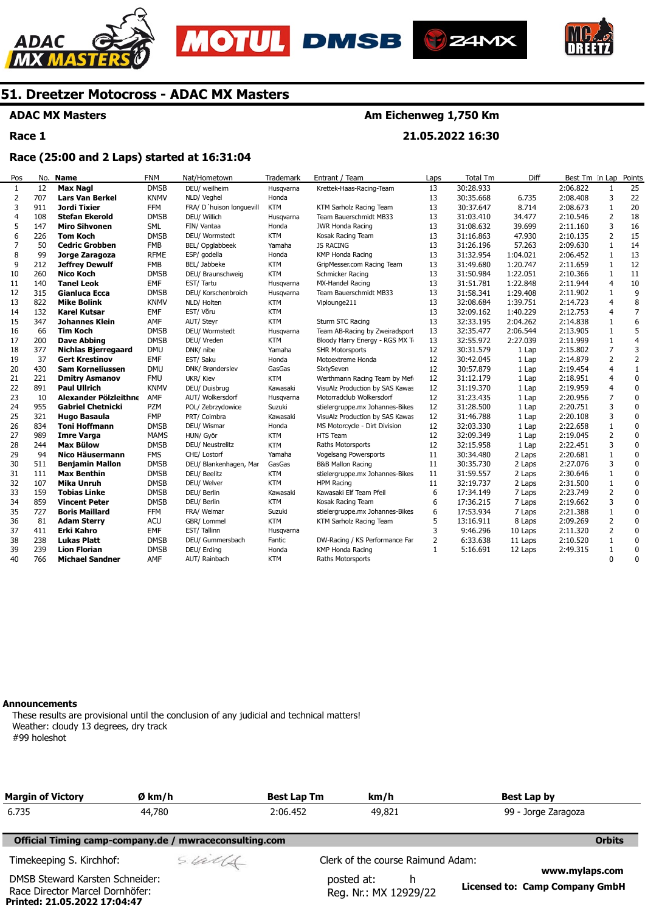# 51. Dreetzer Motocross - ADAC MX Masters

**ADAC MX Masters** — **Am Eichenweg 1,750 Km**

**Race 1** — **21.05.2022 16:30**

**Race (25:00 and 2 Laps) started at 16:31:04**

| Pos | No. | Name | FNM | Nat/Hometown | Trademark | Entrant / Team | Laps | Total Tm | Diff | Best Tm | In Lap | Points |
|---|---|---|---|---|---|---|---|---|---|---|---|---|
| 1 | 12 | **Max Nagl** | DMSB | DEU/ weilheim | Husqvarna | Krettek-Haas-Racing-Team | 13 | 30:28.933 | | 2:06.822 | 1 | 25 |
| 2 | 707 | **Lars Van Berkel** | KNMV | NLD/ Veghel | Honda | | 13 | 30:35.668 | 6.735 | 2:08.408 | 3 | 22 |
| 3 | 911 | **Jordi Tixier** | FFM | FRA/ D´huison longuevill | KTM | KTM Sarholz Racing Team | 13 | 30:37.647 | 8.714 | 2:08.673 | 1 | 20 |
| 4 | 108 | **Stefan Ekerold** | DMSB | DEU/ Willich | Husqvarna | Team Bauerschmidt MB33 | 13 | 31:03.410 | 34.477 | 2:10.546 | 2 | 18 |
| 5 | 147 | **Miro Sihvonen** | SML | FIN/ Vantaa | Honda | JWR Honda Racing | 13 | 31:08.632 | 39.699 | 2:11.160 | 3 | 16 |
| 6 | 226 | **Tom Koch** | DMSB | DEU/ Wormstedt | KTM | Kosak Racing Team | 13 | 31:16.863 | 47.930 | 2:10.135 | 2 | 15 |
| 7 | 50 | **Cedric Grobben** | FMB | BEL/ Opglabbeek | Yamaha | JS RACING | 13 | 31:26.196 | 57.263 | 2:09.630 | 1 | 14 |
| 8 | 99 | **Jorge Zaragoza** | RFME | ESP/ godella | Honda | KMP Honda Racing | 13 | 31:32.954 | 1:04.021 | 2:06.452 | 1 | 13 |
| 9 | 212 | **Jeffrey Dewulf** | FMB | BEL/ Jabbeke | KTM | GripMesser.com Racing Team | 13 | 31:49.680 | 1:20.747 | 2:11.659 | 1 | 12 |
| 10 | 260 | **Nico Koch** | DMSB | DEU/ Braunschweig | KTM | Schmicker Racing | 13 | 31:50.984 | 1:22.051 | 2:10.366 | 1 | 11 |
| 11 | 140 | **Tanel Leok** | EMF | EST/ Tartu | Husqvarna | MX-Handel Racing | 13 | 31:51.781 | 1:22.848 | 2:11.944 | 4 | 10 |
| 12 | 315 | **Gianluca Ecca** | DMSB | DEU/ Korschenbroich | Husqvarna | Team Bauerschmidt MB33 | 13 | 31:58.341 | 1:29.408 | 2:11.902 | 1 | 9 |
| 13 | 822 | **Mike Bolink** | KNMV | NLD/ Holten | KTM | Viplounge211 | 13 | 32:08.684 | 1:39.751 | 2:14.723 | 4 | 8 |
| 14 | 132 | **Karel Kutsar** | EMF | EST/ Võru | KTM | | 13 | 32:09.162 | 1:40.229 | 2:12.753 | 4 | 7 |
| 15 | 347 | **Johannes Klein** | AMF | AUT/ Steyr | KTM | Sturm STC Racing | 13 | 32:33.195 | 2:04.262 | 2:14.838 | 1 | 6 |
| 16 | 66 | **Tim Koch** | DMSB | DEU/ Wormstedt | Husqvarna | Team AB-Racing by Zweiradsport | 13 | 32:35.477 | 2:06.544 | 2:13.905 | 1 | 5 |
| 17 | 200 | **Dave Abbing** | DMSB | DEU/ Vreden | KTM | Bloody Harry Energy - RGS MX Te | 13 | 32:55.972 | 2:27.039 | 2:11.999 | 1 | 4 |
| 18 | 377 | **Nichlas Bjerregaard** | DMU | DNK/ nibe | Yamaha | SHR Motorsports | 12 | 30:31.579 | 1 Lap | 2:15.802 | 7 | 3 |
| 19 | 37 | **Gert Krestinov** | EMF | EST/ Saku | Honda | Motoextreme Honda | 12 | 30:42.045 | 1 Lap | 2:14.879 | 2 | 2 |
| 20 | 430 | **Sam Korneliussen** | DMU | DNK/ Brønderslev | GasGas | SixtySeven | 12 | 30:57.879 | 1 Lap | 2:19.454 | 4 | 1 |
| 21 | 221 | **Dmitry Asmanov** | FMU | UKR/ Kiev | KTM | Werthmann Racing Team by Mefo | 12 | 31:12.179 | 1 Lap | 2:18.951 | 4 | 0 |
| 22 | 891 | **Paul Ullrich** | KNMV | DEU/ Duisbrug | Kawasaki | VisuAlz Production by SAS Kawas | 12 | 31:19.370 | 1 Lap | 2:19.959 | 4 | 0 |
| 23 | 10 | **Alexander Pölzleithne** | AMF | AUT/ Wolkersdorf | Husqvarna | Motorradclub Wolkersdorf | 12 | 31:23.435 | 1 Lap | 2:20.956 | 7 | 0 |
| 24 | 955 | **Gabriel Chetnicki** | PZM | POL/ Zebrzydowice | Suzuki | stielergruppe.mx Johannes-Bikes | 12 | 31:28.500 | 1 Lap | 2:20.751 | 3 | 0 |
| 25 | 321 | **Hugo Basaula** | FMP | PRT/ Coimbra | Kawasaki | VisuAlz Production by SAS Kawas | 12 | 31:46.788 | 1 Lap | 2:20.108 | 3 | 0 |
| 26 | 834 | **Toni Hoffmann** | DMSB | DEU/ Wismar | Honda | MS Motorcycle - Dirt Division | 12 | 32:03.330 | 1 Lap | 2:22.658 | 1 | 0 |
| 27 | 989 | **Imre Varga** | MAMS | HUN/ Győr | KTM | HTS Team | 12 | 32:09.349 | 1 Lap | 2:19.045 | 2 | 0 |
| 28 | 244 | **Max Bülow** | DMSB | DEU/ Neustrelitz | KTM | Raths Motorsports | 12 | 32:15.958 | 1 Lap | 2:22.451 | 3 | 0 |
| 29 | 94 | **Nico Häusermann** | FMS | CHE/ Lostorf | Yamaha | Vogelsang Powersports | 11 | 30:34.480 | 2 Laps | 2:20.681 | 1 | 0 |
| 30 | 511 | **Benjamin Mallon** | DMSB | DEU/ Blankenhagen, Mar | GasGas | B&B Mallon Racing | 11 | 30:35.730 | 2 Laps | 2:27.076 | 3 | 0 |
| 31 | 111 | **Max Benthin** | DMSB | DEU/ Beelitz | KTM | stielergruppe.mx Johannes-Bikes | 11 | 31:59.557 | 2 Laps | 2:30.646 | 1 | 0 |
| 32 | 107 | **Mika Unruh** | DMSB | DEU/ Welver | KTM | HPM Racing | 11 | 32:19.737 | 2 Laps | 2:31.500 | 1 | 0 |
| 33 | 159 | **Tobias Linke** | DMSB | DEU/ Berlin | Kawasaki | Kawasaki Elf Team Pfeil | 6 | 17:34.149 | 7 Laps | 2:23.749 | 2 | 0 |
| 34 | 859 | **Vincent Peter** | DMSB | DEU/ Berlin | KTM | Kosak Racing Team | 6 | 17:36.215 | 7 Laps | 2:19.662 | 3 | 0 |
| 35 | 727 | **Boris Maillard** | FFM | FRA/ Weimar | Suzuki | stielergruppe.mx Johannes-Bikes | 6 | 17:53.934 | 7 Laps | 2:21.388 | 1 | 0 |
| 36 | 81 | **Adam Sterry** | ACU | GBR/ Lommel | KTM | KTM Sarholz Racing Team | 5 | 13:16.911 | 8 Laps | 2:09.269 | 2 | 0 |
| 37 | 411 | **Erki Kahro** | EMF | EST/ Tallinn | Husqvarna | | 3 | 9:46.296 | 10 Laps | 2:11.320 | 2 | 0 |
| 38 | 238 | **Lukas Platt** | DMSB | DEU/ Gummersbach | Fantic | DW-Racing / KS Performance Far | 2 | 6:33.638 | 11 Laps | 2:10.520 | 1 | 0 |
| 39 | 239 | **Lion Florian** | DMSB | DEU/ Erding | Honda | KMP Honda Racing | 1 | 5:16.691 | 12 Laps | 2:49.315 | 1 | 0 |
| 40 | 766 | **Michael Sandner** | AMF | AUT/ Rainbach | KTM | Raths Motorsports | | | | | 0 | 0 |

**Announcements**

These results are provisional until the conclusion of any judicial and technical matters!
Weather: cloudy 13 degrees, dry track
#99 holeshot

| Margin of Victory | Ø km/h | Best Lap Tm | km/h | Best Lap by |
|---|---|---|---|---|
| 6.735 | 44,780 | 2:06.452 | 49,821 | 99 - Jorge Zaragoza |

**Official Timing camp-company.de / mwraceconsulting.com** — **Orbits**

Timekeeping S. Kirchhof:

Clerk of the course Raimund Adam:

DMSB Steward Karsten Schneider:

Race Director Marcel Dornhöfer:

posted at: h

Reg. Nr.: MX 12929/22

www.mylaps.com

**Licensed to: Camp Company GmbH**

**Printed: 21.05.2022 17:04:47**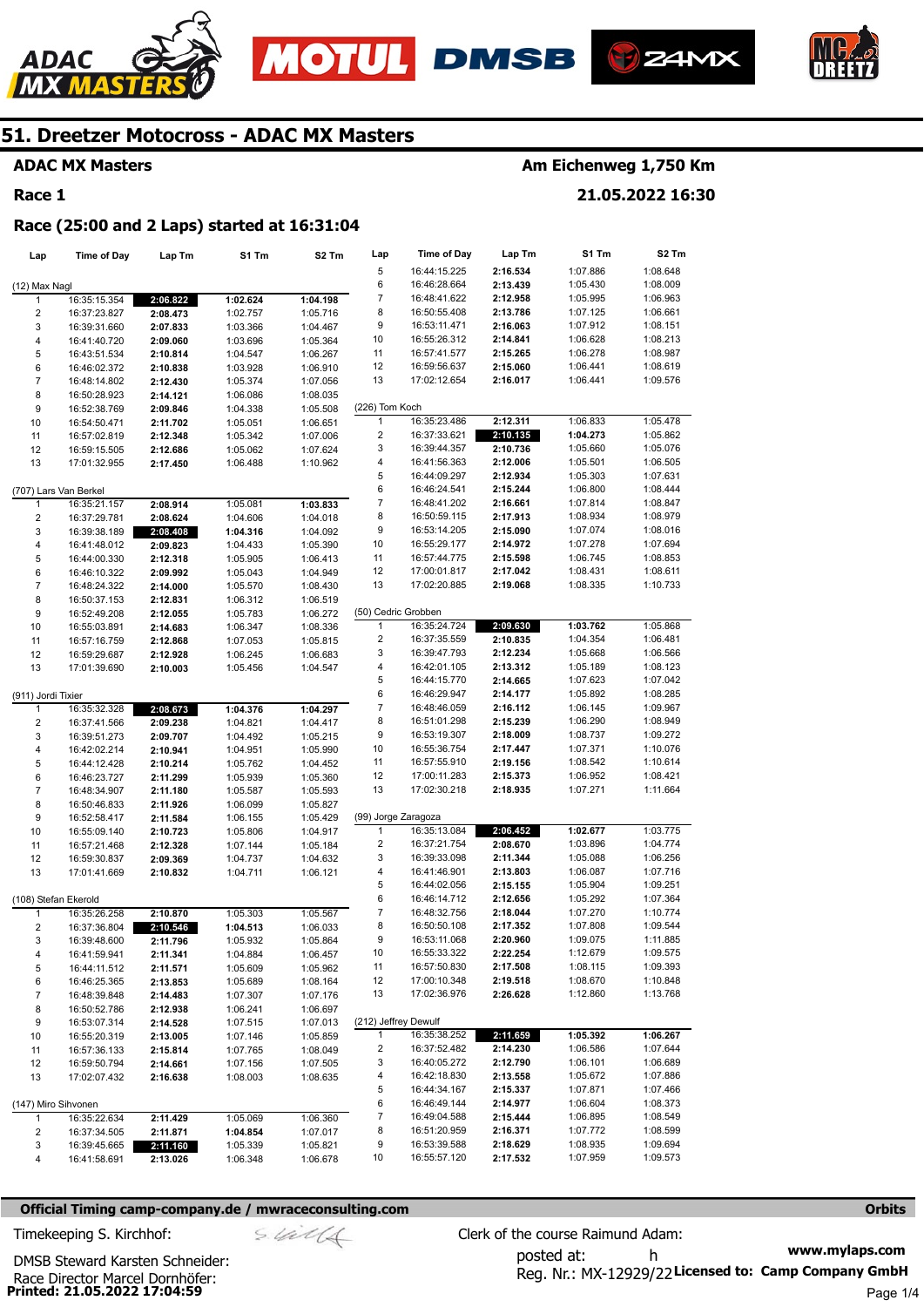# 51. Dreetzer Motocross - ADAC MX Masters

**ADAC MX Masters** — **Am Eichenweg 1,750 Km**

**Race 1** — **21.05.2022 16:30**

**Race (25:00 and 2 Laps) started at 16:31:04**

| Lap | Time of Day | Lap Tm | S1 Tm | S2 Tm |
|---|---|---|---|---|
| **(12) Max Nagl** | | | | |
| 1 | 16:35:15.354 | **2:06.822** | **1:02.624** | **1:04.198** |
| 2 | 16:37:23.827 | 2:08.473 | 1:02.757 | 1:05.716 |
| 3 | 16:39:31.660 | 2:07.833 | 1:03.366 | 1:04.467 |
| 4 | 16:41:40.720 | 2:09.060 | 1:03.696 | 1:05.364 |
| 5 | 16:43:51.534 | 2:10.814 | 1:04.547 | 1:06.267 |
| 6 | 16:46:02.372 | 2:10.838 | 1:03.928 | 1:06.910 |
| 7 | 16:48:14.802 | 2:12.430 | 1:05.374 | 1:07.056 |
| 8 | 16:50:28.923 | 2:14.121 | 1:06.086 | 1:08.035 |
| 9 | 16:52:38.769 | 2:09.846 | 1:04.338 | 1:05.508 |
| 10 | 16:54:50.471 | 2:11.702 | 1:05.051 | 1:06.651 |
| 11 | 16:57:02.819 | 2:12.348 | 1:05.342 | 1:07.006 |
| 12 | 16:59:15.505 | 2:12.686 | 1:05.062 | 1:07.624 |
| 13 | 17:01:32.955 | 2:17.450 | 1:06.488 | 1:10.962 |
| **(707) Lars Van Berkel** | | | | |
| 1 | 16:35:21.157 | 2:08.914 | 1:05.081 | **1:03.833** |
| 2 | 16:37:29.781 | 2:08.624 | 1:04.606 | 1:04.018 |
| 3 | 16:39:38.189 | **2:08.408** | **1:04.316** | 1:04.092 |
| 4 | 16:41:48.012 | 2:09.823 | 1:04.433 | 1:05.390 |
| 5 | 16:44:00.330 | 2:12.318 | 1:05.905 | 1:06.413 |
| 6 | 16:46:10.322 | 2:09.992 | 1:05.043 | 1:04.949 |
| 7 | 16:48:24.322 | 2:14.000 | 1:05.570 | 1:08.430 |
| 8 | 16:50:37.153 | 2:12.831 | 1:06.312 | 1:06.519 |
| 9 | 16:52:49.208 | 2:12.055 | 1:05.783 | 1:06.272 |
| 10 | 16:55:03.891 | 2:14.683 | 1:06.347 | 1:08.336 |
| 11 | 16:57:16.759 | 2:12.868 | 1:07.053 | 1:05.815 |
| 12 | 16:59:29.687 | 2:12.928 | 1:06.245 | 1:06.683 |
| 13 | 17:01:39.690 | 2:10.003 | 1:05.456 | 1:04.547 |
| **(911) Jordi Tixier** | | | | |
| 1 | 16:35:32.328 | **2:08.673** | **1:04.376** | **1:04.297** |
| 2 | 16:37:41.566 | 2:09.238 | 1:04.821 | 1:04.417 |
| 3 | 16:39:51.273 | 2:09.707 | 1:04.492 | 1:05.215 |
| 4 | 16:42:02.214 | 2:10.941 | 1:04.951 | 1:05.990 |
| 5 | 16:44:12.428 | 2:10.214 | 1:05.762 | 1:04.452 |
| 6 | 16:46:23.727 | 2:11.299 | 1:05.939 | 1:05.360 |
| 7 | 16:48:34.907 | 2:11.180 | 1:05.587 | 1:05.593 |
| 8 | 16:50:46.833 | 2:11.926 | 1:06.099 | 1:05.827 |
| 9 | 16:52:58.417 | 2:11.584 | 1:06.155 | 1:05.429 |
| 10 | 16:55:09.140 | 2:10.723 | 1:05.806 | 1:04.917 |
| 11 | 16:57:21.468 | 2:12.328 | 1:07.144 | 1:05.184 |
| 12 | 16:59:30.837 | 2:09.369 | 1:04.737 | 1:04.632 |
| 13 | 17:01:41.669 | 2:10.832 | 1:04.711 | 1:06.121 |
| **(108) Stefan Ekerold** | | | | |
| 1 | 16:35:26.258 | 2:10.870 | 1:05.303 | 1:05.567 |
| 2 | 16:37:36.804 | **2:10.546** | **1:04.513** | 1:06.033 |
| 3 | 16:39:48.600 | 2:11.796 | 1:05.932 | 1:05.864 |
| 4 | 16:41:59.941 | 2:11.341 | 1:04.884 | 1:06.457 |
| 5 | 16:44:11.512 | 2:11.571 | 1:05.609 | 1:05.962 |
| 6 | 16:46:25.365 | 2:13.853 | 1:05.689 | 1:08.164 |
| 7 | 16:48:39.848 | 2:14.483 | 1:07.307 | 1:07.176 |
| 8 | 16:50:52.786 | 2:12.938 | 1:06.241 | 1:06.697 |
| 9 | 16:53:07.314 | 2:14.528 | 1:07.515 | 1:07.013 |
| 10 | 16:55:20.319 | 2:13.005 | 1:07.146 | 1:05.859 |
| 11 | 16:57:36.133 | 2:15.814 | 1:07.765 | 1:08.049 |
| 12 | 16:59:50.794 | 2:14.661 | 1:07.156 | 1:07.505 |
| 13 | 17:02:07.432 | 2:16.638 | 1:08.003 | 1:08.635 |
| **(147) Miro Sihvonen** | | | | |
| 1 | 16:35:22.634 | 2:11.429 | 1:05.069 | 1:06.360 |
| 2 | 16:37:34.505 | 2:11.871 | **1:04.854** | 1:07.017 |
| 3 | 16:39:45.665 | **2:11.160** | 1:05.339 | 1:05.821 |
| 4 | 16:41:58.691 | 2:13.026 | 1:06.348 | 1:06.678 |
| 5 | 16:44:15.225 | 2:16.534 | 1:07.886 | 1:08.648 |
| 6 | 16:46:28.664 | 2:13.439 | 1:05.430 | 1:08.009 |
| 7 | 16:48:41.622 | 2:12.958 | 1:05.995 | 1:06.963 |
| 8 | 16:50:55.408 | 2:13.786 | 1:07.125 | 1:06.661 |
| 9 | 16:53:11.471 | 2:16.063 | 1:07.912 | 1:08.151 |
| 10 | 16:55:26.312 | 2:14.841 | 1:06.628 | 1:08.213 |
| 11 | 16:57:41.577 | 2:15.265 | 1:06.278 | 1:08.987 |
| 12 | 16:59:56.637 | 2:15.060 | 1:06.441 | 1:08.619 |
| 13 | 17:02:12.654 | 2:16.017 | 1:06.441 | 1:09.576 |
| **(226) Tom Koch** | | | | |
| 1 | 16:35:23.486 | 2:12.311 | 1:06.833 | 1:05.478 |
| 2 | 16:37:33.621 | **2:10.135** | **1:04.273** | 1:05.862 |
| 3 | 16:39:44.357 | 2:10.736 | 1:05.660 | 1:05.076 |
| 4 | 16:41:56.363 | 2:12.006 | 1:05.501 | 1:06.505 |
| 5 | 16:44:09.297 | 2:12.934 | 1:05.303 | 1:07.631 |
| 6 | 16:46:24.541 | 2:15.244 | 1:06.800 | 1:08.444 |
| 7 | 16:48:41.202 | 2:16.661 | 1:07.814 | 1:08.847 |
| 8 | 16:50:59.115 | 2:17.913 | 1:08.934 | 1:08.979 |
| 9 | 16:53:14.205 | 2:15.090 | 1:07.074 | 1:08.016 |
| 10 | 16:55:29.177 | 2:14.972 | 1:07.278 | 1:07.694 |
| 11 | 16:57:44.775 | 2:15.598 | 1:06.745 | 1:08.853 |
| 12 | 17:00:01.817 | 2:17.042 | 1:08.431 | 1:08.611 |
| 13 | 17:02:20.885 | 2:19.068 | 1:08.335 | 1:10.733 |
| **(50) Cedric Grobben** | | | | |
| 1 | 16:35:24.724 | **2:09.630** | **1:03.762** | 1:05.868 |
| 2 | 16:37:35.559 | 2:10.835 | 1:04.354 | 1:06.481 |
| 3 | 16:39:47.793 | 2:12.234 | 1:05.668 | 1:06.566 |
| 4 | 16:42:01.105 | 2:13.312 | 1:05.189 | 1:08.123 |
| 5 | 16:44:15.770 | 2:14.665 | 1:07.623 | 1:07.042 |
| 6 | 16:46:29.947 | 2:14.177 | 1:05.892 | 1:08.285 |
| 7 | 16:48:46.059 | 2:16.112 | 1:06.145 | 1:09.967 |
| 8 | 16:51:01.298 | 2:15.239 | 1:06.290 | 1:08.949 |
| 9 | 16:53:19.307 | 2:18.009 | 1:08.737 | 1:09.272 |
| 10 | 16:55:36.754 | 2:17.447 | 1:07.371 | 1:10.076 |
| 11 | 16:57:55.910 | 2:19.156 | 1:08.542 | 1:10.614 |
| 12 | 17:00:11.283 | 2:15.373 | 1:06.952 | 1:08.421 |
| 13 | 17:02:30.218 | 2:18.935 | 1:07.271 | 1:11.664 |
| **(99) Jorge Zaragoza** | | | | |
| 1 | 16:35:13.084 | **2:06.452** | **1:02.677** | 1:03.775 |
| 2 | 16:37:21.754 | 2:08.670 | 1:03.896 | 1:04.774 |
| 3 | 16:39:33.098 | 2:11.344 | 1:05.088 | 1:06.256 |
| 4 | 16:41:46.901 | 2:13.803 | 1:06.087 | 1:07.716 |
| 5 | 16:44:02.056 | 2:15.155 | 1:05.904 | 1:09.251 |
| 6 | 16:46:14.712 | 2:12.656 | 1:05.292 | 1:07.364 |
| 7 | 16:48:32.756 | 2:18.044 | 1:07.270 | 1:10.774 |
| 8 | 16:50:50.108 | 2:17.352 | 1:07.808 | 1:09.544 |
| 9 | 16:53:11.068 | 2:20.960 | 1:09.075 | 1:11.885 |
| 10 | 16:55:33.322 | 2:22.254 | 1:12.679 | 1:09.575 |
| 11 | 16:57:50.830 | 2:17.508 | 1:08.115 | 1:09.393 |
| 12 | 17:00:10.348 | 2:19.518 | 1:08.670 | 1:10.848 |
| 13 | 17:02:36.976 | 2:26.628 | 1:12.860 | 1:13.768 |
| **(212) Jeffrey Dewulf** | | | | |
| 1 | 16:35:38.252 | **2:11.659** | **1:05.392** | **1:06.267** |
| 2 | 16:37:52.482 | 2:14.230 | 1:06.586 | 1:07.644 |
| 3 | 16:40:05.272 | 2:12.790 | 1:06.101 | 1:06.689 |
| 4 | 16:42:18.830 | 2:13.558 | 1:05.672 | 1:07.886 |
| 5 | 16:44:34.167 | 2:15.337 | 1:07.871 | 1:07.466 |
| 6 | 16:46:49.144 | 2:14.977 | 1:06.604 | 1:08.373 |
| 7 | 16:49:04.588 | 2:15.444 | 1:06.895 | 1:08.549 |
| 8 | 16:51:20.959 | 2:16.371 | 1:07.772 | 1:08.599 |
| 9 | 16:53:39.588 | 2:18.629 | 1:08.935 | 1:09.694 |
| 10 | 16:55:57.120 | 2:17.532 | 1:07.959 | 1:09.573 |

**Official Timing camp-company.de / mwraceconsulting.com** — **Orbits**

Timekeeping S. Kirchhof:

Clerk of the course Raimund Adam:

DMSB Steward Karsten Schneider:

Race Director Marcel Dornhöfer:

posted at: h

Reg. Nr.: MX-12929/22

**www.mylaps.com**

**Licensed to: Camp Company GmbH**

**Printed: 21.05.2022 17:04:59**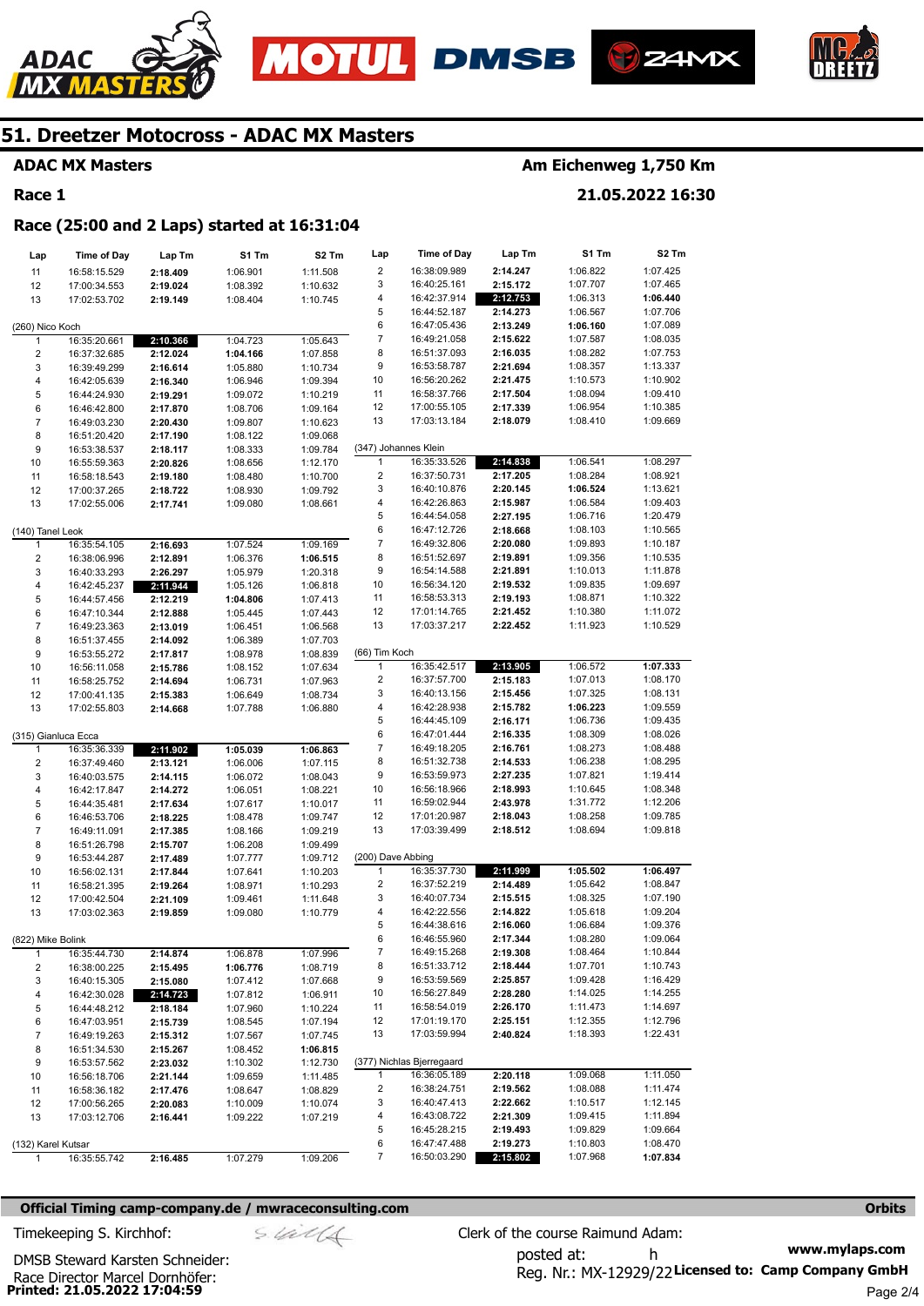# 51. Dreetzer Motocross - ADAC MX Masters

**ADAC MX Masters** — **Am Eichenweg 1,750 Km**

**Race 1** — **21.05.2022 16:30**

**Race (25:00 and 2 Laps) started at 16:31:04**

| Lap | Time of Day | Lap Tm | S1 Tm | S2 Tm |
|---|---|---|---|---|
| 11 | 16:58:15.529 | 2:18.409 | 1:06.901 | 1:11.508 |
| 12 | 17:00:34.553 | 2:19.024 | 1:08.392 | 1:10.632 |
| 13 | 17:02:53.702 | 2:19.149 | 1:08.404 | 1:10.745 |

(260) Nico Koch

| Lap | Time of Day | Lap Tm | S1 Tm | S2 Tm |
|---|---|---|---|---|
| 1 | 16:35:20.661 | 2:10.366 | 1:04.723 | 1:05.643 |
| 2 | 16:37:32.685 | 2:12.024 | 1:04.166 | 1:07.858 |
| 3 | 16:39:49.299 | 2:16.614 | 1:05.880 | 1:10.734 |
| 4 | 16:42:05.639 | 2:16.340 | 1:06.946 | 1:09.394 |
| 5 | 16:44:24.930 | 2:19.291 | 1:09.072 | 1:10.219 |
| 6 | 16:46:42.800 | 2:17.870 | 1:08.706 | 1:09.164 |
| 7 | 16:49:03.230 | 2:20.430 | 1:09.807 | 1:10.623 |
| 8 | 16:51:20.420 | 2:17.190 | 1:08.122 | 1:09.068 |
| 9 | 16:53:38.537 | 2:18.117 | 1:08.333 | 1:09.784 |
| 10 | 16:55:59.363 | 2:20.826 | 1:08.656 | 1:12.170 |
| 11 | 16:58:18.543 | 2:19.180 | 1:08.480 | 1:10.700 |
| 12 | 17:00:37.265 | 2:18.722 | 1:08.930 | 1:09.792 |
| 13 | 17:02:55.006 | 2:17.741 | 1:09.080 | 1:08.661 |

(140) Tanel Leok

| Lap | Time of Day | Lap Tm | S1 Tm | S2 Tm |
|---|---|---|---|---|
| 1 | 16:35:54.105 | 2:16.693 | 1:07.524 | 1:09.169 |
| 2 | 16:38:06.996 | 2:12.891 | 1:06.376 | 1:06.515 |
| 3 | 16:40:33.293 | 2:26.297 | 1:05.979 | 1:20.318 |
| 4 | 16:42:45.237 | 2:11.944 | 1:05.126 | 1:06.818 |
| 5 | 16:44:57.456 | 2:12.219 | 1:04.806 | 1:07.413 |
| 6 | 16:47:10.344 | 2:12.888 | 1:05.445 | 1:07.443 |
| 7 | 16:49:23.363 | 2:13.019 | 1:06.451 | 1:06.568 |
| 8 | 16:51:37.455 | 2:14.092 | 1:06.389 | 1:07.703 |
| 9 | 16:53:55.272 | 2:17.817 | 1:08.978 | 1:08.839 |
| 10 | 16:56:11.058 | 2:15.786 | 1:08.152 | 1:07.634 |
| 11 | 16:58:25.752 | 2:14.694 | 1:06.731 | 1:07.963 |
| 12 | 17:00:41.135 | 2:15.383 | 1:06.649 | 1:08.734 |
| 13 | 17:02:55.803 | 2:14.668 | 1:07.788 | 1:06.880 |

(315) Gianluca Ecca

| Lap | Time of Day | Lap Tm | S1 Tm | S2 Tm |
|---|---|---|---|---|
| 1 | 16:35:36.339 | 2:11.902 | 1:05.039 | 1:06.863 |
| 2 | 16:37:49.460 | 2:13.121 | 1:06.006 | 1:07.115 |
| 3 | 16:40:03.575 | 2:14.115 | 1:06.072 | 1:08.043 |
| 4 | 16:42:17.847 | 2:14.272 | 1:06.051 | 1:08.221 |
| 5 | 16:44:35.481 | 2:17.634 | 1:07.617 | 1:10.017 |
| 6 | 16:46:53.706 | 2:18.225 | 1:08.478 | 1:09.747 |
| 7 | 16:49:11.091 | 2:17.385 | 1:08.166 | 1:09.219 |
| 8 | 16:51:26.798 | 2:15.707 | 1:06.208 | 1:09.499 |
| 9 | 16:53:44.287 | 2:17.489 | 1:07.777 | 1:09.712 |
| 10 | 16:56:02.131 | 2:17.844 | 1:07.641 | 1:10.203 |
| 11 | 16:58:21.395 | 2:19.264 | 1:08.971 | 1:10.293 |
| 12 | 17:00:42.504 | 2:21.109 | 1:09.461 | 1:11.648 |
| 13 | 17:03:02.363 | 2:19.859 | 1:09.080 | 1:10.779 |

(822) Mike Bolink

| Lap | Time of Day | Lap Tm | S1 Tm | S2 Tm |
|---|---|---|---|---|
| 1 | 16:35:44.730 | 2:14.874 | 1:06.878 | 1:07.996 |
| 2 | 16:38:00.225 | 2:15.495 | 1:06.776 | 1:08.719 |
| 3 | 16:40:15.305 | 2:15.080 | 1:07.412 | 1:07.668 |
| 4 | 16:42:30.028 | 2:14.723 | 1:07.812 | 1:06.911 |
| 5 | 16:44:48.212 | 2:18.184 | 1:07.960 | 1:10.224 |
| 6 | 16:47:03.951 | 2:15.739 | 1:08.545 | 1:07.194 |
| 7 | 16:49:19.263 | 2:15.312 | 1:07.567 | 1:07.745 |
| 8 | 16:51:34.530 | 2:15.267 | 1:08.452 | 1:06.815 |
| 9 | 16:53:57.562 | 2:23.032 | 1:10.302 | 1:12.730 |
| 10 | 16:56:18.706 | 2:21.144 | 1:09.659 | 1:11.485 |
| 11 | 16:58:36.182 | 2:17.476 | 1:08.647 | 1:08.829 |
| 12 | 17:00:56.265 | 2:20.083 | 1:10.009 | 1:10.074 |
| 13 | 17:03:12.706 | 2:16.441 | 1:09.222 | 1:07.219 |

(132) Karel Kutsar

| Lap | Time of Day | Lap Tm | S1 Tm | S2 Tm |
|---|---|---|---|---|
| 1 | 16:35:55.742 | 2:16.485 | 1:07.279 | 1:09.206 |
| 2 | 16:38:09.989 | 2:14.247 | 1:06.822 | 1:07.425 |
| 3 | 16:40:25.161 | 2:15.172 | 1:07.707 | 1:07.465 |
| 4 | 16:42:37.914 | 2:12.753 | 1:06.313 | 1:06.440 |
| 5 | 16:44:52.187 | 2:14.273 | 1:06.567 | 1:07.706 |
| 6 | 16:47:05.436 | 2:13.249 | 1:06.160 | 1:07.089 |
| 7 | 16:49:21.058 | 2:15.622 | 1:07.587 | 1:08.035 |
| 8 | 16:51:37.093 | 2:16.035 | 1:08.282 | 1:07.753 |
| 9 | 16:53:58.787 | 2:21.694 | 1:08.357 | 1:13.337 |
| 10 | 16:56:20.262 | 2:21.475 | 1:10.573 | 1:10.902 |
| 11 | 16:58:37.766 | 2:17.504 | 1:08.094 | 1:09.410 |
| 12 | 17:00:55.105 | 2:17.339 | 1:06.954 | 1:10.385 |
| 13 | 17:03:13.184 | 2:18.079 | 1:08.410 | 1:09.669 |

(347) Johannes Klein

| Lap | Time of Day | Lap Tm | S1 Tm | S2 Tm |
|---|---|---|---|---|
| 1 | 16:35:33.526 | 2:14.838 | 1:06.541 | 1:08.297 |
| 2 | 16:37:50.731 | 2:17.205 | 1:08.284 | 1:08.921 |
| 3 | 16:40:10.876 | 2:20.145 | 1:06.524 | 1:13.621 |
| 4 | 16:42:26.863 | 2:15.987 | 1:06.584 | 1:09.403 |
| 5 | 16:44:54.058 | 2:27.195 | 1:06.716 | 1:20.479 |
| 6 | 16:47:12.726 | 2:18.668 | 1:08.103 | 1:10.565 |
| 7 | 16:49:32.806 | 2:20.080 | 1:09.893 | 1:10.187 |
| 8 | 16:51:52.697 | 2:19.891 | 1:09.356 | 1:10.535 |
| 9 | 16:54:14.588 | 2:21.891 | 1:10.013 | 1:11.878 |
| 10 | 16:56:34.120 | 2:19.532 | 1:09.835 | 1:09.697 |
| 11 | 16:58:53.313 | 2:19.193 | 1:08.871 | 1:10.322 |
| 12 | 17:01:14.765 | 2:21.452 | 1:10.380 | 1:11.072 |
| 13 | 17:03:37.217 | 2:22.452 | 1:11.923 | 1:10.529 |

(66) Tim Koch

| Lap | Time of Day | Lap Tm | S1 Tm | S2 Tm |
|---|---|---|---|---|
| 1 | 16:35:42.517 | 2:13.905 | 1:06.572 | 1:07.333 |
| 2 | 16:37:57.700 | 2:15.183 | 1:07.013 | 1:08.170 |
| 3 | 16:40:13.156 | 2:15.456 | 1:07.325 | 1:08.131 |
| 4 | 16:42:28.938 | 2:15.782 | 1:06.223 | 1:09.559 |
| 5 | 16:44:45.109 | 2:16.171 | 1:06.736 | 1:09.435 |
| 6 | 16:47:01.444 | 2:16.335 | 1:08.309 | 1:08.026 |
| 7 | 16:49:18.205 | 2:16.761 | 1:08.273 | 1:08.488 |
| 8 | 16:51:32.738 | 2:14.533 | 1:06.238 | 1:08.295 |
| 9 | 16:53:59.973 | 2:27.235 | 1:07.821 | 1:19.414 |
| 10 | 16:56:18.966 | 2:18.993 | 1:10.645 | 1:08.348 |
| 11 | 16:59:02.944 | 2:43.978 | 1:31.772 | 1:12.206 |
| 12 | 17:01:20.987 | 2:18.043 | 1:08.258 | 1:09.785 |
| 13 | 17:03:39.499 | 2:18.512 | 1:08.694 | 1:09.818 |

(200) Dave Abbing

| Lap | Time of Day | Lap Tm | S1 Tm | S2 Tm |
|---|---|---|---|---|
| 1 | 16:35:37.730 | 2:11.999 | 1:05.502 | 1:06.497 |
| 2 | 16:37:52.219 | 2:14.489 | 1:05.642 | 1:08.847 |
| 3 | 16:40:07.734 | 2:15.515 | 1:08.325 | 1:07.190 |
| 4 | 16:42:22.556 | 2:14.822 | 1:05.618 | 1:09.204 |
| 5 | 16:44:38.616 | 2:16.060 | 1:06.684 | 1:09.376 |
| 6 | 16:46:55.960 | 2:17.344 | 1:08.280 | 1:09.064 |
| 7 | 16:49:15.268 | 2:19.308 | 1:08.464 | 1:10.844 |
| 8 | 16:51:33.712 | 2:18.444 | 1:07.701 | 1:10.743 |
| 9 | 16:53:59.569 | 2:25.857 | 1:09.428 | 1:16.429 |
| 10 | 16:56:27.849 | 2:28.280 | 1:14.025 | 1:14.255 |
| 11 | 16:58:54.019 | 2:26.170 | 1:11.473 | 1:14.697 |
| 12 | 17:01:19.170 | 2:25.151 | 1:12.355 | 1:12.796 |
| 13 | 17:03:59.994 | 2:40.824 | 1:18.393 | 1:22.431 |

(377) Nichlas Bjerregaard

| Lap | Time of Day | Lap Tm | S1 Tm | S2 Tm |
|---|---|---|---|---|
| 1 | 16:36:05.189 | 2:20.118 | 1:09.068 | 1:11.050 |
| 2 | 16:38:24.751 | 2:19.562 | 1:08.088 | 1:11.474 |
| 3 | 16:40:47.413 | 2:22.662 | 1:10.517 | 1:12.145 |
| 4 | 16:43:08.722 | 2:21.309 | 1:09.415 | 1:11.894 |
| 5 | 16:45:28.215 | 2:19.493 | 1:09.829 | 1:09.664 |
| 6 | 16:47:47.488 | 2:19.273 | 1:10.803 | 1:08.470 |
| 7 | 16:50:03.290 | 2:15.802 | 1:07.968 | 1:07.834 |

**Official Timing camp-company.de / mwraceconsulting.com** — **Orbits**

Timekeeping S. Kirchhof:

DMSB Steward Karsten Schneider:

Race Director Marcel Dornhöfer:

Clerk of the course Raimund Adam:

posted at: h

Reg. Nr.: MX-12929/22

**www.mylaps.com**

**Licensed to: Camp Company GmbH**

**Printed: 21.05.2022 17:04:59**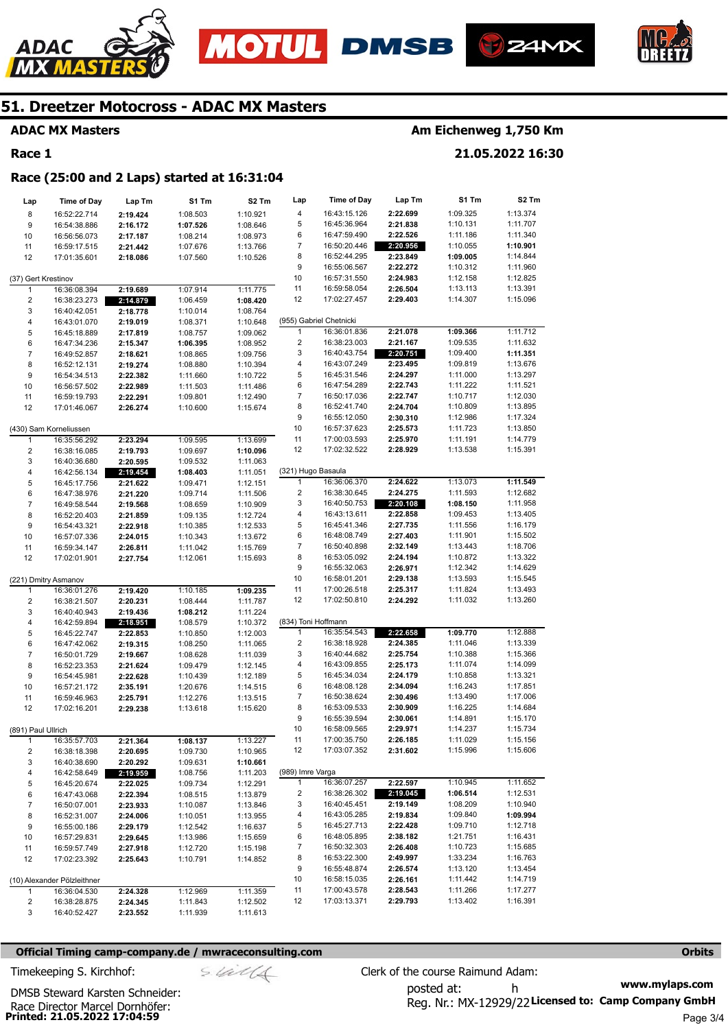# 51. Dreetzer Motocross - ADAC MX Masters

**ADAC MX Masters** — **Am Eichenweg 1,750 Km**

**Race 1** — **21.05.2022 16:30**

## Race (25:00 and 2 Laps) started at 16:31:04

| Lap | Time of Day | Lap Tm | S1 Tm | S2 Tm |
|---|---|---|---|---|
| 8 | 16:52:22.714 | 2:19.424 | 1:08.503 | 1:10.921 |
| 9 | 16:54:38.886 | 2:16.172 | 1:07.526 | 1:08.646 |
| 10 | 16:56:56.073 | 2:17.187 | 1:08.214 | 1:08.973 |
| 11 | 16:59:17.515 | 2:21.442 | 1:07.676 | 1:13.766 |
| 12 | 17:01:35.601 | 2:18.086 | 1:07.560 | 1:10.526 |

(37) Gert Krestinov

| Lap | Time of Day | Lap Tm | S1 Tm | S2 Tm |
|---|---|---|---|---|
| 1 | 16:36:08.394 | 2:19.689 | 1:07.914 | 1:11.775 |
| 2 | 16:38:23.273 | 2:14.879 | 1:06.459 | 1:08.420 |
| 3 | 16:40:42.051 | 2:18.778 | 1:10.014 | 1:08.764 |
| 4 | 16:43:01.070 | 2:19.019 | 1:08.371 | 1:10.648 |
| 5 | 16:45:18.889 | 2:17.819 | 1:08.757 | 1:09.062 |
| 6 | 16:47:34.236 | 2:15.347 | 1:06.395 | 1:08.952 |
| 7 | 16:49:52.857 | 2:18.621 | 1:08.865 | 1:09.756 |
| 8 | 16:52:12.131 | 2:19.274 | 1:08.880 | 1:10.394 |
| 9 | 16:54:34.513 | 2:22.382 | 1:11.660 | 1:10.722 |
| 10 | 16:56:57.502 | 2:22.989 | 1:11.503 | 1:11.486 |
| 11 | 16:59:19.793 | 2:22.291 | 1:09.801 | 1:12.490 |
| 12 | 17:01:46.067 | 2:26.274 | 1:10.600 | 1:15.674 |

(430) Sam Korneliussen

| Lap | Time of Day | Lap Tm | S1 Tm | S2 Tm |
|---|---|---|---|---|
| 1 | 16:35:56.292 | 2:23.294 | 1:09.595 | 1:13.699 |
| 2 | 16:38:16.085 | 2:19.793 | 1:09.697 | 1:10.096 |
| 3 | 16:40:36.680 | 2:20.595 | 1:09.532 | 1:11.063 |
| 4 | 16:42:56.134 | 2:19.454 | 1:08.403 | 1:11.051 |
| 5 | 16:45:17.756 | 2:21.622 | 1:09.471 | 1:12.151 |
| 6 | 16:47:38.976 | 2:21.220 | 1:09.714 | 1:11.506 |
| 7 | 16:49:58.544 | 2:19.568 | 1:08.659 | 1:10.909 |
| 8 | 16:52:20.403 | 2:21.859 | 1:09.135 | 1:12.724 |
| 9 | 16:54:43.321 | 2:22.918 | 1:10.385 | 1:12.533 |
| 10 | 16:57:07.336 | 2:24.015 | 1:10.343 | 1:13.672 |
| 11 | 16:59:34.147 | 2:26.811 | 1:11.042 | 1:15.769 |
| 12 | 17:02:01.901 | 2:27.754 | 1:12.061 | 1:15.693 |

(221) Dmitry Asmanov

| Lap | Time of Day | Lap Tm | S1 Tm | S2 Tm |
|---|---|---|---|---|
| 1 | 16:36:01.276 | 2:19.420 | 1:10.185 | 1:09.235 |
| 2 | 16:38:21.507 | 2:20.231 | 1:08.444 | 1:11.787 |
| 3 | 16:40:40.943 | 2:19.436 | 1:08.212 | 1:11.224 |
| 4 | 16:42:59.894 | 2:18.951 | 1:08.579 | 1:10.372 |
| 5 | 16:45:22.747 | 2:22.853 | 1:10.850 | 1:12.003 |
| 6 | 16:47:42.062 | 2:19.315 | 1:08.250 | 1:11.065 |
| 7 | 16:50:01.729 | 2:19.667 | 1:08.628 | 1:11.039 |
| 8 | 16:52:23.353 | 2:21.624 | 1:09.479 | 1:12.145 |
| 9 | 16:54:45.981 | 2:22.628 | 1:10.439 | 1:12.189 |
| 10 | 16:57:21.172 | 2:35.191 | 1:20.676 | 1:14.515 |
| 11 | 16:59:46.963 | 2:25.791 | 1:12.276 | 1:13.515 |
| 12 | 17:02:16.201 | 2:29.238 | 1:13.618 | 1:15.620 |

(891) Paul Ullrich

| Lap | Time of Day | Lap Tm | S1 Tm | S2 Tm |
|---|---|---|---|---|
| 1 | 16:35:57.703 | 2:21.364 | 1:08.137 | 1:13.227 |
| 2 | 16:38:18.398 | 2:20.695 | 1:09.730 | 1:10.965 |
| 3 | 16:40:38.690 | 2:20.292 | 1:09.631 | 1:10.661 |
| 4 | 16:42:58.649 | 2:19.959 | 1:08.756 | 1:11.203 |
| 5 | 16:45:20.674 | 2:22.025 | 1:09.734 | 1:12.291 |
| 6 | 16:47:43.068 | 2:22.394 | 1:08.515 | 1:13.879 |
| 7 | 16:50:07.001 | 2:23.933 | 1:10.087 | 1:13.846 |
| 8 | 16:52:31.007 | 2:24.006 | 1:10.051 | 1:13.955 |
| 9 | 16:55:00.186 | 2:29.179 | 1:12.542 | 1:16.637 |
| 10 | 16:57:29.831 | 2:29.645 | 1:13.986 | 1:15.659 |
| 11 | 16:59:57.749 | 2:27.918 | 1:12.720 | 1:15.198 |
| 12 | 17:02:23.392 | 2:25.643 | 1:10.791 | 1:14.852 |

(10) Alexander Pölzleithner

| Lap | Time of Day | Lap Tm | S1 Tm | S2 Tm |
|---|---|---|---|---|
| 1 | 16:36:04.530 | 2:24.328 | 1:12.969 | 1:11.359 |
| 2 | 16:38:28.875 | 2:24.345 | 1:11.843 | 1:12.502 |
| 3 | 16:40:52.427 | 2:23.552 | 1:11.939 | 1:11.613 |
| 4 | 16:43:15.126 | 2:22.699 | 1:09.325 | 1:13.374 |
| 5 | 16:45:36.964 | 2:21.838 | 1:10.131 | 1:11.707 |
| 6 | 16:47:59.490 | 2:22.526 | 1:11.186 | 1:11.340 |
| 7 | 16:50:20.446 | 2:20.956 | 1:10.055 | 1:10.901 |
| 8 | 16:52:44.295 | 2:23.849 | 1:09.005 | 1:14.844 |
| 9 | 16:55:06.567 | 2:22.272 | 1:10.312 | 1:11.960 |
| 10 | 16:57:31.550 | 2:24.983 | 1:12.158 | 1:12.825 |
| 11 | 16:59:58.054 | 2:26.504 | 1:13.113 | 1:13.391 |
| 12 | 17:02:27.457 | 2:29.403 | 1:14.307 | 1:15.096 |

(955) Gabriel Chetnicki

| Lap | Time of Day | Lap Tm | S1 Tm | S2 Tm |
|---|---|---|---|---|
| 1 | 16:36:01.836 | 2:21.078 | 1:09.366 | 1:11.712 |
| 2 | 16:38:23.003 | 2:21.167 | 1:09.535 | 1:11.632 |
| 3 | 16:40:43.754 | 2:20.751 | 1:09.400 | 1:11.351 |
| 4 | 16:43:07.249 | 2:23.495 | 1:09.819 | 1:13.676 |
| 5 | 16:45:31.546 | 2:24.297 | 1:11.000 | 1:13.297 |
| 6 | 16:47:54.289 | 2:22.743 | 1:11.222 | 1:11.521 |
| 7 | 16:50:17.036 | 2:22.747 | 1:10.717 | 1:12.030 |
| 8 | 16:52:41.740 | 2:24.704 | 1:10.809 | 1:13.895 |
| 9 | 16:55:12.050 | 2:30.310 | 1:12.986 | 1:17.324 |
| 10 | 16:57:37.623 | 2:25.573 | 1:11.723 | 1:13.850 |
| 11 | 17:00:03.593 | 2:25.970 | 1:11.191 | 1:14.779 |
| 12 | 17:02:32.522 | 2:28.929 | 1:13.538 | 1:15.391 |

(321) Hugo Basaula

| Lap | Time of Day | Lap Tm | S1 Tm | S2 Tm |
|---|---|---|---|---|
| 1 | 16:36:06.370 | 2:24.622 | 1:13.073 | 1:11.549 |
| 2 | 16:38:30.645 | 2:24.275 | 1:11.593 | 1:12.682 |
| 3 | 16:40:50.753 | 2:20.108 | 1:08.150 | 1:11.958 |
| 4 | 16:43:13.611 | 2:22.858 | 1:09.453 | 1:13.405 |
| 5 | 16:45:41.346 | 2:27.735 | 1:11.556 | 1:16.179 |
| 6 | 16:48:08.749 | 2:27.403 | 1:11.901 | 1:15.502 |
| 7 | 16:50:40.898 | 2:32.149 | 1:13.443 | 1:18.706 |
| 8 | 16:53:05.092 | 2:24.194 | 1:10.872 | 1:13.322 |
| 9 | 16:55:32.063 | 2:26.971 | 1:12.342 | 1:14.629 |
| 10 | 16:58:01.201 | 2:29.138 | 1:13.593 | 1:15.545 |
| 11 | 17:00:26.518 | 2:25.317 | 1:11.824 | 1:13.493 |
| 12 | 17:02:50.810 | 2:24.292 | 1:11.032 | 1:13.260 |

(834) Toni Hoffmann

| Lap | Time of Day | Lap Tm | S1 Tm | S2 Tm |
|---|---|---|---|---|
| 1 | 16:35:54.543 | 2:22.658 | 1:09.770 | 1:12.888 |
| 2 | 16:38:18.928 | 2:24.385 | 1:11.046 | 1:13.339 |
| 3 | 16:40:44.682 | 2:25.754 | 1:10.388 | 1:15.366 |
| 4 | 16:43:09.855 | 2:25.173 | 1:11.074 | 1:14.099 |
| 5 | 16:45:34.034 | 2:24.179 | 1:10.858 | 1:13.321 |
| 6 | 16:48:08.128 | 2:34.094 | 1:16.243 | 1:17.851 |
| 7 | 16:50:38.624 | 2:30.496 | 1:13.490 | 1:17.006 |
| 8 | 16:53:09.533 | 2:30.909 | 1:16.225 | 1:14.684 |
| 9 | 16:55:39.594 | 2:30.061 | 1:14.891 | 1:15.170 |
| 10 | 16:58:09.565 | 2:29.971 | 1:14.237 | 1:15.734 |
| 11 | 17:00:35.750 | 2:26.185 | 1:11.029 | 1:15.156 |
| 12 | 17:03:07.352 | 2:31.602 | 1:15.996 | 1:15.606 |

(989) Imre Varga

| Lap | Time of Day | Lap Tm | S1 Tm | S2 Tm |
|---|---|---|---|---|
| 1 | 16:36:07.257 | 2:22.597 | 1:10.945 | 1:11.652 |
| 2 | 16:38:26.302 | 2:19.045 | 1:06.514 | 1:12.531 |
| 3 | 16:40:45.451 | 2:19.149 | 1:08.209 | 1:10.940 |
| 4 | 16:43:05.285 | 2:19.834 | 1:09.840 | 1:09.994 |
| 5 | 16:45:27.713 | 2:22.428 | 1:09.710 | 1:12.718 |
| 6 | 16:48:05.895 | 2:38.182 | 1:21.751 | 1:16.431 |
| 7 | 16:50:32.303 | 2:26.408 | 1:10.723 | 1:15.685 |
| 8 | 16:53:22.300 | 2:49.997 | 1:33.234 | 1:16.763 |
| 9 | 16:55:48.874 | 2:26.574 | 1:13.120 | 1:13.454 |
| 10 | 16:58:15.035 | 2:26.161 | 1:11.442 | 1:14.719 |
| 11 | 17:00:43.578 | 2:28.543 | 1:11.266 | 1:17.277 |
| 12 | 17:03:13.371 | 2:29.793 | 1:13.402 | 1:16.391 |

**Official Timing camp-company.de / mwraceconsulting.com** — **Orbits**

Timekeeping S. Kirchhof:

DMSB Steward Karsten Schneider:

Race Director Marcel Dornhöfer:

Clerk of the course Raimund Adam:

posted at: h

Reg. Nr.: MX-12929/22

www.mylaps.com

**Licensed to: Camp Company GmbH**

**Printed: 21.05.2022 17:04:59**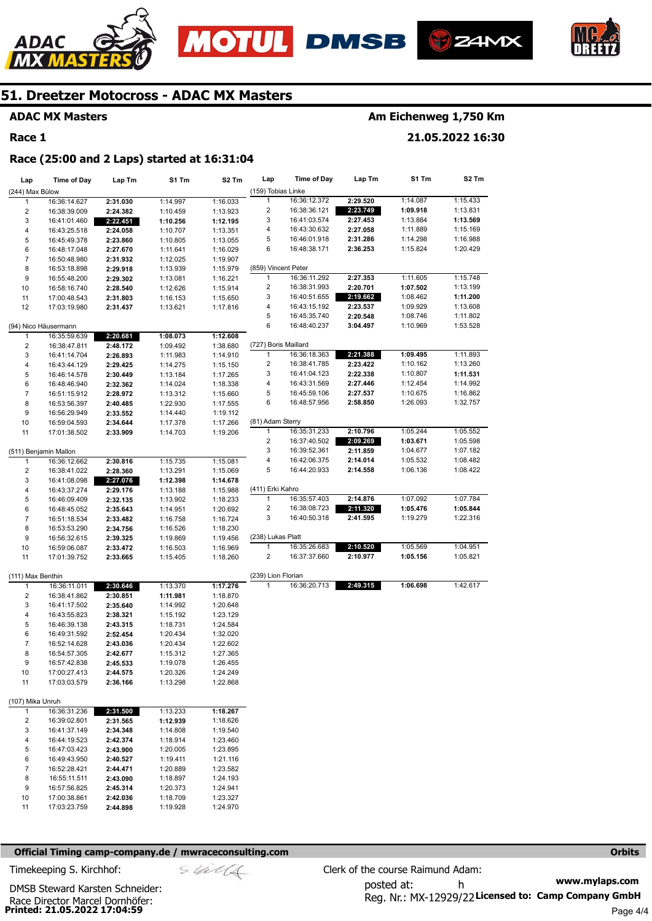# 51. Dreetzer Motocross - ADAC MX Masters

**ADAC MX Masters** — **Am Eichenweg 1,750 Km**

**Race 1** — **21.05.2022 16:30**

**Race (25:00 and 2 Laps) started at 16:31:04**

**(244) Max Bülow**

| Lap | Time of Day | Lap Tm | S1 Tm | S2 Tm |
|---|---|---|---|---|
| 1 | 16:36:14.627 | 2:31.030 | 1:14.997 | 1:16.033 |
| 2 | 16:38:39.009 | 2:24.382 | 1:10.459 | 1:13.923 |
| 3 | 16:41:01.460 | 2:22.451 | 1:10.256 | 1:12.195 |
| 4 | 16:43:25.518 | 2:24.058 | 1:10.707 | 1:13.351 |
| 5 | 16:45:49.378 | 2:23.860 | 1:10.805 | 1:13.055 |
| 6 | 16:48:17.048 | 2:27.670 | 1:11.641 | 1:16.029 |
| 7 | 16:50:48.980 | 2:31.932 | 1:12.025 | 1:19.907 |
| 8 | 16:53:18.898 | 2:29.918 | 1:13.939 | 1:15.979 |
| 9 | 16:55:48.200 | 2:29.302 | 1:13.081 | 1:16.221 |
| 10 | 16:58:16.740 | 2:28.540 | 1:12.626 | 1:15.914 |
| 11 | 17:00:48.543 | 2:31.803 | 1:16.153 | 1:15.650 |
| 12 | 17:03:19.980 | 2:31.437 | 1:13.621 | 1:17.816 |

**(94) Nico Häusermann**

| Lap | Time of Day | Lap Tm | S1 Tm | S2 Tm |
|---|---|---|---|---|
| 1 | 16:35:59.639 | 2:20.681 | 1:08.073 | 1:12.608 |
| 2 | 16:38:47.811 | 2:48.172 | 1:09.492 | 1:38.680 |
| 3 | 16:41:14.704 | 2:26.893 | 1:11.983 | 1:14.910 |
| 4 | 16:43:44.129 | 2:29.425 | 1:14.275 | 1:15.150 |
| 5 | 16:46:14.578 | 2:30.449 | 1:13.184 | 1:17.265 |
| 6 | 16:48:46.940 | 2:32.362 | 1:14.024 | 1:18.338 |
| 7 | 16:51:15.912 | 2:28.972 | 1:13.312 | 1:15.660 |
| 8 | 16:53:56.397 | 2:40.485 | 1:22.930 | 1:17.555 |
| 9 | 16:56:29.949 | 2:33.552 | 1:14.440 | 1:19.112 |
| 10 | 16:59:04.593 | 2:34.644 | 1:17.378 | 1:17.266 |
| 11 | 17:01:38.502 | 2:33.909 | 1:14.703 | 1:19.206 |

**(511) Benjamin Mallon**

| Lap | Time of Day | Lap Tm | S1 Tm | S2 Tm |
|---|---|---|---|---|
| 1 | 16:36:12.662 | 2:30.816 | 1:15.735 | 1:15.081 |
| 2 | 16:38:41.022 | 2:28.360 | 1:13.291 | 1:15.069 |
| 3 | 16:41:08.098 | 2:27.076 | 1:12.398 | 1:14.678 |
| 4 | 16:43:37.274 | 2:29.176 | 1:13.188 | 1:15.988 |
| 5 | 16:46:09.409 | 2:32.135 | 1:13.902 | 1:18.233 |
| 6 | 16:48:45.052 | 2:35.643 | 1:14.951 | 1:20.692 |
| 7 | 16:51:18.534 | 2:33.482 | 1:16.758 | 1:16.724 |
| 8 | 16:53:53.290 | 2:34.756 | 1:16.526 | 1:18.230 |
| 9 | 16:56:32.615 | 2:39.325 | 1:19.869 | 1:19.456 |
| 10 | 16:59:06.087 | 2:33.472 | 1:16.503 | 1:16.969 |
| 11 | 17:01:39.752 | 2:33.665 | 1:15.405 | 1:18.260 |

**(111) Max Benthin**

| Lap | Time of Day | Lap Tm | S1 Tm | S2 Tm |
|---|---|---|---|---|
| 1 | 16:36:11.011 | 2:30.646 | 1:13.370 | 1:17.276 |
| 2 | 16:38:41.862 | 2:30.851 | 1:11.981 | 1:18.870 |
| 3 | 16:41:17.502 | 2:35.640 | 1:14.992 | 1:20.648 |
| 4 | 16:43:55.823 | 2:38.321 | 1:15.192 | 1:23.129 |
| 5 | 16:46:39.138 | 2:43.315 | 1:18.731 | 1:24.584 |
| 6 | 16:49:31.592 | 2:52.454 | 1:20.434 | 1:32.020 |
| 7 | 16:52:14.628 | 2:43.036 | 1:20.434 | 1:22.602 |
| 8 | 16:54:57.305 | 2:42.677 | 1:15.312 | 1:27.365 |
| 9 | 16:57:42.838 | 2:45.533 | 1:19.078 | 1:26.455 |
| 10 | 17:00:27.413 | 2:44.575 | 1:20.326 | 1:24.249 |
| 11 | 17:03:03.579 | 2:36.166 | 1:13.298 | 1:22.868 |

**(107) Mika Unruh**

| Lap | Time of Day | Lap Tm | S1 Tm | S2 Tm |
|---|---|---|---|---|
| 1 | 16:36:31.236 | 2:31.500 | 1:13.233 | 1:18.267 |
| 2 | 16:39:02.801 | 2:31.565 | 1:12.939 | 1:18.626 |
| 3 | 16:41:37.149 | 2:34.348 | 1:14.808 | 1:19.540 |
| 4 | 16:44:19.523 | 2:42.374 | 1:18.914 | 1:23.460 |
| 5 | 16:47:03.423 | 2:43.900 | 1:20.005 | 1:23.895 |
| 6 | 16:49:43.950 | 2:40.527 | 1:19.411 | 1:21.116 |
| 7 | 16:52:28.421 | 2:44.471 | 1:20.889 | 1:23.582 |
| 8 | 16:55:11.511 | 2:43.090 | 1:18.897 | 1:24.193 |
| 9 | 16:57:56.825 | 2:45.314 | 1:20.373 | 1:24.941 |
| 10 | 17:00:38.861 | 2:42.036 | 1:18.709 | 1:23.327 |
| 11 | 17:03:23.759 | 2:44.898 | 1:19.928 | 1:24.970 |

**(159) Tobias Linke**

| Lap | Time of Day | Lap Tm | S1 Tm | S2 Tm |
|---|---|---|---|---|
| 1 | 16:36:12.372 | 2:29.520 | 1:14.087 | 1:15.433 |
| 2 | 16:38:36.121 | 2:23.749 | 1:09.918 | 1:13.831 |
| 3 | 16:41:03.574 | 2:27.453 | 1:13.884 | 1:13.569 |
| 4 | 16:43:30.632 | 2:27.058 | 1:11.889 | 1:15.169 |
| 5 | 16:46:01.918 | 2:31.286 | 1:14.298 | 1:16.988 |
| 6 | 16:48:38.171 | 2:36.253 | 1:15.824 | 1:20.429 |

**(859) Vincent Peter**

| Lap | Time of Day | Lap Tm | S1 Tm | S2 Tm |
|---|---|---|---|---|
| 1 | 16:36:11.292 | 2:27.353 | 1:11.605 | 1:15.748 |
| 2 | 16:38:31.993 | 2:20.701 | 1:07.502 | 1:13.199 |
| 3 | 16:40:51.655 | 2:19.662 | 1:08.462 | 1:11.200 |
| 4 | 16:43:15.192 | 2:23.537 | 1:09.929 | 1:13.608 |
| 5 | 16:45:35.740 | 2:20.548 | 1:08.746 | 1:11.802 |
| 6 | 16:48:40.237 | 3:04.497 | 1:10.969 | 1:53.528 |

**(727) Boris Maillard**

| Lap | Time of Day | Lap Tm | S1 Tm | S2 Tm |
|---|---|---|---|---|
| 1 | 16:36:18.363 | 2:21.388 | 1:09.495 | 1:11.893 |
| 2 | 16:38:41.785 | 2:23.422 | 1:10.162 | 1:13.260 |
| 3 | 16:41:04.123 | 2:22.338 | 1:10.807 | 1:11.531 |
| 4 | 16:43:31.569 | 2:27.446 | 1:12.454 | 1:14.992 |
| 5 | 16:45:59.106 | 2:27.537 | 1:10.675 | 1:16.862 |
| 6 | 16:48:57.956 | 2:58.850 | 1:26.093 | 1:32.757 |

**(81) Adam Sterry**

| Lap | Time of Day | Lap Tm | S1 Tm | S2 Tm |
|---|---|---|---|---|
| 1 | 16:35:31.233 | 2:10.796 | 1:05.244 | 1:05.552 |
| 2 | 16:37:40.502 | 2:09.269 | 1:03.671 | 1:05.598 |
| 3 | 16:39:52.361 | 2:11.859 | 1:04.677 | 1:07.182 |
| 4 | 16:42:06.375 | 2:14.014 | 1:05.532 | 1:08.482 |
| 5 | 16:44:20.933 | 2:14.558 | 1:06.136 | 1:08.422 |

**(411) Erki Kahro**

| Lap | Time of Day | Lap Tm | S1 Tm | S2 Tm |
|---|---|---|---|---|
| 1 | 16:35:57.403 | 2:14.876 | 1:07.092 | 1:07.784 |
| 2 | 16:38:08.723 | 2:11.320 | 1:05.476 | 1:05.844 |
| 3 | 16:40:50.318 | 2:41.595 | 1:19.279 | 1:22.316 |

**(238) Lukas Platt**

| Lap | Time of Day | Lap Tm | S1 Tm | S2 Tm |
|---|---|---|---|---|
| 1 | 16:35:26.683 | 2:10.520 | 1:05.569 | 1:04.951 |
| 2 | 16:37:37.660 | 2:10.977 | 1:05.156 | 1:05.821 |

**(239) Lion Florian**

| Lap | Time of Day | Lap Tm | S1 Tm | S2 Tm |
|---|---|---|---|---|
| 1 | 16:36:20.713 | 2:49.315 | 1:06.698 | 1:42.617 |

**Official Timing camp-company.de / mwraceconsulting.com** — **Orbits**

Timekeeping S. Kirchhof:

Clerk of the course Raimund Adam:

DMSB Steward Karsten Schneider:

posted at: h

Race Director Marcel Dornhöfer:

Reg. Nr.: MX-12929/22

www.mylaps.com

**Licensed to: Camp Company GmbH**

**Printed: 21.05.2022 17:04:59**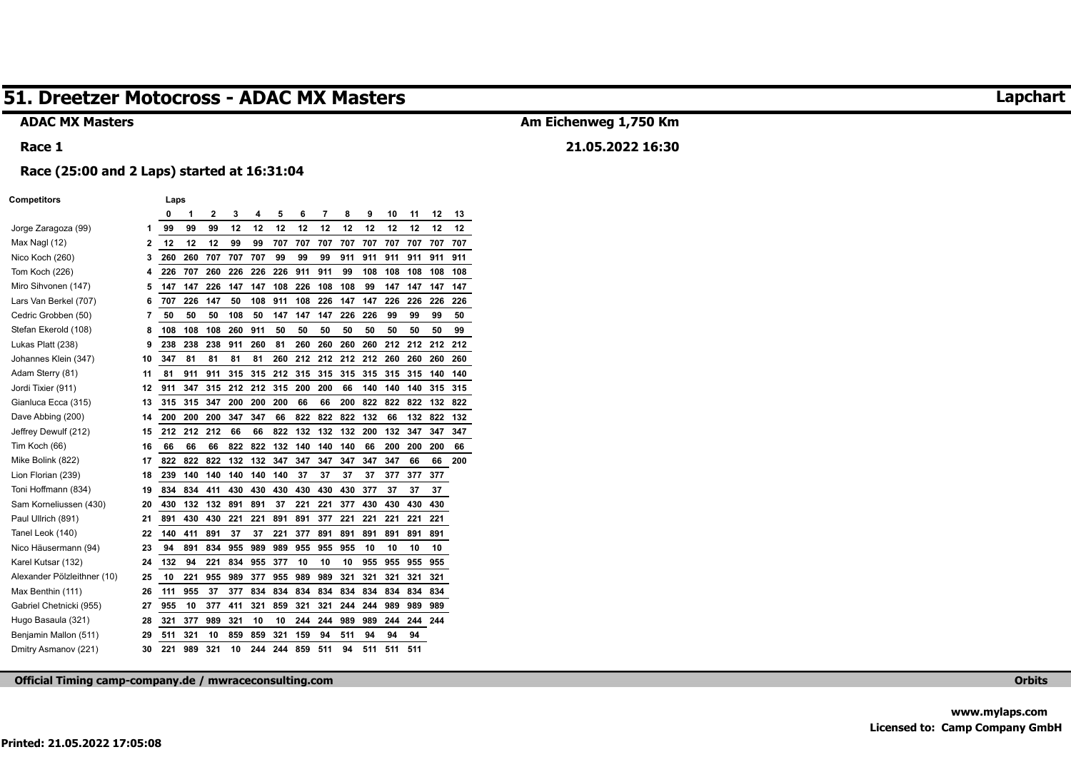# 51. Dreetzer Motocross - ADAC MX Masters

**Lapchart**

**ADAC MX Masters**

**Am Eichenweg 1,750 Km**

**Race 1**

**21.05.2022 16:30**

**Race (25:00 and 2 Laps) started at 16:31:04**

| Competitors | | 0 | 1 | 2 | 3 | 4 | 5 | 6 | 7 | 8 | 9 | 10 | 11 | 12 | 13 |
|---|---|---|---|---|---|---|---|---|---|---|---|---|---|---|---|
| Jorge Zaragoza (99) | 1 | 99 | 99 | 99 | 12 | 12 | 12 | 12 | 12 | 12 | 12 | 12 | 12 | 12 | 12 |
| Max Nagl (12) | 2 | 12 | 12 | 12 | 99 | 99 | 707 | 707 | 707 | 707 | 707 | 707 | 707 | 707 | 707 |
| Nico Koch (260) | 3 | 260 | 260 | 707 | 707 | 707 | 99 | 99 | 99 | 911 | 911 | 911 | 911 | 911 | 911 |
| Tom Koch (226) | 4 | 226 | 707 | 260 | 226 | 226 | 226 | 911 | 911 | 99 | 108 | 108 | 108 | 108 | 108 |
| Miro Sihvonen (147) | 5 | 147 | 147 | 226 | 147 | 147 | 108 | 226 | 108 | 108 | 99 | 147 | 147 | 147 | 147 |
| Lars Van Berkel (707) | 6 | 707 | 226 | 147 | 50 | 108 | 911 | 108 | 226 | 147 | 147 | 226 | 226 | 226 | 226 |
| Cedric Grobben (50) | 7 | 50 | 50 | 50 | 108 | 50 | 147 | 147 | 147 | 226 | 226 | 99 | 99 | 99 | 50 |
| Stefan Ekerold (108) | 8 | 108 | 108 | 108 | 260 | 911 | 50 | 50 | 50 | 50 | 50 | 50 | 50 | 50 | 99 |
| Lukas Platt (238) | 9 | 238 | 238 | 238 | 911 | 260 | 81 | 260 | 260 | 260 | 260 | 212 | 212 | 212 | 212 |
| Johannes Klein (347) | 10 | 347 | 81 | 81 | 81 | 81 | 260 | 212 | 212 | 212 | 212 | 260 | 260 | 260 | 260 |
| Adam Sterry (81) | 11 | 81 | 911 | 911 | 315 | 315 | 212 | 315 | 315 | 315 | 315 | 315 | 315 | 140 | 140 |
| Jordi Tixier (911) | 12 | 911 | 347 | 315 | 212 | 212 | 315 | 200 | 200 | 66 | 140 | 140 | 140 | 315 | 315 |
| Gianluca Ecca (315) | 13 | 315 | 315 | 347 | 200 | 200 | 200 | 66 | 66 | 200 | 822 | 822 | 822 | 132 | 822 |
| Dave Abbing (200) | 14 | 200 | 200 | 200 | 347 | 347 | 66 | 822 | 822 | 822 | 132 | 66 | 132 | 822 | 132 |
| Jeffrey Dewulf (212) | 15 | 212 | 212 | 212 | 66 | 66 | 822 | 132 | 132 | 132 | 200 | 132 | 347 | 347 | 347 |
| Tim Koch (66) | 16 | 66 | 66 | 66 | 822 | 822 | 132 | 140 | 140 | 140 | 66 | 200 | 200 | 200 | 66 |
| Mike Bolink (822) | 17 | 822 | 822 | 822 | 132 | 132 | 347 | 347 | 347 | 347 | 347 | 347 | 66 | 66 | 200 |
| Lion Florian (239) | 18 | 239 | 140 | 140 | 140 | 140 | 140 | 37 | 37 | 37 | 37 | 377 | 377 | 377 | |
| Toni Hoffmann (834) | 19 | 834 | 834 | 411 | 430 | 430 | 430 | 430 | 430 | 430 | 377 | 37 | 37 | 37 | |
| Sam Korneliussen (430) | 20 | 430 | 132 | 132 | 891 | 891 | 37 | 221 | 221 | 377 | 430 | 430 | 430 | 430 | |
| Paul Ullrich (891) | 21 | 891 | 430 | 430 | 221 | 221 | 891 | 891 | 377 | 221 | 221 | 221 | 221 | 221 | |
| Tanel Leok (140) | 22 | 140 | 411 | 891 | 37 | 37 | 221 | 377 | 891 | 891 | 891 | 891 | 891 | 891 | |
| Nico Häusermann (94) | 23 | 94 | 891 | 834 | 955 | 989 | 989 | 955 | 955 | 955 | 10 | 10 | 10 | 10 | |
| Karel Kutsar (132) | 24 | 132 | 94 | 221 | 834 | 955 | 377 | 10 | 10 | 10 | 955 | 955 | 955 | 955 | |
| Alexander Pölzleithner (10) | 25 | 10 | 221 | 955 | 989 | 377 | 955 | 989 | 989 | 321 | 321 | 321 | 321 | 321 | |
| Max Benthin (111) | 26 | 111 | 955 | 37 | 377 | 834 | 834 | 834 | 834 | 834 | 834 | 834 | 834 | 834 | |
| Gabriel Chetnicki (955) | 27 | 955 | 10 | 377 | 411 | 321 | 859 | 321 | 321 | 244 | 244 | 989 | 989 | 989 | |
| Hugo Basaula (321) | 28 | 321 | 377 | 989 | 321 | 10 | 10 | 244 | 244 | 989 | 989 | 244 | 244 | 244 | |
| Benjamin Mallon (511) | 29 | 511 | 321 | 10 | 859 | 859 | 321 | 159 | 94 | 511 | 94 | 94 | 94 | | |
| Dmitry Asmanov (221) | 30 | 221 | 989 | 321 | 10 | 244 | 244 | 859 | 511 | 94 | 511 | 511 | 511 | | |

**Official Timing camp-company.de / mwraceconsulting.com**

**Orbits**

**www.mylaps.com**

**Licensed to: Camp Company GmbH**

**Printed: 21.05.2022 17:05:08**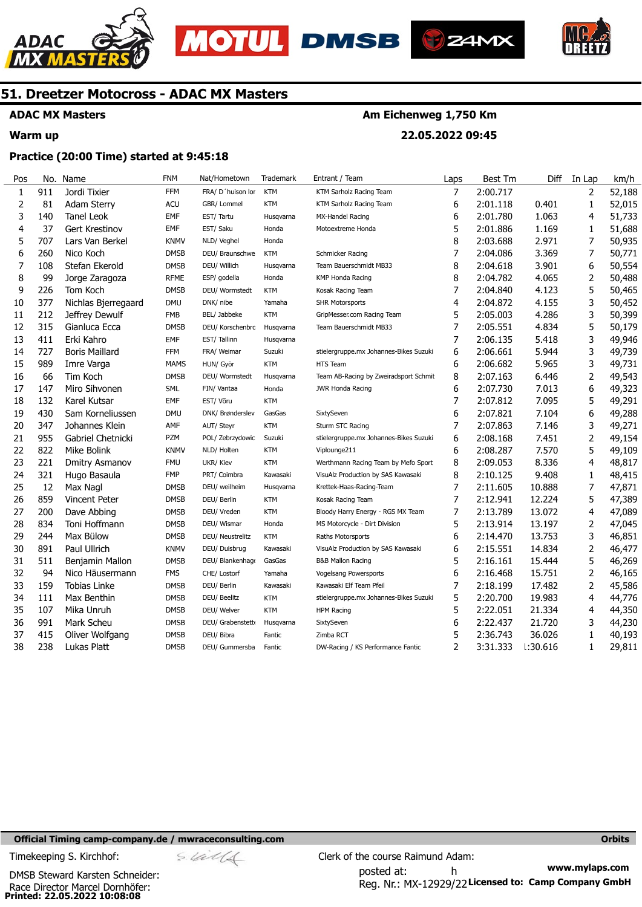# 51. Dreetzer Motocross - ADAC MX Masters

**ADAC MX Masters** — **Am Eichenweg 1,750 Km**

**Warm up** — **22.05.2022 09:45**

**Practice (20:00 Time) started at 9:45:18**

| Pos | No. | Name | FNM | Nat/Hometown | Trademark | Entrant / Team | Laps | Best Tm | Diff | In Lap | km/h |
|---|---|---|---|---|---|---|---|---|---|---|---|
| 1 | 911 | Jordi Tixier | FFM | FRA/ D´huison lor | KTM | KTM Sarholz Racing Team | 7 | 2:00.717 | | 2 | 52,188 |
| 2 | 81 | Adam Sterry | ACU | GBR/ Lommel | KTM | KTM Sarholz Racing Team | 6 | 2:01.118 | 0.401 | 1 | 52,015 |
| 3 | 140 | Tanel Leok | EMF | EST/ Tartu | Husqvarna | MX-Handel Racing | 6 | 2:01.780 | 1.063 | 4 | 51,733 |
| 4 | 37 | Gert Krestinov | EMF | EST/ Saku | Honda | Motoextreme Honda | 5 | 2:01.886 | 1.169 | 1 | 51,688 |
| 5 | 707 | Lars Van Berkel | KNMV | NLD/ Veghel | Honda | | 8 | 2:03.688 | 2.971 | 7 | 50,935 |
| 6 | 260 | Nico Koch | DMSB | DEU/ Braunschwe | KTM | Schmicker Racing | 7 | 2:04.086 | 3.369 | 7 | 50,771 |
| 7 | 108 | Stefan Ekerold | DMSB | DEU/ Willich | Husqvarna | Team Bauerschmidt MB33 | 8 | 2:04.618 | 3.901 | 6 | 50,554 |
| 8 | 99 | Jorge Zaragoza | RFME | ESP/ godella | Honda | KMP Honda Racing | 8 | 2:04.782 | 4.065 | 2 | 50,488 |
| 9 | 226 | Tom Koch | DMSB | DEU/ Wormstedt | KTM | Kosak Racing Team | 7 | 2:04.840 | 4.123 | 5 | 50,465 |
| 10 | 377 | Nichlas Bjerregaard | DMU | DNK/ nibe | Yamaha | SHR Motorsports | 4 | 2:04.872 | 4.155 | 3 | 50,452 |
| 11 | 212 | Jeffrey Dewulf | FMB | BEL/ Jabbeke | KTM | GripMesser.com Racing Team | 5 | 2:05.003 | 4.286 | 3 | 50,399 |
| 12 | 315 | Gianluca Ecca | DMSB | DEU/ Korschenbrc | Husqvarna | Team Bauerschmidt MB33 | 7 | 2:05.551 | 4.834 | 5 | 50,179 |
| 13 | 411 | Erki Kahro | EMF | EST/ Tallinn | Husqvarna | | 7 | 2:06.135 | 5.418 | 3 | 49,946 |
| 14 | 727 | Boris Maillard | FFM | FRA/ Weimar | Suzuki | stielergruppe.mx Johannes-Bikes Suzuki | 6 | 2:06.661 | 5.944 | 3 | 49,739 |
| 15 | 989 | Imre Varga | MAMS | HUN/ Györ | KTM | HTS Team | 6 | 2:06.682 | 5.965 | 3 | 49,731 |
| 16 | 66 | Tim Koch | DMSB | DEU/ Wormstedt | Husqvarna | Team AB-Racing by Zweiradsport Schmit | 8 | 2:07.163 | 6.446 | 2 | 49,543 |
| 17 | 147 | Miro Sihvonen | SML | FIN/ Vantaa | Honda | JWR Honda Racing | 6 | 2:07.730 | 7.013 | 6 | 49,323 |
| 18 | 132 | Karel Kutsar | EMF | EST/ Võru | KTM | | 7 | 2:07.812 | 7.095 | 5 | 49,291 |
| 19 | 430 | Sam Korneliussen | DMU | DNK/ Brønderslev | GasGas | SixtySeven | 6 | 2:07.821 | 7.104 | 6 | 49,288 |
| 20 | 347 | Johannes Klein | AMF | AUT/ Steyr | KTM | Sturm STC Racing | 7 | 2:07.863 | 7.146 | 3 | 49,271 |
| 21 | 955 | Gabriel Chetnicki | PZM | POL/ Zebrzydowic | Suzuki | stielergruppe.mx Johannes-Bikes Suzuki | 6 | 2:08.168 | 7.451 | 2 | 49,154 |
| 22 | 822 | Mike Bolink | KNMV | NLD/ Holten | KTM | Viplounge211 | 6 | 2:08.287 | 7.570 | 5 | 49,109 |
| 23 | 221 | Dmitry Asmanov | FMU | UKR/ Kiev | KTM | Werthmann Racing Team by Mefo Sport | 8 | 2:09.053 | 8.336 | 4 | 48,817 |
| 24 | 321 | Hugo Basaula | FMP | PRT/ Coimbra | Kawasaki | VisuAlz Production by SAS Kawasaki | 8 | 2:10.125 | 9.408 | 1 | 48,415 |
| 25 | 12 | Max Nagl | DMSB | DEU/ weilheim | Husqvarna | Krettek-Haas-Racing-Team | 7 | 2:11.605 | 10.888 | 7 | 47,871 |
| 26 | 859 | Vincent Peter | DMSB | DEU/ Berlin | KTM | Kosak Racing Team | 7 | 2:12.941 | 12.224 | 5 | 47,389 |
| 27 | 200 | Dave Abbing | DMSB | DEU/ Vreden | KTM | Bloody Harry Energy - RGS MX Team | 7 | 2:13.789 | 13.072 | 4 | 47,089 |
| 28 | 834 | Toni Hoffmann | DMSB | DEU/ Wismar | Honda | MS Motorcycle - Dirt Division | 5 | 2:13.914 | 13.197 | 2 | 47,045 |
| 29 | 244 | Max Bülow | DMSB | DEU/ Neustrelitz | KTM | Raths Motorsports | 6 | 2:14.470 | 13.753 | 3 | 46,851 |
| 30 | 891 | Paul Ullrich | KNMV | DEU/ Duisbrug | Kawasaki | VisuAlz Production by SAS Kawasaki | 6 | 2:15.551 | 14.834 | 2 | 46,477 |
| 31 | 511 | Benjamin Mallon | DMSB | DEU/ Blankenhage | GasGas | B&B Mallon Racing | 5 | 2:16.161 | 15.444 | 5 | 46,269 |
| 32 | 94 | Nico Häusermann | FMS | CHE/ Lostorf | Yamaha | Vogelsang Powersports | 6 | 2:16.468 | 15.751 | 2 | 46,165 |
| 33 | 159 | Tobias Linke | DMSB | DEU/ Berlin | Kawasaki | Kawasaki Elf Team Pfeil | 7 | 2:18.199 | 17.482 | 2 | 45,586 |
| 34 | 111 | Max Benthin | DMSB | DEU/ Beelitz | KTM | stielergruppe.mx Johannes-Bikes Suzuki | 5 | 2:20.700 | 19.983 | 4 | 44,776 |
| 35 | 107 | Mika Unruh | DMSB | DEU/ Welver | KTM | HPM Racing | 5 | 2:22.051 | 21.334 | 4 | 44,350 |
| 36 | 991 | Mark Scheu | DMSB | DEU/ Grabenstett | Husqvarna | SixtySeven | 6 | 2:22.437 | 21.720 | 3 | 44,230 |
| 37 | 415 | Oliver Wolfgang | DMSB | DEU/ Bibra | Fantic | Zimba RCT | 5 | 2:36.743 | 36.026 | 1 | 40,193 |
| 38 | 238 | Lukas Platt | DMSB | DEU/ Gummersba | Fantic | DW-Racing / KS Performance Fantic | 2 | 3:31.333 | 1:30.616 | 1 | 29,811 |

**Official Timing camp-company.de / mwraceconsulting.com** — **Orbits**

Timekeeping S. Kirchhof:

Clerk of the course Raimund Adam:

DMSB Steward Karsten Schneider:

posted at: h

Race Director Marcel Dornhöfer:

Reg. Nr.: MX-12929/22

**www.mylaps.com**

**Licensed to: Camp Company GmbH**

**Printed: 22.05.2022 10:08:08**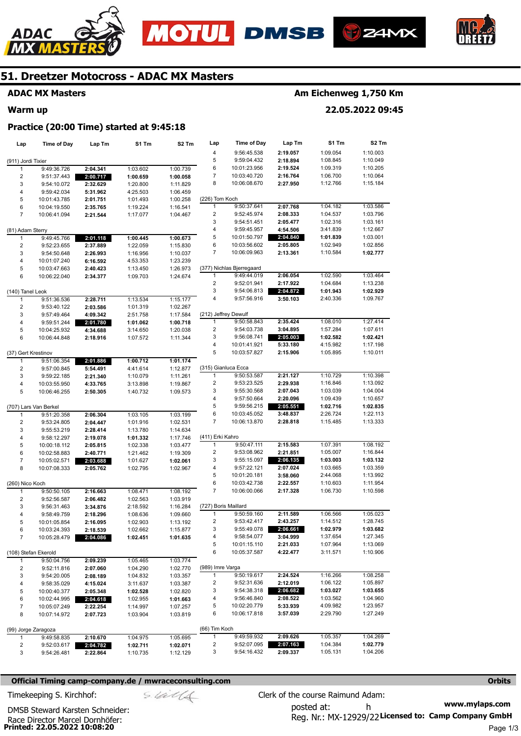# 51. Dreetzer Motocross - ADAC MX Masters

**ADAC MX Masters** — **Am Eichenweg 1,750 Km**

**Warm up** — **22.05.2022 09:45**

### Practice (20:00 Time) started at 9:45:18

| Lap | Time of Day | Lap Tm | S1 Tm | S2 Tm |
|---|---|---|---|---|
| **(911) Jordi Tixier** | | | | |
| 1 | 9:49:36.726 | **2:04.341** | 1:03.602 | 1:00.739 |
| 2 | 9:51:37.443 | **2:00.717** | **1:00.659** | **1:00.058** |
| 3 | 9:54:10.072 | **2:32.629** | 1:20.800 | 1:11.829 |
| 4 | 9:59:42.034 | **5:31.962** | 4:25.503 | 1:06.459 |
| 5 | 10:01:43.785 | **2:01.751** | 1:01.493 | 1:00.258 |
| 6 | 10:04:19.550 | **2:35.765** | 1:19.224 | 1:16.541 |
| 7 | 10:06:41.094 | **2:21.544** | 1:17.077 | 1:04.467 |
| **(81) Adam Sterry** | | | | |
| 1 | 9:49:45.766 | **2:01.118** | **1:00.445** | **1:00.673** |
| 2 | 9:52:23.655 | **2:37.889** | 1:22.059 | 1:15.830 |
| 3 | 9:54:50.648 | **2:26.993** | 1:16.956 | 1:10.037 |
| 4 | 10:01:07.240 | **6:16.592** | 4:53.353 | 1:23.239 |
| 5 | 10:03:47.663 | **2:40.423** | 1:13.450 | 1:26.973 |
| 6 | 10:06:22.040 | **2:34.377** | 1:09.703 | 1:24.674 |
| **(140) Tanel Leok** | | | | |
| 1 | 9:51:36.536 | **2:28.711** | 1:13.534 | 1:15.177 |
| 2 | 9:53:40.122 | **2:03.586** | 1:01.319 | 1:02.267 |
| 3 | 9:57:49.464 | **4:09.342** | 2:51.758 | 1:17.584 |
| 4 | 9:59:51.244 | **2:01.780** | **1:01.062** | **1:00.718** |
| 5 | 10:04:25.932 | **4:34.688** | 3:14.650 | 1:20.038 |
| 6 | 10:06:44.848 | **2:18.916** | 1:07.572 | 1:11.344 |
| **(37) Gert Krestinov** | | | | |
| 1 | 9:51:06.354 | **2:01.886** | **1:00.712** | **1:01.174** |
| 2 | 9:57:00.845 | **5:54.491** | 4:41.614 | 1:12.877 |
| 3 | 9:59:22.185 | **2:21.340** | 1:10.079 | 1:11.261 |
| 4 | 10:03:55.950 | **4:33.765** | 3:13.898 | 1:19.867 |
| 5 | 10:06:46.255 | **2:50.305** | 1:40.732 | 1:09.573 |
| **(707) Lars Van Berkel** | | | | |
| 1 | 9:51:20.358 | **2:06.304** | 1:03.105 | 1:03.199 |
| 2 | 9:53:24.805 | **2:04.447** | 1:01.916 | 1:02.531 |
| 3 | 9:55:53.219 | **2:28.414** | 1:13.780 | 1:14.634 |
| 4 | 9:58:12.297 | **2:19.078** | **1:01.332** | 1:17.746 |
| 5 | 10:00:18.112 | **2:05.815** | 1:02.338 | 1:03.477 |
| 6 | 10:02:58.883 | **2:40.771** | 1:21.462 | 1:19.309 |
| 7 | 10:05:02.571 | **2:03.688** | 1:01.627 | **1:02.061** |
| 8 | 10:07:08.333 | **2:05.762** | 1:02.795 | 1:02.967 |
| **(260) Nico Koch** | | | | |
| 1 | 9:50:50.105 | **2:16.663** | 1:08.471 | 1:08.192 |
| 2 | 9:52:56.587 | **2:06.482** | 1:02.563 | 1:03.919 |
| 3 | 9:56:31.463 | **3:34.876** | 2:18.592 | 1:16.284 |
| 4 | 9:58:49.759 | **2:18.296** | 1:08.636 | 1:09.660 |
| 5 | 10:01:05.854 | **2:16.095** | 1:02.903 | 1:13.192 |
| 6 | 10:03:24.393 | **2:18.539** | 1:02.662 | 1:15.877 |
| 7 | 10:05:28.479 | **2:04.086** | **1:02.451** | **1:01.635** |
| **(108) Stefan Ekerold** | | | | |
| 1 | 9:50:04.756 | **2:09.239** | 1:05.465 | 1:03.774 |
| 2 | 9:52:11.816 | **2:07.060** | 1:04.290 | 1:02.770 |
| 3 | 9:54:20.005 | **2:08.189** | 1:04.832 | 1:03.357 |
| 4 | 9:58:35.029 | **4:15.024** | 3:11.637 | 1:03.387 |
| 5 | 10:00:40.377 | **2:05.348** | **1:02.528** | 1:02.820 |
| 6 | 10:02:44.995 | **2:04.618** | 1:02.955 | **1:01.663** |
| 7 | 10:05:07.249 | **2:22.254** | 1:14.997 | 1:07.257 |
| 8 | 10:07:14.972 | **2:07.723** | 1:03.904 | 1:03.819 |
| **(99) Jorge Zaragoza** | | | | |
| 1 | 9:49:58.835 | **2:10.670** | 1:04.975 | 1:05.695 |
| 2 | 9:52:03.617 | **2:04.782** | **1:02.711** | **1:02.071** |
| 3 | 9:54:26.481 | **2:22.864** | 1:10.735 | 1:12.129 |
| 4 | 9:56:45.538 | **2:19.057** | 1:09.054 | 1:10.003 |
| 5 | 9:59:04.432 | **2:18.894** | 1:08.845 | 1:10.049 |
| 6 | 10:01:23.956 | **2:19.524** | 1:09.319 | 1:10.205 |
| 7 | 10:03:40.720 | **2:16.764** | 1:06.700 | 1:10.064 |
| 8 | 10:06:08.670 | **2:27.950** | 1:12.766 | 1:15.184 |
| **(226) Tom Koch** | | | | |
| 1 | 9:50:37.641 | **2:07.768** | 1:04.182 | 1:03.586 |
| 2 | 9:52:45.974 | **2:08.333** | 1:04.537 | 1:03.796 |
| 3 | 9:54:51.451 | **2:05.477** | 1:02.316 | 1:03.161 |
| 4 | 9:59:45.957 | **4:54.506** | 3:41.839 | 1:12.667 |
| 5 | 10:01:50.797 | **2:04.840** | **1:01.839** | 1:03.001 |
| 6 | 10:03:56.602 | **2:05.805** | 1:02.949 | 1:02.856 |
| 7 | 10:06:09.963 | **2:13.361** | 1:10.584 | **1:02.777** |
| **(377) Nichlas Bjerregaard** | | | | |
| 1 | 9:49:44.019 | **2:06.054** | 1:02.590 | 1:03.464 |
| 2 | 9:52:01.941 | **2:17.922** | 1:04.684 | 1:13.238 |
| 3 | 9:54:06.813 | **2:04.872** | **1:01.943** | **1:02.929** |
| 4 | 9:57:56.916 | **3:50.103** | 2:40.336 | 1:09.767 |
| **(212) Jeffrey Dewulf** | | | | |
| 1 | 9:50:58.843 | **2:35.424** | 1:08.010 | 1:27.414 |
| 2 | 9:54:03.738 | **3:04.895** | 1:57.284 | 1:07.611 |
| 3 | 9:56:08.741 | **2:05.003** | **1:02.582** | **1:02.421** |
| 4 | 10:01:41.921 | **5:33.180** | 4:15.982 | 1:17.198 |
| 5 | 10:03:57.827 | **2:15.906** | 1:05.895 | 1:10.011 |
| **(315) Gianluca Ecca** | | | | |
| 1 | 9:50:53.587 | **2:21.127** | 1:10.729 | 1:10.398 |
| 2 | 9:53:23.525 | **2:29.938** | 1:16.846 | 1:13.092 |
| 3 | 9:55:30.568 | **2:07.043** | 1:03.039 | 1:04.004 |
| 4 | 9:57:50.664 | **2:20.096** | 1:09.439 | 1:10.657 |
| 5 | 9:59:56.215 | **2:05.551** | **1:02.716** | **1:02.835** |
| 6 | 10:03:45.052 | **3:48.837** | 2:26.724 | 1:22.113 |
| 7 | 10:06:13.870 | **2:28.818** | 1:15.485 | 1:13.333 |
| **(411) Erki Kahro** | | | | |
| 1 | 9:50:47.111 | **2:15.583** | 1:07.391 | 1:08.192 |
| 2 | 9:53:08.962 | **2:21.851** | 1:05.007 | 1:16.844 |
| 3 | 9:55:15.097 | **2:06.135** | **1:03.003** | **1:03.132** |
| 4 | 9:57:22.121 | **2:07.024** | 1:03.665 | 1:03.359 |
| 5 | 10:01:20.181 | **3:58.060** | 2:44.068 | 1:13.992 |
| 6 | 10:03:42.738 | **2:22.557** | 1:10.603 | 1:11.954 |
| 7 | 10:06:00.066 | **2:17.328** | 1:06.730 | 1:10.598 |
| **(727) Boris Maillard** | | | | |
| 1 | 9:50:59.160 | **2:11.589** | 1:06.566 | 1:05.023 |
| 2 | 9:53:42.417 | **2:43.257** | 1:14.512 | 1:28.745 |
| 3 | 9:55:49.078 | **2:06.661** | **1:02.979** | **1:03.682** |
| 4 | 9:58:54.077 | **3:04.999** | 1:37.654 | 1:27.345 |
| 5 | 10:01:15.110 | **2:21.033** | 1:07.964 | 1:13.069 |
| 6 | 10:05:37.587 | **4:22.477** | 3:11.571 | 1:10.906 |
| **(989) Imre Varga** | | | | |
| 1 | 9:50:19.617 | **2:24.524** | 1:16.266 | 1:08.258 |
| 2 | 9:52:31.636 | **2:12.019** | 1:06.122 | 1:05.897 |
| 3 | 9:54:38.318 | **2:06.682** | **1:03.027** | **1:03.655** |
| 4 | 9:56:46.840 | **2:08.522** | 1:03.562 | 1:04.960 |
| 5 | 10:02:20.779 | **5:33.939** | 4:09.982 | 1:23.957 |
| 6 | 10:06:17.818 | **3:57.039** | 2:29.790 | 1:27.249 |
| **(66) Tim Koch** | | | | |
| 1 | 9:49:59.932 | **2:09.626** | 1:05.357 | 1:04.269 |
| 2 | 9:52:07.095 | **2:07.163** | 1:04.384 | **1:02.779** |
| 3 | 9:54:16.432 | **2:09.337** | 1:05.131 | 1:04.206 |

**Official Timing camp-company.de / mwraceconsulting.com** — **Orbits**

Timekeeping S. Kirchhof:

DMSB Steward Karsten Schneider:

Race Director Marcel Dornhöfer:

Clerk of the course Raimund Adam:

posted at: h

Reg. Nr.: MX-12929/22

**www.mylaps.com**

**Licensed to: Camp Company GmbH**

**Printed: 22.05.2022 10:08:20**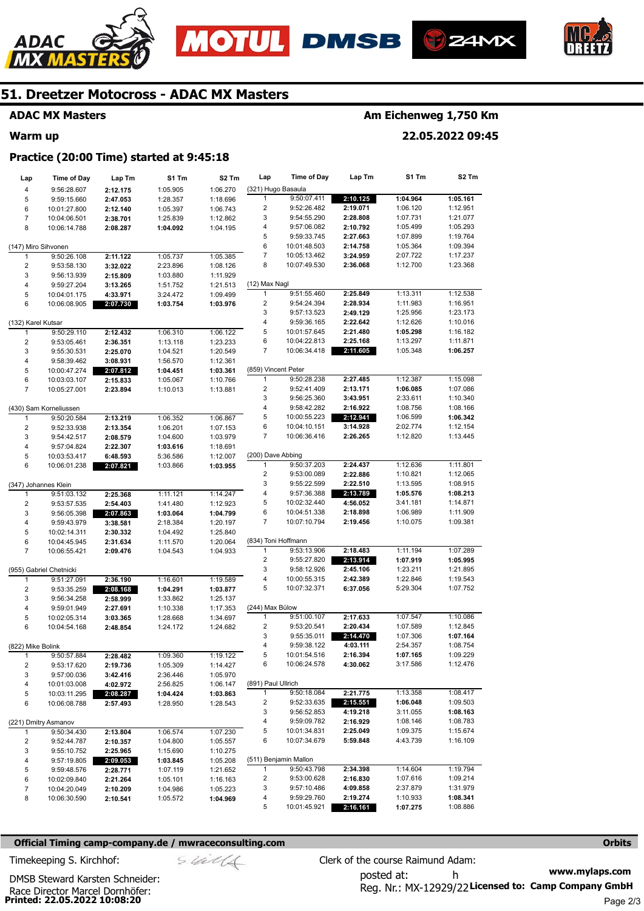# 51. Dreetzer Motocross - ADAC MX Masters

**ADAC MX Masters** — **Am Eichenweg 1,750 Km**

**Warm up** — **22.05.2022 09:45**

### Practice (20:00 Time) started at 9:45:18

| Lap | Time of Day | Lap Tm | S1 Tm | S2 Tm |
|---|---|---|---|---|
| 4 | 9:56:28.607 | **2:12.175** | 1:05.905 | 1:06.270 |
| 5 | 9:59:15.660 | **2:47.053** | 1:28.357 | 1:18.696 |
| 6 | 10:01:27.800 | **2:12.140** | 1:05.397 | 1:06.743 |
| 7 | 10:04:06.501 | **2:38.701** | 1:25.839 | 1:12.862 |
| 8 | 10:06:14.788 | **2:08.287** | **1:04.092** | 1:04.195 |

**(147) Miro Sihvonen**

| Lap | Time of Day | Lap Tm | S1 Tm | S2 Tm |
|---|---|---|---|---|
| 1 | 9:50:26.108 | **2:11.122** | 1:05.737 | 1:05.385 |
| 2 | 9:53:58.130 | **3:32.022** | 2:23.896 | 1:08.126 |
| 3 | 9:56:13.939 | **2:15.809** | 1:03.880 | 1:11.929 |
| 4 | 9:59:27.204 | **3:13.265** | 1:51.752 | 1:21.513 |
| 5 | 10:04:01.175 | **4:33.971** | 3:24.472 | 1:09.499 |
| 6 | 10:06:08.905 | **2:07.730** | **1:03.754** | **1:03.976** |

**(132) Karel Kutsar**

| Lap | Time of Day | Lap Tm | S1 Tm | S2 Tm |
|---|---|---|---|---|
| 1 | 9:50:29.110 | **2:12.432** | 1:06.310 | 1:06.122 |
| 2 | 9:53:05.461 | **2:36.351** | 1:13.118 | 1:23.233 |
| 3 | 9:55:30.531 | **2:25.070** | 1:04.521 | 1:20.549 |
| 4 | 9:58:39.462 | **3:08.931** | 1:56.570 | 1:12.361 |
| 5 | 10:00:47.274 | **2:07.812** | **1:04.451** | **1:03.361** |
| 6 | 10:03:03.107 | **2:15.833** | 1:05.067 | 1:10.766 |
| 7 | 10:05:27.001 | **2:23.894** | 1:10.013 | 1:13.881 |

**(430) Sam Korneliussen**

| Lap | Time of Day | Lap Tm | S1 Tm | S2 Tm |
|---|---|---|---|---|
| 1 | 9:50:20.584 | **2:13.219** | 1:06.352 | 1:06.867 |
| 2 | 9:52:33.938 | **2:13.354** | 1:06.201 | 1:07.153 |
| 3 | 9:54:42.517 | **2:08.579** | 1:04.600 | 1:03.979 |
| 4 | 9:57:04.824 | **2:22.307** | **1:03.616** | 1:18.691 |
| 5 | 10:03:53.417 | **6:48.593** | 5:36.586 | 1:12.007 |
| 6 | 10:06:01.238 | **2:07.821** | 1:03.866 | **1:03.955** |

**(347) Johannes Klein**

| Lap | Time of Day | Lap Tm | S1 Tm | S2 Tm |
|---|---|---|---|---|
| 1 | 9:51:03.132 | **2:25.368** | 1:11.121 | 1:14.247 |
| 2 | 9:53:57.535 | **2:54.403** | 1:41.480 | 1:12.923 |
| 3 | 9:56:05.398 | **2:07.863** | **1:03.064** | **1:04.799** |
| 4 | 9:59:43.979 | **3:38.581** | 2:18.384 | 1:20.197 |
| 5 | 10:02:14.311 | **2:30.332** | 1:04.492 | 1:25.840 |
| 6 | 10:04:45.945 | **2:31.634** | 1:11.570 | 1:20.064 |
| 7 | 10:06:55.421 | **2:09.476** | 1:04.543 | 1:04.933 |

**(955) Gabriel Chetnicki**

| Lap | Time of Day | Lap Tm | S1 Tm | S2 Tm |
|---|---|---|---|---|
| 1 | 9:51:27.091 | **2:36.190** | 1:16.601 | 1:19.589 |
| 2 | 9:53:35.259 | **2:08.168** | **1:04.291** | **1:03.877** |
| 3 | 9:56:34.258 | **2:58.999** | 1:33.862 | 1:25.137 |
| 4 | 9:59:01.949 | **2:27.691** | 1:10.338 | 1:17.353 |
| 5 | 10:02:05.314 | **3:03.365** | 1:28.668 | 1:34.697 |
| 6 | 10:04:54.168 | **2:48.854** | 1:24.172 | 1:24.682 |

**(822) Mike Bolink**

| Lap | Time of Day | Lap Tm | S1 Tm | S2 Tm |
|---|---|---|---|---|
| 1 | 9:50:57.884 | **2:28.482** | 1:09.360 | 1:19.122 |
| 2 | 9:53:17.620 | **2:19.736** | 1:05.309 | 1:14.427 |
| 3 | 9:57:00.036 | **3:42.416** | 2:36.446 | 1:05.970 |
| 4 | 10:01:03.008 | **4:02.972** | 2:56.825 | 1:06.147 |
| 5 | 10:03:11.295 | **2:08.287** | **1:04.424** | **1:03.863** |
| 6 | 10:06:08.788 | **2:57.493** | 1:28.950 | 1:28.543 |

**(221) Dmitry Asmanov**

| Lap | Time of Day | Lap Tm | S1 Tm | S2 Tm |
|---|---|---|---|---|
| 1 | 9:50:34.430 | **2:13.804** | 1:06.574 | 1:07.230 |
| 2 | 9:52:44.787 | **2:10.357** | 1:04.800 | 1:05.557 |
| 3 | 9:55:10.752 | **2:25.965** | 1:15.690 | 1:10.275 |
| 4 | 9:57:19.805 | **2:09.053** | **1:03.845** | 1:05.208 |
| 5 | 9:59:48.576 | **2:28.771** | 1:07.119 | 1:21.652 |
| 6 | 10:02:09.840 | **2:21.264** | 1:05.101 | 1:16.163 |
| 7 | 10:04:20.049 | **2:10.209** | 1:04.986 | 1:05.223 |
| 8 | 10:06:30.590 | **2:10.541** | 1:05.572 | **1:04.969** |

**(321) Hugo Basaula**

| Lap | Time of Day | Lap Tm | S1 Tm | S2 Tm |
|---|---|---|---|---|
| 1 | 9:50:07.411 | **2:10.125** | **1:04.964** | **1:05.161** |
| 2 | 9:52:26.482 | **2:19.071** | 1:06.120 | 1:12.951 |
| 3 | 9:54:55.290 | **2:28.808** | 1:07.731 | 1:21.077 |
| 4 | 9:57:06.082 | **2:10.792** | 1:05.499 | 1:05.293 |
| 5 | 9:59:33.745 | **2:27.663** | 1:07.899 | 1:19.764 |
| 6 | 10:01:48.503 | **2:14.758** | 1:05.364 | 1:09.394 |
| 7 | 10:05:13.462 | **3:24.959** | 2:07.722 | 1:17.237 |
| 8 | 10:07:49.530 | **2:36.068** | 1:12.700 | 1:23.368 |

**(12) Max Nagl**

| Lap | Time of Day | Lap Tm | S1 Tm | S2 Tm |
|---|---|---|---|---|
| 1 | 9:51:55.460 | **2:25.849** | 1:13.311 | 1:12.538 |
| 2 | 9:54:24.394 | **2:28.934** | 1:11.983 | 1:16.951 |
| 3 | 9:57:13.523 | **2:49.129** | 1:25.956 | 1:23.173 |
| 4 | 9:59:36.165 | **2:22.642** | 1:12.626 | 1:10.016 |
| 5 | 10:01:57.645 | **2:21.480** | **1:05.298** | 1:16.182 |
| 6 | 10:04:22.813 | **2:25.168** | 1:13.297 | 1:11.871 |
| 7 | 10:06:34.418 | **2:11.605** | 1:05.348 | **1:06.257** |

**(859) Vincent Peter**

| Lap | Time of Day | Lap Tm | S1 Tm | S2 Tm |
|---|---|---|---|---|
| 1 | 9:50:28.238 | **2:27.485** | 1:12.387 | 1:15.098 |
| 2 | 9:52:41.409 | **2:13.171** | **1:06.085** | 1:07.086 |
| 3 | 9:56:25.360 | **3:43.951** | 2:33.611 | 1:10.340 |
| 4 | 9:58:42.282 | **2:16.922** | 1:08.756 | 1:08.166 |
| 5 | 10:00:55.223 | **2:12.941** | 1:06.599 | **1:06.342** |
| 6 | 10:04:10.151 | **3:14.928** | 2:02.774 | 1:12.154 |
| 7 | 10:06:36.416 | **2:26.265** | 1:12.820 | 1:13.445 |

**(200) Dave Abbing**

| Lap | Time of Day | Lap Tm | S1 Tm | S2 Tm |
|---|---|---|---|---|
| 1 | 9:50:37.203 | **2:24.437** | 1:12.636 | 1:11.801 |
| 2 | 9:53:00.089 | **2:22.886** | 1:10.821 | 1:12.065 |
| 3 | 9:55:22.599 | **2:22.510** | 1:13.595 | 1:08.915 |
| 4 | 9:57:36.388 | **2:13.789** | **1:05.576** | **1:08.213** |
| 5 | 10:02:32.440 | **4:56.052** | 3:41.181 | 1:14.871 |
| 6 | 10:04:51.338 | **2:18.898** | 1:06.989 | 1:11.909 |
| 7 | 10:07:10.794 | **2:19.456** | 1:10.075 | 1:09.381 |

**(834) Toni Hoffmann**

| Lap | Time of Day | Lap Tm | S1 Tm | S2 Tm |
|---|---|---|---|---|
| 1 | 9:53:13.906 | **2:18.483** | 1:11.194 | 1:07.289 |
| 2 | 9:55:27.820 | **2:13.914** | **1:07.919** | **1:05.995** |
| 3 | 9:58:12.926 | **2:45.106** | 1:23.211 | 1:21.895 |
| 4 | 10:00:55.315 | **2:42.389** | 1:22.846 | 1:19.543 |
| 5 | 10:07:32.371 | **6:37.056** | 5:29.304 | 1:07.752 |

**(244) Max Bülow**

| Lap | Time of Day | Lap Tm | S1 Tm | S2 Tm |
|---|---|---|---|---|
| 1 | 9:51:00.107 | **2:17.633** | 1:07.547 | 1:10.086 |
| 2 | 9:53:20.541 | **2:20.434** | 1:07.589 | 1:12.845 |
| 3 | 9:55:35.011 | **2:14.470** | 1:07.306 | **1:07.164** |
| 4 | 9:59:38.122 | **4:03.111** | 2:54.357 | 1:08.754 |
| 5 | 10:01:54.516 | **2:16.394** | **1:07.165** | 1:09.229 |
| 6 | 10:06:24.578 | **4:30.062** | 3:17.586 | 1:12.476 |

**(891) Paul Ullrich**

| Lap | Time of Day | Lap Tm | S1 Tm | S2 Tm |
|---|---|---|---|---|
| 1 | 9:50:18.084 | **2:21.775** | 1:13.358 | 1:08.417 |
| 2 | 9:52:33.635 | **2:15.551** | **1:06.048** | 1:09.503 |
| 3 | 9:56:52.853 | **4:19.218** | 3:11.055 | **1:08.163** |
| 4 | 9:59:09.782 | **2:16.929** | 1:08.146 | 1:08.783 |
| 5 | 10:01:34.831 | **2:25.049** | 1:09.375 | 1:15.674 |
| 6 | 10:07:34.679 | **5:59.848** | 4:43.739 | 1:16.109 |

**(511) Benjamin Mallon**

| Lap | Time of Day | Lap Tm | S1 Tm | S2 Tm |
|---|---|---|---|---|
| 1 | 9:50:43.798 | **2:34.398** | 1:14.604 | 1:19.794 |
| 2 | 9:53:00.628 | **2:16.830** | 1:07.616 | 1:09.214 |
| 3 | 9:57:10.486 | **4:09.858** | 2:37.879 | 1:31.979 |
| 4 | 9:59:29.760 | **2:19.274** | 1:10.933 | **1:08.341** |
| 5 | 10:01:45.921 | **2:16.161** | **1:07.275** | 1:08.886 |

**Official Timing camp-company.de / mwraceconsulting.com** — **Orbits**

Timekeeping S. Kirchhof:

Clerk of the course Raimund Adam:

DMSB Steward Karsten Schneider:

posted at: h

Race Director Marcel Dornhöfer:

Reg. Nr.: MX-12929/22

**www.mylaps.com**

**Licensed to: Camp Company GmbH**

**Printed: 22.05.2022 10:08:20**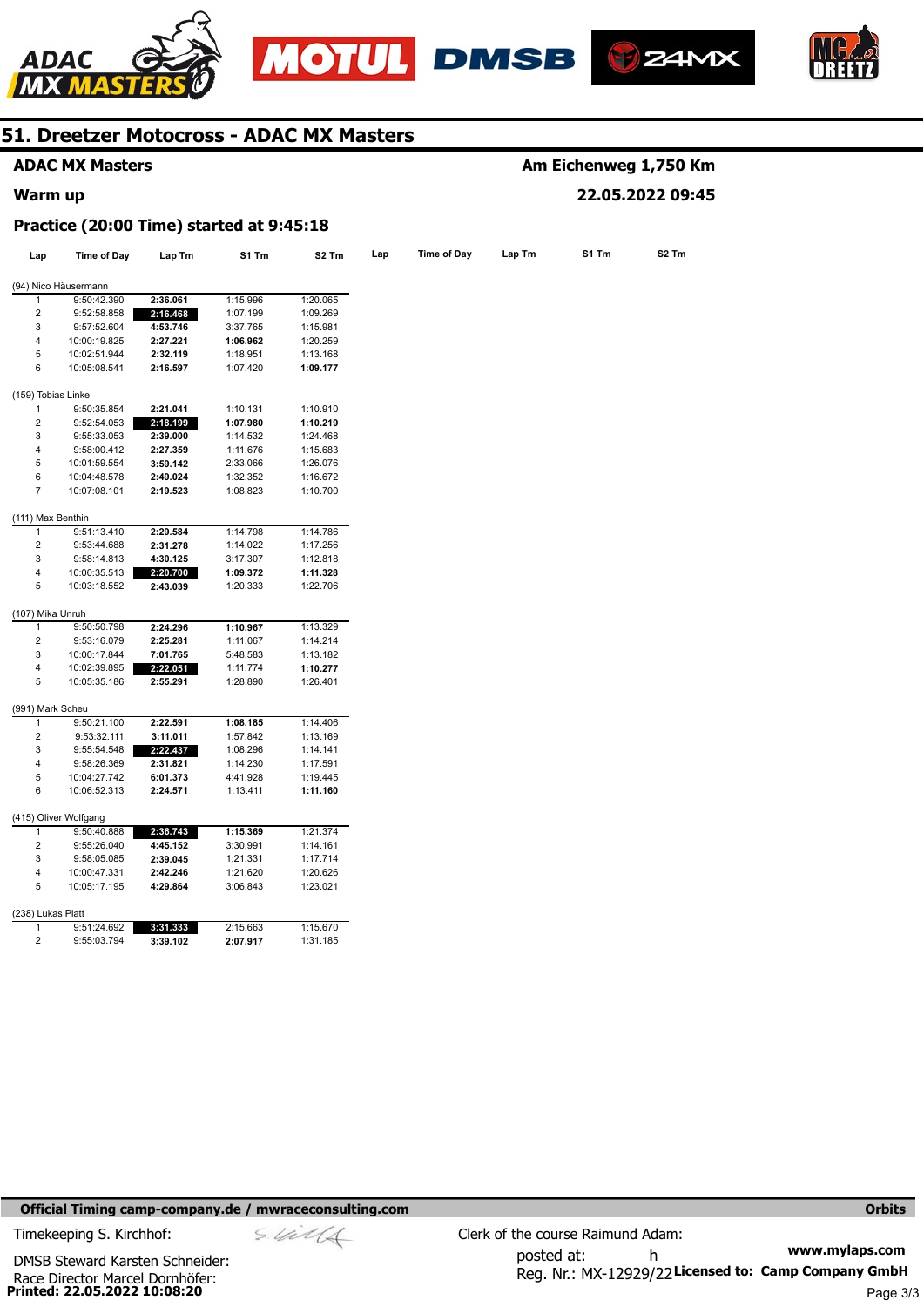# 51. Dreetzer Motocross - ADAC MX Masters

**ADAC MX Masters** — **Am Eichenweg 1,750 Km**

**Warm up** — **22.05.2022 09:45**

**Practice (20:00 Time) started at 9:45:18**

| Lap | Time of Day | Lap Tm | S1 Tm | S2 Tm |
|---|---|---|---|---|
| **(94) Nico Häusermann** | | | | |
| 1 | 9:50:42.390 | 2:36.061 | 1:15.996 | 1:20.065 |
| 2 | 9:52:58.858 | 2:16.468 | 1:07.199 | 1:09.269 |
| 3 | 9:57:52.604 | 4:53.746 | 3:37.765 | 1:15.981 |
| 4 | 10:00:19.825 | 2:27.221 | 1:06.962 | 1:20.259 |
| 5 | 10:02:51.944 | 2:32.119 | 1:18.951 | 1:13.168 |
| 6 | 10:05:08.541 | 2:16.597 | 1:07.420 | 1:09.177 |
| **(159) Tobias Linke** | | | | |
| 1 | 9:50:35.854 | 2:21.041 | 1:10.131 | 1:10.910 |
| 2 | 9:52:54.053 | 2:18.199 | 1:07.980 | 1:10.219 |
| 3 | 9:55:33.053 | 2:39.000 | 1:14.532 | 1:24.468 |
| 4 | 9:58:00.412 | 2:27.359 | 1:11.676 | 1:15.683 |
| 5 | 10:01:59.554 | 3:59.142 | 2:33.066 | 1:26.076 |
| 6 | 10:04:48.578 | 2:49.024 | 1:32.352 | 1:16.672 |
| 7 | 10:07:08.101 | 2:19.523 | 1:08.823 | 1:10.700 |
| **(111) Max Benthin** | | | | |
| 1 | 9:51:13.410 | 2:29.584 | 1:14.798 | 1:14.786 |
| 2 | 9:53:44.688 | 2:31.278 | 1:14.022 | 1:17.256 |
| 3 | 9:58:14.813 | 4:30.125 | 3:17.307 | 1:12.818 |
| 4 | 10:00:35.513 | 2:20.700 | 1:09.372 | 1:11.328 |
| 5 | 10:03:18.552 | 2:43.039 | 1:20.333 | 1:22.706 |
| **(107) Mika Unruh** | | | | |
| 1 | 9:50:50.798 | 2:24.296 | 1:10.967 | 1:13.329 |
| 2 | 9:53:16.079 | 2:25.281 | 1:11.067 | 1:14.214 |
| 3 | 10:00:17.844 | 7:01.765 | 5:48.583 | 1:13.182 |
| 4 | 10:02:39.895 | 2:22.051 | 1:11.774 | 1:10.277 |
| 5 | 10:05:35.186 | 2:55.291 | 1:28.890 | 1:26.401 |
| **(991) Mark Scheu** | | | | |
| 1 | 9:50:21.100 | 2:22.591 | 1:08.185 | 1:14.406 |
| 2 | 9:53:32.111 | 3:11.011 | 1:57.842 | 1:13.169 |
| 3 | 9:55:54.548 | 2:22.437 | 1:08.296 | 1:14.141 |
| 4 | 9:58:26.369 | 2:31.821 | 1:14.230 | 1:17.591 |
| 5 | 10:04:27.742 | 6:01.373 | 4:41.928 | 1:19.445 |
| 6 | 10:06:52.313 | 2:24.571 | 1:13.411 | 1:11.160 |
| **(415) Oliver Wolfgang** | | | | |
| 1 | 9:50:40.888 | 2:36.743 | 1:15.369 | 1:21.374 |
| 2 | 9:55:26.040 | 4:45.152 | 3:30.991 | 1:14.161 |
| 3 | 9:58:05.085 | 2:39.045 | 1:21.331 | 1:17.714 |
| 4 | 10:00:47.331 | 2:42.246 | 1:21.620 | 1:20.626 |
| 5 | 10:05:17.195 | 4:29.864 | 3:06.843 | 1:23.021 |
| **(238) Lukas Platt** | | | | |
| 1 | 9:51:24.692 | 3:31.333 | 2:15.663 | 1:15.670 |
| 2 | 9:55:03.794 | 3:39.102 | 2:07.917 | 1:31.185 |

**Official Timing camp-company.de / mwraceconsulting.com** — **Orbits**

Timekeeping S. Kirchhof:

DMSB Steward Karsten Schneider:

Race Director Marcel Dornhöfer:

Clerk of the course Raimund Adam:

posted at: h

Reg. Nr.: MX-12929/22

**www.mylaps.com**

**Licensed to: Camp Company GmbH**

**Printed: 22.05.2022 10:08:20**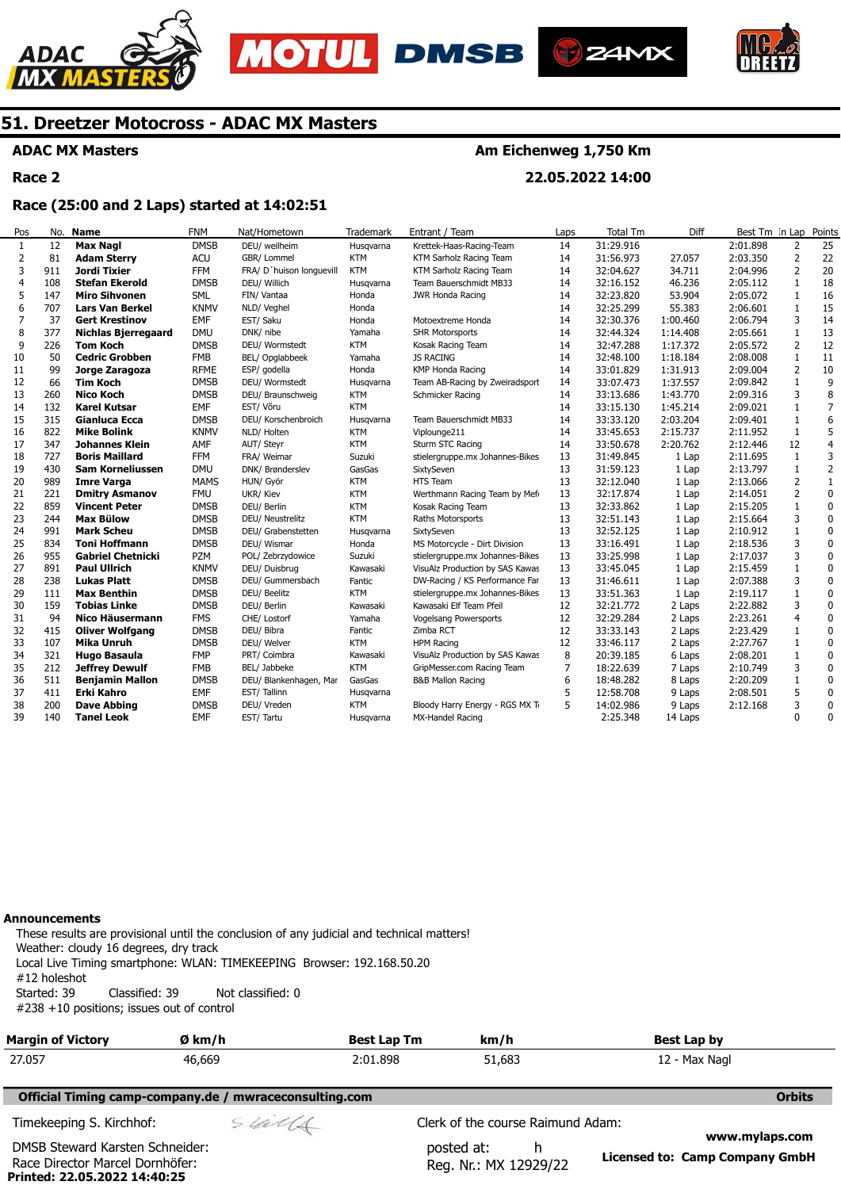## 51. Dreetzer Motocross - ADAC MX Masters

**ADAC MX Masters** — **Am Eichenweg 1,750 Km**

**Race 2** — **22.05.2022 14:00**

**Race (25:00 and 2 Laps) started at 14:02:51**

| Pos | No. | Name | FNM | Nat/Hometown | Trademark | Entrant / Team | Laps | Total Tm | Diff | Best Tm | In Lap | Points |
|---|---|---|---|---|---|---|---|---|---|---|---|---|
| 1 | 12 | **Max Nagl** | DMSB | DEU/ weilheim | Husqvarna | Krettek-Haas-Racing-Team | 14 | 31:29.916 | | 2:01.898 | 2 | 25 |
| 2 | 81 | **Adam Sterry** | ACU | GBR/ Lommel | KTM | KTM Sarholz Racing Team | 14 | 31:56.973 | 27.057 | 2:03.350 | 2 | 22 |
| 3 | 911 | **Jordi Tixier** | FFM | FRA/ D´huison longuevill | KTM | KTM Sarholz Racing Team | 14 | 32:04.627 | 34.711 | 2:04.996 | 2 | 20 |
| 4 | 108 | **Stefan Ekerold** | DMSB | DEU/ Willich | Husqvarna | Team Bauerschmidt MB33 | 14 | 32:16.152 | 46.236 | 2:05.112 | 1 | 18 |
| 5 | 147 | **Miro Sihvonen** | SML | FIN/ Vantaa | Honda | JWR Honda Racing | 14 | 32:23.820 | 53.904 | 2:05.072 | 1 | 16 |
| 6 | 707 | **Lars Van Berkel** | KNMV | NLD/ Veghel | Honda | | 14 | 32:25.299 | 55.383 | 2:06.601 | 1 | 15 |
| 7 | 37 | **Gert Krestinov** | EMF | EST/ Saku | Honda | Motoextreme Honda | 14 | 32:30.376 | 1:00.460 | 2:06.794 | 3 | 14 |
| 8 | 377 | **Nichlas Bjerregaard** | DMU | DNK/ nibe | Yamaha | SHR Motorsports | 14 | 32:44.324 | 1:14.408 | 2:05.661 | 1 | 13 |
| 9 | 226 | **Tom Koch** | DMSB | DEU/ Wormstedt | KTM | Kosak Racing Team | 14 | 32:47.288 | 1:17.372 | 2:05.572 | 2 | 12 |
| 10 | 50 | **Cedric Grobben** | FMB | BEL/ Opglabbeek | Yamaha | JS RACING | 14 | 32:48.100 | 1:18.184 | 2:08.008 | 1 | 11 |
| 11 | 99 | **Jorge Zaragoza** | RFME | ESP/ godella | Honda | KMP Honda Racing | 14 | 33:01.829 | 1:31.913 | 2:09.004 | 2 | 10 |
| 12 | 66 | **Tim Koch** | DMSB | DEU/ Wormstedt | Husqvarna | Team AB-Racing by Zweiradsport | 14 | 33:07.473 | 1:37.557 | 2:09.842 | 1 | 9 |
| 13 | 260 | **Nico Koch** | DMSB | DEU/ Braunschweig | KTM | Schmicker Racing | 14 | 33:13.686 | 1:43.770 | 2:09.316 | 3 | 8 |
| 14 | 132 | **Karel Kutsar** | EMF | EST/ Võru | KTM | | 14 | 33:15.130 | 1:45.214 | 2:09.021 | 1 | 7 |
| 15 | 315 | **Gianluca Ecca** | DMSB | DEU/ Korschenbroich | Husqvarna | Team Bauerschmidt MB33 | 14 | 33:33.120 | 2:03.204 | 2:09.401 | 1 | 6 |
| 16 | 822 | **Mike Bolink** | KNMV | NLD/ Holten | KTM | Viplounge211 | 14 | 33:45.653 | 2:15.737 | 2:11.952 | 1 | 5 |
| 17 | 347 | **Johannes Klein** | AMF | AUT/ Steyr | KTM | Sturm STC Racing | 14 | 33:50.678 | 2:20.762 | 2:12.446 | 12 | 4 |
| 18 | 727 | **Boris Maillard** | FFM | FRA/ Weimar | Suzuki | stielergruppe.mx Johannes-Bikes | 13 | 31:49.845 | 1 Lap | 2:11.695 | 1 | 3 |
| 19 | 430 | **Sam Korneliussen** | DMU | DNK/ Brønderslev | GasGas | SixtySeven | 13 | 31:59.123 | 1 Lap | 2:13.797 | 1 | 2 |
| 20 | 989 | **Imre Varga** | MAMS | HUN/ Györ | KTM | HTS Team | 13 | 32:12.040 | 1 Lap | 2:13.066 | 2 | 1 |
| 21 | 221 | **Dmitry Asmanov** | FMU | UKR/ Kiev | KTM | Werthmann Racing Team by Mefo | 13 | 32:17.874 | 1 Lap | 2:14.051 | 2 | 0 |
| 22 | 859 | **Vincent Peter** | DMSB | DEU/ Berlin | KTM | Kosak Racing Team | 13 | 32:33.862 | 1 Lap | 2:15.205 | 1 | 0 |
| 23 | 244 | **Max Bülow** | DMSB | DEU/ Neustrelitz | KTM | Raths Motorsports | 13 | 32:51.143 | 1 Lap | 2:15.664 | 3 | 0 |
| 24 | 991 | **Mark Scheu** | DMSB | DEU/ Grabenstetten | Husqvarna | SixtySeven | 13 | 32:52.125 | 1 Lap | 2:10.912 | 1 | 0 |
| 25 | 834 | **Toni Hoffmann** | DMSB | DEU/ Wismar | Honda | MS Motorcycle - Dirt Division | 13 | 33:16.491 | 1 Lap | 2:18.536 | 3 | 0 |
| 26 | 955 | **Gabriel Chetnicki** | PZM | POL/ Zebrzydowice | Suzuki | stielergruppe.mx Johannes-Bikes | 13 | 33:25.998 | 1 Lap | 2:17.037 | 3 | 0 |
| 27 | 891 | **Paul Ullrich** | KNMV | DEU/ Duisbrug | Kawasaki | VisuAlz Production by SAS Kawas | 13 | 33:45.045 | 1 Lap | 2:15.459 | 1 | 0 |
| 28 | 238 | **Lukas Platt** | DMSB | DEU/ Gummersbach | Fantic | DW-Racing / KS Performance Far | 13 | 31:46.611 | 1 Lap | 2:07.388 | 3 | 0 |
| 29 | 111 | **Max Benthin** | DMSB | DEU/ Beelitz | KTM | stielergruppe.mx Johannes-Bikes | 13 | 33:51.363 | 1 Lap | 2:19.117 | 1 | 0 |
| 30 | 159 | **Tobias Linke** | DMSB | DEU/ Berlin | Kawasaki | Kawasaki Elf Team Pfeil | 12 | 32:21.772 | 2 Laps | 2:22.882 | 3 | 0 |
| 31 | 94 | **Nico Häusermann** | FMS | CHE/ Lostorf | Yamaha | Vogelsang Powersports | 12 | 32:29.284 | 2 Laps | 2:23.261 | 4 | 0 |
| 32 | 415 | **Oliver Wolfgang** | DMSB | DEU/ Bibra | Fantic | Zimba RCT | 12 | 33:33.143 | 2 Laps | 2:23.429 | 1 | 0 |
| 33 | 107 | **Mika Unruh** | DMSB | DEU/ Welver | KTM | HPM Racing | 12 | 33:46.117 | 2 Laps | 2:27.767 | 1 | 0 |
| 34 | 321 | **Hugo Basaula** | FMP | PRT/ Coimbra | Kawasaki | VisuAlz Production by SAS Kawas | 8 | 20:39.185 | 6 Laps | 2:08.201 | 1 | 0 |
| 35 | 212 | **Jeffrey Dewulf** | FMB | BEL/ Jabbeke | KTM | GripMesser.com Racing Team | 7 | 18:22.639 | 7 Laps | 2:10.749 | 3 | 0 |
| 36 | 511 | **Benjamin Mallon** | DMSB | DEU/ Blankenhagen, Mar | GasGas | B&B Mallon Racing | 6 | 18:48.282 | 8 Laps | 2:20.209 | 1 | 0 |
| 37 | 411 | **Erki Kahro** | EMF | EST/ Tallinn | Husqvarna | | 5 | 12:58.708 | 9 Laps | 2:08.501 | 5 | 0 |
| 38 | 200 | **Dave Abbing** | DMSB | DEU/ Vreden | KTM | Bloody Harry Energy - RGS MX Te | 5 | 14:02.986 | 9 Laps | 2:12.168 | 3 | 0 |
| 39 | 140 | **Tanel Leok** | EMF | EST/ Tartu | Husqvarna | MX-Handel Racing | | 2:25.348 | 14 Laps | | 0 | 0 |

**Announcements**

These results are provisional until the conclusion of any judicial and technical matters!
Weather: cloudy 16 degrees, dry track
Local Live Timing smartphone: WLAN: TIMEKEEPING Browser: 192.168.50.20
#12 holeshot
Started: 39 Classified: 39 Not classified: 0
#238 +10 positions; issues out of control

| Margin of Victory | Ø km/h | Best Lap Tm | km/h | Best Lap by |
|---|---|---|---|---|
| 27.057 | 46,669 | 2:01.898 | 51,683 | 12 - Max Nagl |

**Official Timing camp-company.de / mwraceconsulting.com** — **Orbits**

Timekeeping S. Kirchhof:
Clerk of the course Raimund Adam:
DMSB Steward Karsten Schneider:
posted at: h
Race Director Marcel Dornhöfer:
Reg. Nr.: MX 12929/22
www.mylaps.com
**Licensed to: Camp Company GmbH**
**Printed: 22.05.2022 14:40:25**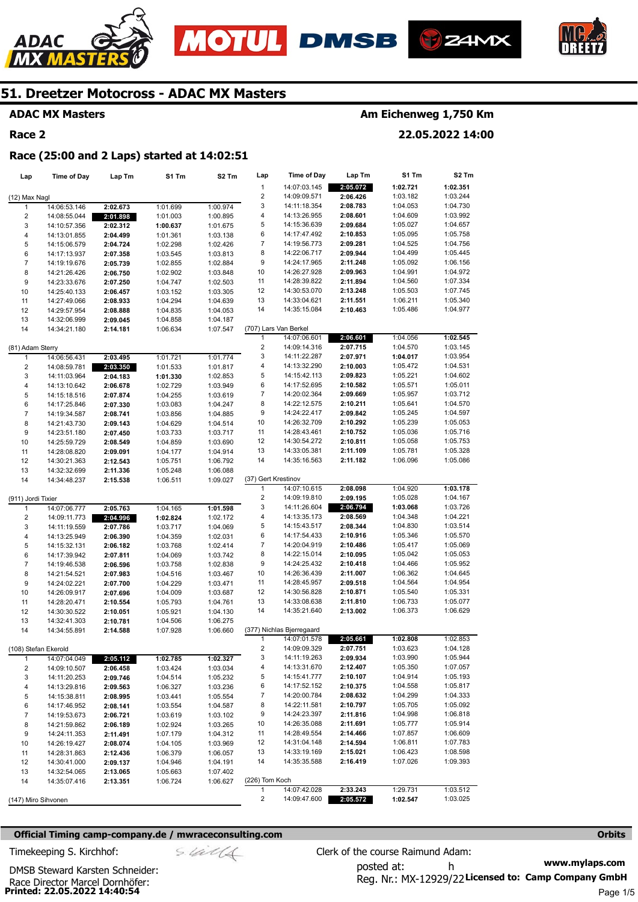# 51. Dreetzer Motocross - ADAC MX Masters

**ADAC MX Masters** — **Am Eichenweg 1,750 Km**

**Race 2** — **22.05.2022 14:00**

**Race (25:00 and 2 Laps) started at 14:02:51**

### (12) Max Nagl

| Lap | Time of Day | Lap Tm | S1 Tm | S2 Tm |
|---|---|---|---|---|
| 1 | 14:06:53.146 | 2:02.673 | 1:01.699 | 1:00.974 |
| 2 | 14:08:55.044 | 2:01.898 | 1:01.003 | 1:00.895 |
| 3 | 14:10:57.356 | 2:02.312 | 1:00.637 | 1:01.675 |
| 4 | 14:13:01.855 | 2:04.499 | 1:01.361 | 1:03.138 |
| 5 | 14:15:06.579 | 2:04.724 | 1:02.298 | 1:02.426 |
| 6 | 14:17:13.937 | 2:07.358 | 1:03.545 | 1:03.813 |
| 7 | 14:19:19.676 | 2:05.739 | 1:02.855 | 1:02.884 |
| 8 | 14:21:26.426 | 2:06.750 | 1:02.902 | 1:03.848 |
| 9 | 14:23:33.676 | 2:07.250 | 1:04.747 | 1:02.503 |
| 10 | 14:25:40.133 | 2:06.457 | 1:03.152 | 1:03.305 |
| 11 | 14:27:49.066 | 2:08.933 | 1:04.294 | 1:04.639 |
| 12 | 14:29:57.954 | 2:08.888 | 1:04.835 | 1:04.053 |
| 13 | 14:32:06.999 | 2:09.045 | 1:04.858 | 1:04.187 |
| 14 | 14:34:21.180 | 2:14.181 | 1:06.634 | 1:07.547 |

### (81) Adam Sterry

| Lap | Time of Day | Lap Tm | S1 Tm | S2 Tm |
|---|---|---|---|---|
| 1 | 14:06:56.431 | 2:03.495 | 1:01.721 | 1:01.774 |
| 2 | 14:08:59.781 | 2:03.350 | 1:01.533 | 1:01.817 |
| 3 | 14:11:03.964 | 2:04.183 | 1:01.330 | 1:02.853 |
| 4 | 14:13:10.642 | 2:06.678 | 1:02.729 | 1:03.949 |
| 5 | 14:15:18.516 | 2:07.874 | 1:04.255 | 1:03.619 |
| 6 | 14:17:25.846 | 2:07.330 | 1:03.083 | 1:04.247 |
| 7 | 14:19:34.587 | 2:08.741 | 1:03.856 | 1:04.885 |
| 8 | 14:21:43.730 | 2:09.143 | 1:04.629 | 1:04.514 |
| 9 | 14:23:51.180 | 2:07.450 | 1:03.733 | 1:03.717 |
| 10 | 14:25:59.729 | 2:08.549 | 1:04.859 | 1:03.690 |
| 11 | 14:28:08.820 | 2:09.091 | 1:04.177 | 1:04.914 |
| 12 | 14:30:21.363 | 2:12.543 | 1:05.751 | 1:06.792 |
| 13 | 14:32:32.699 | 2:11.336 | 1:05.248 | 1:06.088 |
| 14 | 14:34:48.237 | 2:15.538 | 1:06.511 | 1:09.027 |

### (911) Jordi Tixier

| Lap | Time of Day | Lap Tm | S1 Tm | S2 Tm |
|---|---|---|---|---|
| 1 | 14:07:06.777 | 2:05.763 | 1:04.165 | 1:01.598 |
| 2 | 14:09:11.773 | 2:04.996 | 1:02.824 | 1:02.172 |
| 3 | 14:11:19.559 | 2:07.786 | 1:03.717 | 1:04.069 |
| 4 | 14:13:25.949 | 2:06.390 | 1:04.359 | 1:02.031 |
| 5 | 14:15:32.131 | 2:06.182 | 1:03.768 | 1:02.414 |
| 6 | 14:17:39.942 | 2:07.811 | 1:04.069 | 1:03.742 |
| 7 | 14:19:46.538 | 2:06.596 | 1:03.758 | 1:02.838 |
| 8 | 14:21:54.521 | 2:07.983 | 1:04.516 | 1:03.467 |
| 9 | 14:24:02.221 | 2:07.700 | 1:04.229 | 1:03.471 |
| 10 | 14:26:09.917 | 2:07.696 | 1:04.009 | 1:03.687 |
| 11 | 14:28:20.471 | 2:10.554 | 1:05.793 | 1:04.761 |
| 12 | 14:30:30.522 | 2:10.051 | 1:05.921 | 1:04.130 |
| 13 | 14:32:41.303 | 2:10.781 | 1:04.506 | 1:06.275 |
| 14 | 14:34:55.891 | 2:14.588 | 1:07.928 | 1:06.660 |

### (108) Stefan Ekerold

| Lap | Time of Day | Lap Tm | S1 Tm | S2 Tm |
|---|---|---|---|---|
| 1 | 14:07:04.049 | 2:05.112 | 1:02.785 | 1:02.327 |
| 2 | 14:09:10.507 | 2:06.458 | 1:03.424 | 1:03.034 |
| 3 | 14:11:20.253 | 2:09.746 | 1:04.514 | 1:05.232 |
| 4 | 14:13:29.816 | 2:09.563 | 1:06.327 | 1:03.236 |
| 5 | 14:15:38.811 | 2:08.995 | 1:03.441 | 1:05.554 |
| 6 | 14:17:46.952 | 2:08.141 | 1:03.554 | 1:04.587 |
| 7 | 14:19:53.673 | 2:06.721 | 1:03.619 | 1:03.102 |
| 8 | 14:21:59.862 | 2:06.189 | 1:02.924 | 1:03.265 |
| 9 | 14:24:11.353 | 2:11.491 | 1:07.179 | 1:04.312 |
| 10 | 14:26:19.427 | 2:08.074 | 1:04.105 | 1:03.969 |
| 11 | 14:28:31.863 | 2:12.436 | 1:06.379 | 1:06.057 |
| 12 | 14:30:41.000 | 2:09.137 | 1:04.946 | 1:04.191 |
| 13 | 14:32:54.065 | 2:13.065 | 1:05.663 | 1:07.402 |
| 14 | 14:35:07.416 | 2:13.351 | 1:06.724 | 1:06.627 |

### (147) Miro Sihvonen

| Lap | Time of Day | Lap Tm | S1 Tm | S2 Tm |
|---|---|---|---|---|
| 1 | 14:07:03.145 | 2:05.072 | 1:02.721 | 1:02.351 |
| 2 | 14:09:09.571 | 2:06.426 | 1:03.182 | 1:03.244 |
| 3 | 14:11:18.354 | 2:08.783 | 1:04.053 | 1:04.730 |
| 4 | 14:13:26.955 | 2:08.601 | 1:04.609 | 1:03.992 |
| 5 | 14:15:36.639 | 2:09.684 | 1:05.027 | 1:04.657 |
| 6 | 14:17:47.492 | 2:10.853 | 1:05.095 | 1:05.758 |
| 7 | 14:19:56.773 | 2:09.281 | 1:04.525 | 1:04.756 |
| 8 | 14:22:06.717 | 2:09.944 | 1:04.499 | 1:05.445 |
| 9 | 14:24:17.965 | 2:11.248 | 1:05.092 | 1:06.156 |
| 10 | 14:26:27.928 | 2:09.963 | 1:04.991 | 1:04.972 |
| 11 | 14:28:39.822 | 2:11.894 | 1:04.560 | 1:07.334 |
| 12 | 14:30:53.070 | 2:13.248 | 1:05.503 | 1:07.745 |
| 13 | 14:33:04.621 | 2:11.551 | 1:06.211 | 1:05.340 |
| 14 | 14:35:15.084 | 2:10.463 | 1:05.486 | 1:04.977 |

### (707) Lars Van Berkel

| Lap | Time of Day | Lap Tm | S1 Tm | S2 Tm |
|---|---|---|---|---|
| 1 | 14:07:06.601 | 2:06.601 | 1:04.056 | 1:02.545 |
| 2 | 14:09:14.316 | 2:07.715 | 1:04.570 | 1:03.145 |
| 3 | 14:11:22.287 | 2:07.971 | 1:04.017 | 1:03.954 |
| 4 | 14:13:32.290 | 2:10.003 | 1:05.472 | 1:04.531 |
| 5 | 14:15:42.113 | 2:09.823 | 1:05.221 | 1:04.602 |
| 6 | 14:17:52.695 | 2:10.582 | 1:05.571 | 1:05.011 |
| 7 | 14:20:02.364 | 2:09.669 | 1:05.957 | 1:03.712 |
| 8 | 14:22:12.575 | 2:10.211 | 1:05.641 | 1:04.570 |
| 9 | 14:24:22.417 | 2:09.842 | 1:05.245 | 1:04.597 |
| 10 | 14:26:32.709 | 2:10.292 | 1:05.239 | 1:05.053 |
| 11 | 14:28:43.461 | 2:10.752 | 1:05.036 | 1:05.716 |
| 12 | 14:30:54.272 | 2:10.811 | 1:05.058 | 1:05.753 |
| 13 | 14:33:05.381 | 2:11.109 | 1:05.781 | 1:05.328 |
| 14 | 14:35:16.563 | 2:11.182 | 1:06.096 | 1:05.086 |

### (37) Gert Krestinov

| Lap | Time of Day | Lap Tm | S1 Tm | S2 Tm |
|---|---|---|---|---|
| 1 | 14:07:10.615 | 2:08.098 | 1:04.920 | 1:03.178 |
| 2 | 14:09:19.810 | 2:09.195 | 1:05.028 | 1:04.167 |
| 3 | 14:11:26.604 | 2:06.794 | 1:03.068 | 1:03.726 |
| 4 | 14:13:35.173 | 2:08.569 | 1:04.348 | 1:04.221 |
| 5 | 14:15:43.517 | 2:08.344 | 1:04.830 | 1:03.514 |
| 6 | 14:17:54.433 | 2:10.916 | 1:05.346 | 1:05.570 |
| 7 | 14:20:04.919 | 2:10.486 | 1:05.417 | 1:05.069 |
| 8 | 14:22:15.014 | 2:10.095 | 1:05.042 | 1:05.053 |
| 9 | 14:24:25.432 | 2:10.418 | 1:04.466 | 1:05.952 |
| 10 | 14:26:36.439 | 2:11.007 | 1:06.362 | 1:04.645 |
| 11 | 14:28:45.957 | 2:09.518 | 1:04.564 | 1:04.954 |
| 12 | 14:30:56.828 | 2:10.871 | 1:05.540 | 1:05.331 |
| 13 | 14:33:08.638 | 2:11.810 | 1:06.733 | 1:05.077 |
| 14 | 14:35:21.640 | 2:13.002 | 1:06.373 | 1:06.629 |

### (377) Nichlas Bjerregaard

| Lap | Time of Day | Lap Tm | S1 Tm | S2 Tm |
|---|---|---|---|---|
| 1 | 14:07:01.578 | 2:05.661 | 1:02.808 | 1:02.853 |
| 2 | 14:09:09.329 | 2:07.751 | 1:03.623 | 1:04.128 |
| 3 | 14:11:19.263 | 2:09.934 | 1:03.990 | 1:05.944 |
| 4 | 14:13:31.670 | 2:12.407 | 1:05.350 | 1:07.057 |
| 5 | 14:15:41.777 | 2:10.107 | 1:04.914 | 1:05.193 |
| 6 | 14:17:52.152 | 2:10.375 | 1:04.558 | 1:05.817 |
| 7 | 14:20:00.784 | 2:08.632 | 1:04.299 | 1:04.333 |
| 8 | 14:22:11.581 | 2:10.797 | 1:05.705 | 1:05.092 |
| 9 | 14:24:23.397 | 2:11.816 | 1:04.998 | 1:06.818 |
| 10 | 14:26:35.088 | 2:11.691 | 1:05.777 | 1:05.914 |
| 11 | 14:28:49.554 | 2:14.466 | 1:07.857 | 1:06.609 |
| 12 | 14:31:04.148 | 2:14.594 | 1:06.811 | 1:07.783 |
| 13 | 14:33:19.169 | 2:15.021 | 1:06.423 | 1:08.598 |
| 14 | 14:35:35.588 | 2:16.419 | 1:07.026 | 1:09.393 |

### (226) Tom Koch

| Lap | Time of Day | Lap Tm | S1 Tm | S2 Tm |
|---|---|---|---|---|
| 1 | 14:07:42.028 | 2:33.243 | 1:29.731 | 1:03.512 |
| 2 | 14:09:47.600 | 2:05.572 | 1:02.547 | 1:03.025 |

**Official Timing camp-company.de / mwraceconsulting.com** — **Orbits**

Timekeeping S. Kirchhof:

Clerk of the course Raimund Adam:

DMSB Steward Karsten Schneider:

posted at: h

www.mylaps.com

Race Director Marcel Dornhöfer:

Reg. Nr.: MX-12929/22 **Licensed to: Camp Company GmbH**

**Printed: 22.05.2022 14:40:54**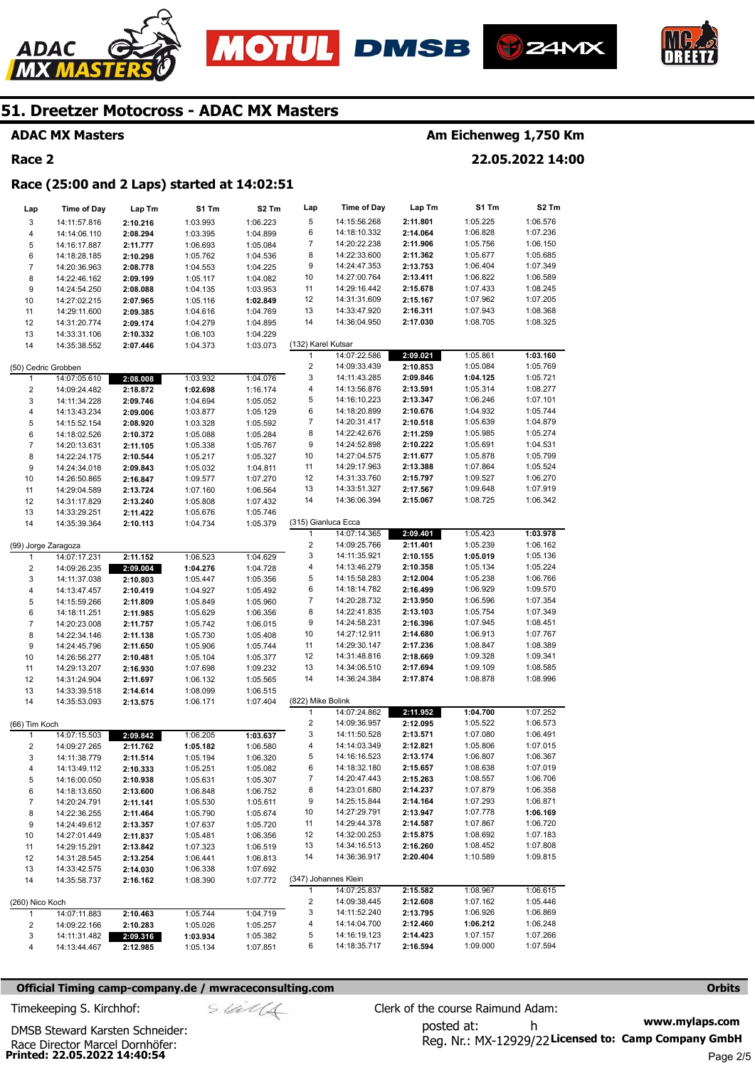# 51. Dreetzer Motocross - ADAC MX Masters

**ADAC MX Masters** — **Am Eichenweg 1,750 Km**

**Race 2** — **22.05.2022 14:00**

## Race (25:00 and 2 Laps) started at 14:02:51

| Lap | Time of Day | Lap Tm | S1 Tm | S2 Tm |
|---|---|---|---|---|
| 3 | 14:11:57.816 | **2:10.216** | 1:03.993 | 1:06.223 |
| 4 | 14:14:06.110 | **2:08.294** | 1:03.395 | 1:04.899 |
| 5 | 14:16:17.887 | **2:11.777** | 1:06.693 | 1:05.084 |
| 6 | 14:18:28.185 | **2:10.298** | 1:05.762 | 1:04.536 |
| 7 | 14:20:36.963 | **2:08.778** | 1:04.553 | 1:04.225 |
| 8 | 14:22:46.162 | **2:09.199** | 1:05.117 | 1:04.082 |
| 9 | 14:24:54.250 | **2:08.088** | 1:04.135 | 1:03.953 |
| 10 | 14:27:02.215 | **2:07.965** | 1:05.116 | **1:02.849** |
| 11 | 14:29:11.600 | **2:09.385** | 1:04.616 | 1:04.769 |
| 12 | 14:31:20.774 | **2:09.174** | 1:04.279 | 1:04.895 |
| 13 | 14:33:31.106 | **2:10.332** | 1:06.103 | 1:04.229 |
| 14 | 14:35:38.552 | **2:07.446** | 1:04.373 | 1:03.073 |

(50) Cedric Grobben

| Lap | Time of Day | Lap Tm | S1 Tm | S2 Tm |
|---|---|---|---|---|
| 1 | 14:07:05.610 | **2:08.008** | 1:03.932 | 1:04.076 |
| 2 | 14:09:24.482 | **2:18.872** | **1:02.698** | 1:16.174 |
| 3 | 14:11:34.228 | **2:09.746** | 1:04.694 | 1:05.052 |
| 4 | 14:13:43.234 | **2:09.006** | 1:03.877 | 1:05.129 |
| 5 | 14:15:52.154 | **2:08.920** | 1:03.328 | 1:05.592 |
| 6 | 14:18:02.526 | **2:10.372** | 1:05.088 | 1:05.284 |
| 7 | 14:20:13.631 | **2:11.105** | 1:05.338 | 1:05.767 |
| 8 | 14:22:24.175 | **2:10.544** | 1:05.217 | 1:05.327 |
| 9 | 14:24:34.018 | **2:09.843** | 1:05.032 | 1:04.811 |
| 10 | 14:26:50.865 | **2:16.847** | 1:09.577 | 1:07.270 |
| 11 | 14:29:04.589 | **2:13.724** | 1:07.160 | 1:06.564 |
| 12 | 14:31:17.829 | **2:13.240** | 1:05.808 | 1:07.432 |
| 13 | 14:33:29.251 | **2:11.422** | 1:05.676 | 1:05.746 |
| 14 | 14:35:39.364 | **2:10.113** | 1:04.734 | 1:05.379 |

(99) Jorge Zaragoza

| Lap | Time of Day | Lap Tm | S1 Tm | S2 Tm |
|---|---|---|---|---|
| 1 | 14:07:17.231 | **2:11.152** | 1:06.523 | 1:04.629 |
| 2 | 14:09:26.235 | **2:09.004** | **1:04.276** | 1:04.728 |
| 3 | 14:11:37.038 | **2:10.803** | 1:05.447 | 1:05.356 |
| 4 | 14:13:47.457 | **2:10.419** | 1:04.927 | 1:05.492 |
| 5 | 14:15:59.266 | **2:11.809** | 1:05.849 | 1:05.960 |
| 6 | 14:18:11.251 | **2:11.985** | 1:05.629 | 1:06.356 |
| 7 | 14:20:23.008 | **2:11.757** | 1:05.742 | 1:06.015 |
| 8 | 14:22:34.146 | **2:11.138** | 1:05.730 | 1:05.408 |
| 9 | 14:24:45.796 | **2:11.650** | 1:05.906 | 1:05.744 |
| 10 | 14:26:56.277 | **2:10.481** | 1:05.104 | 1:05.377 |
| 11 | 14:29:13.207 | **2:16.930** | 1:07.698 | 1:09.232 |
| 12 | 14:31:24.904 | **2:11.697** | 1:06.132 | 1:05.565 |
| 13 | 14:33:39.518 | **2:14.614** | 1:08.099 | 1:06.515 |
| 14 | 14:35:53.093 | **2:13.575** | 1:06.171 | 1:07.404 |

(66) Tim Koch

| Lap | Time of Day | Lap Tm | S1 Tm | S2 Tm |
|---|---|---|---|---|
| 1 | 14:07:15.503 | **2:09.842** | 1:06.205 | **1:03.637** |
| 2 | 14:09:27.265 | **2:11.762** | **1:05.182** | 1:06.580 |
| 3 | 14:11:38.779 | **2:11.514** | 1:05.194 | 1:06.320 |
| 4 | 14:13:49.112 | **2:10.333** | 1:05.251 | 1:05.082 |
| 5 | 14:16:00.050 | **2:10.938** | 1:05.631 | 1:05.307 |
| 6 | 14:18:13.650 | **2:13.600** | 1:06.848 | 1:06.752 |
| 7 | 14:20:24.791 | **2:11.141** | 1:05.530 | 1:05.611 |
| 8 | 14:22:36.255 | **2:11.464** | 1:05.790 | 1:05.674 |
| 9 | 14:24:49.612 | **2:13.357** | 1:07.637 | 1:05.720 |
| 10 | 14:27:01.449 | **2:11.837** | 1:05.481 | 1:06.356 |
| 11 | 14:29:15.291 | **2:13.842** | 1:07.323 | 1:06.519 |
| 12 | 14:31:28.545 | **2:13.254** | 1:06.441 | 1:06.813 |
| 13 | 14:33:42.575 | **2:14.030** | 1:06.338 | 1:07.692 |
| 14 | 14:35:58.737 | **2:16.162** | 1:08.390 | 1:07.772 |

(260) Nico Koch

| Lap | Time of Day | Lap Tm | S1 Tm | S2 Tm |
|---|---|---|---|---|
| 1 | 14:07:11.883 | **2:10.463** | 1:05.744 | 1:04.719 |
| 2 | 14:09:22.166 | **2:10.283** | 1:05.026 | 1:05.257 |
| 3 | 14:11:31.482 | **2:09.316** | **1:03.934** | 1:05.382 |
| 4 | 14:13:44.467 | **2:12.985** | 1:05.134 | 1:07.851 |
| 5 | 14:15:56.268 | **2:11.801** | 1:05.225 | 1:06.576 |
| 6 | 14:18:10.332 | **2:14.064** | 1:06.828 | 1:07.236 |
| 7 | 14:20:22.238 | **2:11.906** | 1:05.756 | 1:06.150 |
| 8 | 14:22:33.600 | **2:11.362** | 1:05.677 | 1:05.685 |
| 9 | 14:24:47.353 | **2:13.753** | 1:06.404 | 1:07.349 |
| 10 | 14:27:00.764 | **2:13.411** | 1:06.822 | 1:06.589 |
| 11 | 14:29:16.442 | **2:15.678** | 1:07.433 | 1:08.245 |
| 12 | 14:31:31.609 | **2:15.167** | 1:07.962 | 1:07.205 |
| 13 | 14:33:47.920 | **2:16.311** | 1:07.943 | 1:08.368 |
| 14 | 14:36:04.950 | **2:17.030** | 1:08.705 | 1:08.325 |

(132) Karel Kutsar

| Lap | Time of Day | Lap Tm | S1 Tm | S2 Tm |
|---|---|---|---|---|
| 1 | 14:07:22.586 | **2:09.021** | 1:05.861 | **1:03.160** |
| 2 | 14:09:33.439 | **2:10.853** | 1:05.084 | 1:05.769 |
| 3 | 14:11:43.285 | **2:09.846** | **1:04.125** | 1:05.721 |
| 4 | 14:13:56.876 | **2:13.591** | 1:05.314 | 1:08.277 |
| 5 | 14:16:10.223 | **2:13.347** | 1:06.246 | 1:07.101 |
| 6 | 14:18:20.899 | **2:10.676** | 1:04.932 | 1:05.744 |
| 7 | 14:20:31.417 | **2:10.518** | 1:05.639 | 1:04.879 |
| 8 | 14:22:42.676 | **2:11.259** | 1:05.985 | 1:05.274 |
| 9 | 14:24:52.898 | **2:10.222** | 1:05.691 | 1:04.531 |
| 10 | 14:27:04.575 | **2:11.677** | 1:05.878 | 1:05.799 |
| 11 | 14:29:17.963 | **2:13.388** | 1:07.864 | 1:05.524 |
| 12 | 14:31:33.760 | **2:15.797** | 1:09.527 | 1:06.270 |
| 13 | 14:33:51.327 | **2:17.567** | 1:09.648 | 1:07.919 |
| 14 | 14:36:06.394 | **2:15.067** | 1:08.725 | 1:06.342 |

(315) Gianluca Ecca

| Lap | Time of Day | Lap Tm | S1 Tm | S2 Tm |
|---|---|---|---|---|
| 1 | 14:07:14.365 | **2:09.401** | 1:05.423 | **1:03.978** |
| 2 | 14:09:25.766 | **2:11.401** | 1:05.239 | 1:06.162 |
| 3 | 14:11:35.921 | **2:10.155** | **1:05.019** | 1:05.136 |
| 4 | 14:13:46.279 | **2:10.358** | 1:05.134 | 1:05.224 |
| 5 | 14:15:58.283 | **2:12.004** | 1:05.238 | 1:06.766 |
| 6 | 14:18:14.782 | **2:16.499** | 1:06.929 | 1:09.570 |
| 7 | 14:20:28.732 | **2:13.950** | 1:06.596 | 1:07.354 |
| 8 | 14:22:41.835 | **2:13.103** | 1:05.754 | 1:07.349 |
| 9 | 14:24:58.231 | **2:16.396** | 1:07.945 | 1:08.451 |
| 10 | 14:27:12.911 | **2:14.680** | 1:06.913 | 1:07.767 |
| 11 | 14:29:30.147 | **2:17.236** | 1:08.847 | 1:08.389 |
| 12 | 14:31:48.816 | **2:18.669** | 1:09.328 | 1:09.341 |
| 13 | 14:34:06.510 | **2:17.694** | 1:09.109 | 1:08.585 |
| 14 | 14:36:24.384 | **2:17.874** | 1:08.878 | 1:08.996 |

(822) Mike Bolink

| Lap | Time of Day | Lap Tm | S1 Tm | S2 Tm |
|---|---|---|---|---|
| 1 | 14:07:24.862 | **2:11.952** | **1:04.700** | 1:07.252 |
| 2 | 14:09:36.957 | **2:12.095** | 1:05.522 | 1:06.573 |
| 3 | 14:11:50.528 | **2:13.571** | 1:07.080 | 1:06.491 |
| 4 | 14:14:03.349 | **2:12.821** | 1:05.806 | 1:07.015 |
| 5 | 14:16:16.523 | **2:13.174** | 1:06.807 | 1:06.367 |
| 6 | 14:18:32.180 | **2:15.657** | 1:08.638 | 1:07.019 |
| 7 | 14:20:47.443 | **2:15.263** | 1:08.557 | 1:06.706 |
| 8 | 14:23:01.680 | **2:14.237** | 1:07.879 | 1:06.358 |
| 9 | 14:25:15.844 | **2:14.164** | 1:07.293 | 1:06.871 |
| 10 | 14:27:29.791 | **2:13.947** | 1:07.778 | **1:06.169** |
| 11 | 14:29:44.378 | **2:14.587** | 1:07.867 | 1:06.720 |
| 12 | 14:32:00.253 | **2:15.875** | 1:08.692 | 1:07.183 |
| 13 | 14:34:16.513 | **2:16.260** | 1:08.452 | 1:07.808 |
| 14 | 14:36:36.917 | **2:20.404** | 1:10.589 | 1:09.815 |

(347) Johannes Klein

| Lap | Time of Day | Lap Tm | S1 Tm | S2 Tm |
|---|---|---|---|---|
| 1 | 14:07:25.837 | **2:15.582** | 1:08.967 | 1:06.615 |
| 2 | 14:09:38.445 | **2:12.608** | 1:07.162 | 1:05.446 |
| 3 | 14:11:52.240 | **2:13.795** | 1:06.926 | 1:06.869 |
| 4 | 14:14:04.700 | **2:12.460** | **1:06.212** | 1:06.248 |
| 5 | 14:16:19.123 | **2:14.423** | 1:07.157 | 1:07.266 |
| 6 | 14:18:35.717 | **2:16.594** | 1:09.000 | 1:07.594 |

**Official Timing camp-company.de / mwraceconsulting.com** — **Orbits**

Timekeeping S. Kirchhof:

DMSB Steward Karsten Schneider:

Race Director Marcel Dornhöfer:

Clerk of the course Raimund Adam:

posted at: h

Reg. Nr.: MX-12929/22

**www.mylaps.com**

**Licensed to: Camp Company GmbH**

**Printed: 22.05.2022 14:40:54**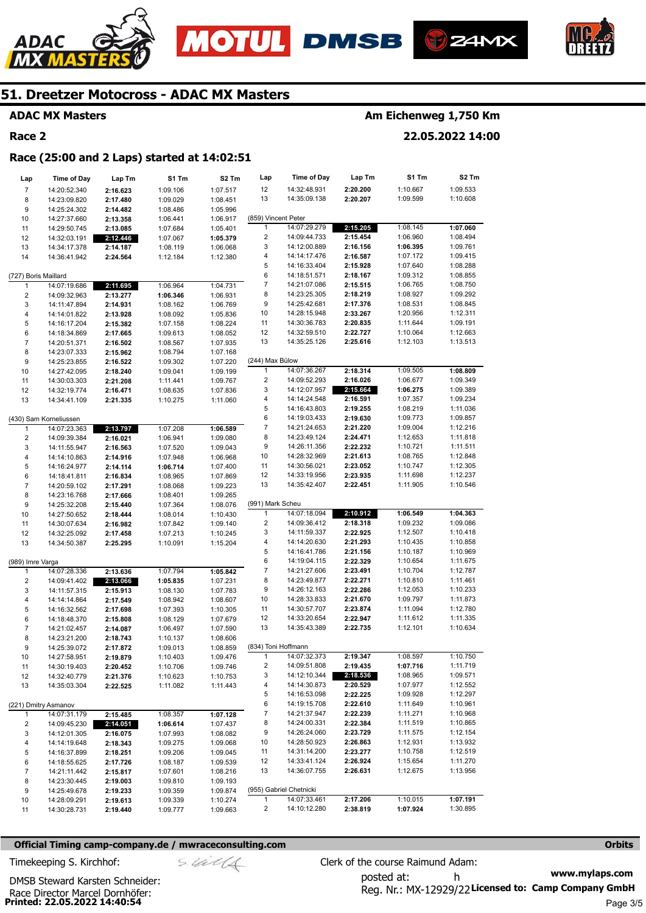# 51. Dreetzer Motocross - ADAC MX Masters

**ADAC MX Masters** — **Am Eichenweg 1,750 Km**

**Race 2** — **22.05.2022 14:00**

## Race (25:00 and 2 Laps) started at 14:02:51

| Lap | Time of Day | Lap Tm | S1 Tm | S2 Tm |
|---|---|---|---|---|
| 7 | 14:20:52.340 | 2:16.623 | 1:09.106 | 1:07.517 |
| 8 | 14:23:09.820 | 2:17.480 | 1:09.029 | 1:08.451 |
| 9 | 14:25:24.302 | 2:14.482 | 1:08.486 | 1:05.996 |
| 10 | 14:27:37.660 | 2:13.358 | 1:06.441 | 1:06.917 |
| 11 | 14:29:50.745 | 2:13.085 | 1:07.684 | 1:05.401 |
| 12 | 14:32:03.191 | 2:12.446 | 1:07.067 | 1:05.379 |
| 13 | 14:34:17.378 | 2:14.187 | 1:08.119 | 1:06.068 |
| 14 | 14:36:41.942 | 2:24.564 | 1:12.184 | 1:12.380 |

(727) Boris Maillard

| Lap | Time of Day | Lap Tm | S1 Tm | S2 Tm |
|---|---|---|---|---|
| 1 | 14:07:19.686 | 2:11.695 | 1:06.964 | 1:04.731 |
| 2 | 14:09:32.963 | 2:13.277 | 1:06.346 | 1:06.931 |
| 3 | 14:11:47.894 | 2:14.931 | 1:08.162 | 1:06.769 |
| 4 | 14:14:01.822 | 2:13.928 | 1:08.092 | 1:05.836 |
| 5 | 14:16:17.204 | 2:15.382 | 1:07.158 | 1:08.224 |
| 6 | 14:18:34.869 | 2:17.665 | 1:09.613 | 1:08.052 |
| 7 | 14:20:51.371 | 2:16.502 | 1:08.567 | 1:07.935 |
| 8 | 14:23:07.333 | 2:15.962 | 1:08.794 | 1:07.168 |
| 9 | 14:25:23.855 | 2:16.522 | 1:09.302 | 1:07.220 |
| 10 | 14:27:42.095 | 2:18.240 | 1:09.041 | 1:09.199 |
| 11 | 14:30:03.303 | 2:21.208 | 1:11.441 | 1:09.767 |
| 12 | 14:32:19.774 | 2:16.471 | 1:08.635 | 1:07.836 |
| 13 | 14:34:41.109 | 2:21.335 | 1:10.275 | 1:11.060 |

(430) Sam Korneliussen

| Lap | Time of Day | Lap Tm | S1 Tm | S2 Tm |
|---|---|---|---|---|
| 1 | 14:07:23.363 | 2:13.797 | 1:07.208 | 1:06.589 |
| 2 | 14:09:39.384 | 2:16.021 | 1:06.941 | 1:09.080 |
| 3 | 14:11:55.947 | 2:16.563 | 1:07.520 | 1:09.043 |
| 4 | 14:14:10.863 | 2:14.916 | 1:07.948 | 1:06.968 |
| 5 | 14:16:24.977 | 2:14.114 | 1:06.714 | 1:07.400 |
| 6 | 14:18:41.811 | 2:16.834 | 1:08.965 | 1:07.869 |
| 7 | 14:20:59.102 | 2:17.291 | 1:08.068 | 1:09.223 |
| 8 | 14:23:16.768 | 2:17.666 | 1:08.401 | 1:09.265 |
| 9 | 14:25:32.208 | 2:15.440 | 1:07.364 | 1:08.076 |
| 10 | 14:27:50.652 | 2:18.444 | 1:08.014 | 1:10.430 |
| 11 | 14:30:07.634 | 2:16.982 | 1:07.842 | 1:09.140 |
| 12 | 14:32:25.092 | 2:17.458 | 1:07.213 | 1:10.245 |
| 13 | 14:34:50.387 | 2:25.295 | 1:10.091 | 1:15.204 |

(989) Imre Varga

| Lap | Time of Day | Lap Tm | S1 Tm | S2 Tm |
|---|---|---|---|---|
| 1 | 14:07:28.336 | 2:13.636 | 1:07.794 | 1:05.842 |
| 2 | 14:09:41.402 | 2:13.066 | 1:05.835 | 1:07.231 |
| 3 | 14:11:57.315 | 2:15.913 | 1:08.130 | 1:07.783 |
| 4 | 14:14:14.864 | 2:17.549 | 1:08.942 | 1:08.607 |
| 5 | 14:16:32.562 | 2:17.698 | 1:07.393 | 1:10.305 |
| 6 | 14:18:48.370 | 2:15.808 | 1:08.129 | 1:07.679 |
| 7 | 14:21:02.457 | 2:14.087 | 1:06.497 | 1:07.590 |
| 8 | 14:23:21.200 | 2:18.743 | 1:10.137 | 1:08.606 |
| 9 | 14:25:39.072 | 2:17.872 | 1:09.013 | 1:08.859 |
| 10 | 14:27:58.951 | 2:19.879 | 1:10.403 | 1:09.476 |
| 11 | 14:30:19.403 | 2:20.452 | 1:10.706 | 1:09.746 |
| 12 | 14:32:40.779 | 2:21.376 | 1:10.623 | 1:10.753 |
| 13 | 14:35:03.304 | 2:22.525 | 1:11.082 | 1:11.443 |

(221) Dmitry Asmanov

| Lap | Time of Day | Lap Tm | S1 Tm | S2 Tm |
|---|---|---|---|---|
| 1 | 14:07:31.179 | 2:15.485 | 1:08.357 | 1:07.128 |
| 2 | 14:09:45.230 | 2:14.051 | 1:06.614 | 1:07.437 |
| 3 | 14:12:01.305 | 2:16.075 | 1:07.993 | 1:08.082 |
| 4 | 14:14:19.648 | 2:18.343 | 1:09.275 | 1:09.068 |
| 5 | 14:16:37.899 | 2:18.251 | 1:09.206 | 1:09.045 |
| 6 | 14:18:55.625 | 2:17.726 | 1:08.187 | 1:09.539 |
| 7 | 14:21:11.442 | 2:15.817 | 1:07.601 | 1:08.216 |
| 8 | 14:23:30.445 | 2:19.003 | 1:09.810 | 1:09.193 |
| 9 | 14:25:49.678 | 2:19.233 | 1:09.359 | 1:09.874 |
| 10 | 14:28:09.291 | 2:19.613 | 1:09.339 | 1:10.274 |
| 11 | 14:30:28.731 | 2:19.440 | 1:09.777 | 1:09.663 |
| 12 | 14:32:48.931 | 2:20.200 | 1:10.667 | 1:09.533 |
| 13 | 14:35:09.138 | 2:20.207 | 1:09.599 | 1:10.608 |

(859) Vincent Peter

| Lap | Time of Day | Lap Tm | S1 Tm | S2 Tm |
|---|---|---|---|---|
| 1 | 14:07:29.279 | 2:15.205 | 1:08.145 | 1:07.060 |
| 2 | 14:09:44.733 | 2:15.454 | 1:06.960 | 1:08.494 |
| 3 | 14:12:00.889 | 2:16.156 | 1:06.395 | 1:09.761 |
| 4 | 14:14:17.476 | 2:16.587 | 1:07.172 | 1:09.415 |
| 5 | 14:16:33.404 | 2:15.928 | 1:07.640 | 1:08.288 |
| 6 | 14:18:51.571 | 2:18.167 | 1:09.312 | 1:08.855 |
| 7 | 14:21:07.086 | 2:15.515 | 1:06.765 | 1:08.750 |
| 8 | 14:23:25.305 | 2:18.219 | 1:08.927 | 1:09.292 |
| 9 | 14:25:42.681 | 2:17.376 | 1:08.531 | 1:08.845 |
| 10 | 14:28:15.948 | 2:33.267 | 1:20.956 | 1:12.311 |
| 11 | 14:30:36.783 | 2:20.835 | 1:11.644 | 1:09.191 |
| 12 | 14:32:59.510 | 2:22.727 | 1:10.064 | 1:12.663 |
| 13 | 14:35:25.126 | 2:25.616 | 1:12.103 | 1:13.513 |

(244) Max Bülow

| Lap | Time of Day | Lap Tm | S1 Tm | S2 Tm |
|---|---|---|---|---|
| 1 | 14:07:36.267 | 2:18.314 | 1:09.505 | 1:08.809 |
| 2 | 14:09:52.293 | 2:16.026 | 1:06.677 | 1:09.349 |
| 3 | 14:12:07.957 | 2:15.664 | 1:06.275 | 1:09.389 |
| 4 | 14:14:24.548 | 2:16.591 | 1:07.357 | 1:09.234 |
| 5 | 14:16:43.803 | 2:19.255 | 1:08.219 | 1:11.036 |
| 6 | 14:19:03.433 | 2:19.630 | 1:09.773 | 1:09.857 |
| 7 | 14:21:24.653 | 2:21.220 | 1:09.004 | 1:12.216 |
| 8 | 14:23:49.124 | 2:24.471 | 1:12.653 | 1:11.818 |
| 9 | 14:26:11.356 | 2:22.232 | 1:10.721 | 1:11.511 |
| 10 | 14:28:32.969 | 2:21.613 | 1:08.765 | 1:12.848 |
| 11 | 14:30:56.021 | 2:23.052 | 1:10.747 | 1:12.305 |
| 12 | 14:33:19.956 | 2:23.935 | 1:11.698 | 1:12.237 |
| 13 | 14:35:42.407 | 2:22.451 | 1:11.905 | 1:10.546 |

(991) Mark Scheu

| Lap | Time of Day | Lap Tm | S1 Tm | S2 Tm |
|---|---|---|---|---|
| 1 | 14:07:18.094 | 2:10.912 | 1:06.549 | 1:04.363 |
| 2 | 14:09:36.412 | 2:18.318 | 1:09.232 | 1:09.086 |
| 3 | 14:11:59.337 | 2:22.925 | 1:12.507 | 1:10.418 |
| 4 | 14:14:20.630 | 2:21.293 | 1:10.435 | 1:10.858 |
| 5 | 14:16:41.786 | 2:21.156 | 1:10.187 | 1:10.969 |
| 6 | 14:19:04.115 | 2:22.329 | 1:10.654 | 1:11.675 |
| 7 | 14:21:27.606 | 2:23.491 | 1:10.704 | 1:12.787 |
| 8 | 14:23:49.877 | 2:22.271 | 1:10.810 | 1:11.461 |
| 9 | 14:26:12.163 | 2:22.286 | 1:12.053 | 1:10.233 |
| 10 | 14:28:33.833 | 2:21.670 | 1:09.797 | 1:11.873 |
| 11 | 14:30:57.707 | 2:23.874 | 1:11.094 | 1:12.780 |
| 12 | 14:33:20.654 | 2:22.947 | 1:11.612 | 1:11.335 |
| 13 | 14:35:43.389 | 2:22.735 | 1:12.101 | 1:10.634 |

(834) Toni Hoffmann

| Lap | Time of Day | Lap Tm | S1 Tm | S2 Tm |
|---|---|---|---|---|
| 1 | 14:07:32.373 | 2:19.347 | 1:08.597 | 1:10.750 |
| 2 | 14:09:51.808 | 2:19.435 | 1:07.716 | 1:11.719 |
| 3 | 14:12:10.344 | 2:18.536 | 1:08.965 | 1:09.571 |
| 4 | 14:14:30.873 | 2:20.529 | 1:07.977 | 1:12.552 |
| 5 | 14:16:53.098 | 2:22.225 | 1:09.928 | 1:12.297 |
| 6 | 14:19:15.708 | 2:22.610 | 1:11.649 | 1:10.961 |
| 7 | 14:21:37.947 | 2:22.239 | 1:11.271 | 1:10.968 |
| 8 | 14:24:00.331 | 2:22.384 | 1:11.519 | 1:10.865 |
| 9 | 14:26:24.060 | 2:23.729 | 1:11.575 | 1:12.154 |
| 10 | 14:28:50.923 | 2:26.863 | 1:12.931 | 1:13.932 |
| 11 | 14:31:14.200 | 2:23.277 | 1:10.758 | 1:12.519 |
| 12 | 14:33:41.124 | 2:26.924 | 1:15.654 | 1:11.270 |
| 13 | 14:36:07.755 | 2:26.631 | 1:12.675 | 1:13.956 |

(955) Gabriel Chetnicki

| Lap | Time of Day | Lap Tm | S1 Tm | S2 Tm |
|---|---|---|---|---|
| 1 | 14:07:33.461 | 2:17.206 | 1:10.015 | 1:07.191 |
| 2 | 14:10:12.280 | 2:38.819 | 1:07.924 | 1:30.895 |

**Official Timing camp-company.de / mwraceconsulting.com** — **Orbits**

Timekeeping S. Kirchhof:

DMSB Steward Karsten Schneider:

Race Director Marcel Dornhöfer:

Clerk of the course Raimund Adam:

posted at: h

Reg. Nr.: MX-12929/22

www.mylaps.com

**Licensed to: Camp Company GmbH**

**Printed: 22.05.2022 14:40:54**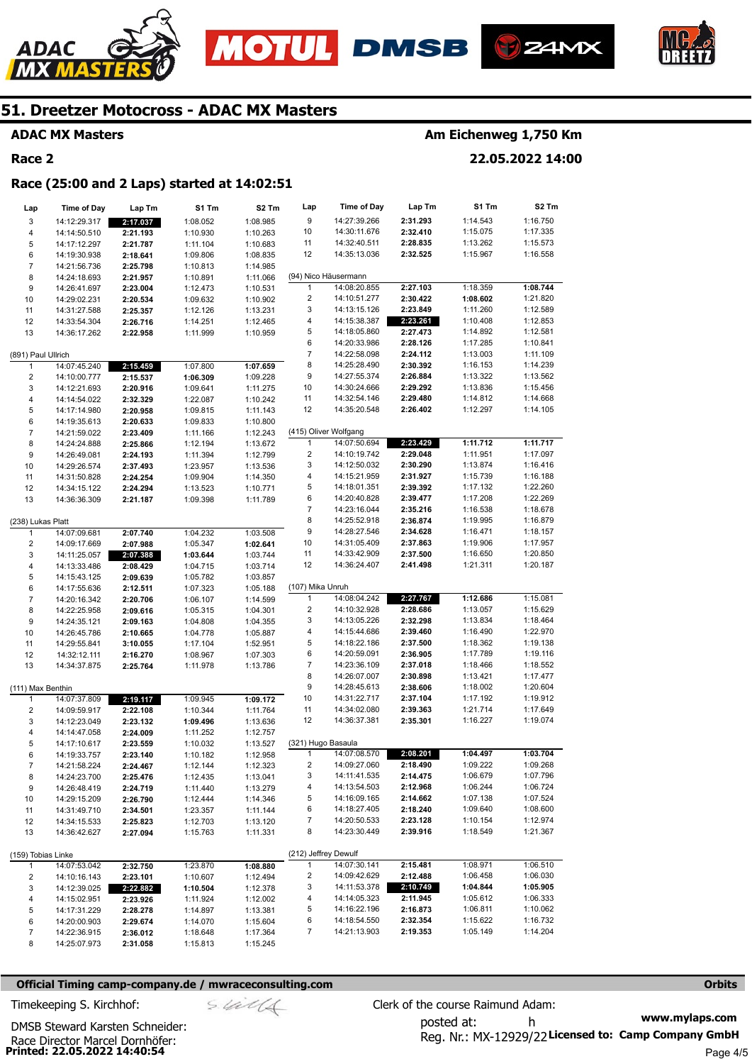## 51. Dreetzer Motocross - ADAC MX Masters

**ADAC MX Masters** — **Am Eichenweg 1,750 Km**

**Race 2** — **22.05.2022 14:00**

### Race (25:00 and 2 Laps) started at 14:02:51

| Lap | Time of Day | Lap Tm | S1 Tm | S2 Tm |
|---|---|---|---|---|
| 3 | 14:12:29.317 | **2:17.037** | 1:08.052 | 1:08.985 |
| 4 | 14:14:50.510 | **2:21.193** | 1:10.930 | 1:10.263 |
| 5 | 14:17:12.297 | **2:21.787** | 1:11.104 | 1:10.683 |
| 6 | 14:19:30.938 | **2:18.641** | 1:09.806 | 1:08.835 |
| 7 | 14:21:56.736 | **2:25.798** | 1:10.813 | 1:14.985 |
| 8 | 14:24:18.693 | **2:21.957** | 1:10.891 | 1:11.066 |
| 9 | 14:26:41.697 | **2:23.004** | 1:12.473 | 1:10.531 |
| 10 | 14:29:02.231 | **2:20.534** | 1:09.632 | 1:10.902 |
| 11 | 14:31:27.588 | **2:25.357** | 1:12.126 | 1:13.231 |
| 12 | 14:33:54.304 | **2:26.716** | 1:14.251 | 1:12.465 |
| 13 | 14:36:17.262 | **2:22.958** | 1:11.999 | 1:10.959 |

(891) Paul Ullrich

| Lap | Time of Day | Lap Tm | S1 Tm | S2 Tm |
|---|---|---|---|---|
| 1 | 14:07:45.240 | **2:15.459** | 1:07.800 | **1:07.659** |
| 2 | 14:10:00.777 | **2:15.537** | **1:06.309** | 1:09.228 |
| 3 | 14:12:21.693 | **2:20.916** | 1:09.641 | 1:11.275 |
| 4 | 14:14:54.022 | **2:32.329** | 1:22.087 | 1:10.242 |
| 5 | 14:17:14.980 | **2:20.958** | 1:09.815 | 1:11.143 |
| 6 | 14:19:35.613 | **2:20.633** | 1:09.833 | 1:10.800 |
| 7 | 14:21:59.022 | **2:23.409** | 1:11.166 | 1:12.243 |
| 8 | 14:24:24.888 | **2:25.866** | 1:12.194 | 1:13.672 |
| 9 | 14:26:49.081 | **2:24.193** | 1:11.394 | 1:12.799 |
| 10 | 14:29:26.574 | **2:37.493** | 1:23.957 | 1:13.536 |
| 11 | 14:31:50.828 | **2:24.254** | 1:09.904 | 1:14.350 |
| 12 | 14:34:15.122 | **2:24.294** | 1:13.523 | 1:10.771 |
| 13 | 14:36:36.309 | **2:21.187** | 1:09.398 | 1:11.789 |

(238) Lukas Platt

| Lap | Time of Day | Lap Tm | S1 Tm | S2 Tm |
|---|---|---|---|---|
| 1 | 14:07:09.681 | **2:07.740** | 1:04.232 | 1:03.508 |
| 2 | 14:09:17.669 | **2:07.988** | 1:05.347 | **1:02.641** |
| 3 | 14:11:25.057 | **2:07.388** | **1:03.644** | 1:03.744 |
| 4 | 14:13:33.486 | **2:08.429** | 1:04.715 | 1:03.714 |
| 5 | 14:15:43.125 | **2:09.639** | 1:05.782 | 1:03.857 |
| 6 | 14:17:55.636 | **2:12.511** | 1:07.323 | 1:05.188 |
| 7 | 14:20:16.342 | **2:20.706** | 1:06.107 | 1:14.599 |
| 8 | 14:22:25.958 | **2:09.616** | 1:05.315 | 1:04.301 |
| 9 | 14:24:35.121 | **2:09.163** | 1:04.808 | 1:04.355 |
| 10 | 14:26:45.786 | **2:10.665** | 1:04.778 | 1:05.887 |
| 11 | 14:29:55.841 | **3:10.055** | 1:17.104 | 1:52.951 |
| 12 | 14:32:12.111 | **2:16.270** | 1:08.967 | 1:07.303 |
| 13 | 14:34:37.875 | **2:25.764** | 1:11.978 | 1:13.786 |

(111) Max Benthin

| Lap | Time of Day | Lap Tm | S1 Tm | S2 Tm |
|---|---|---|---|---|
| 1 | 14:07:37.809 | **2:19.117** | 1:09.945 | **1:09.172** |
| 2 | 14:09:59.917 | **2:22.108** | 1:10.344 | 1:11.764 |
| 3 | 14:12:23.049 | **2:23.132** | **1:09.496** | 1:13.636 |
| 4 | 14:14:47.058 | **2:24.009** | 1:11.252 | 1:12.757 |
| 5 | 14:17:10.617 | **2:23.559** | 1:10.032 | 1:13.527 |
| 6 | 14:19:33.757 | **2:23.140** | 1:10.182 | 1:12.958 |
| 7 | 14:21:58.224 | **2:24.467** | 1:12.144 | 1:12.323 |
| 8 | 14:24:23.700 | **2:25.476** | 1:12.435 | 1:13.041 |
| 9 | 14:26:48.419 | **2:24.719** | 1:11.440 | 1:13.279 |
| 10 | 14:29:15.209 | **2:26.790** | 1:12.444 | 1:14.346 |
| 11 | 14:31:49.710 | **2:34.501** | 1:23.357 | 1:11.144 |
| 12 | 14:34:15.533 | **2:25.823** | 1:12.703 | 1:13.120 |
| 13 | 14:36:42.627 | **2:27.094** | 1:15.763 | 1:11.331 |

(159) Tobias Linke

| Lap | Time of Day | Lap Tm | S1 Tm | S2 Tm |
|---|---|---|---|---|
| 1 | 14:07:53.042 | **2:32.750** | 1:23.870 | **1:08.880** |
| 2 | 14:10:16.143 | **2:23.101** | 1:10.607 | 1:12.494 |
| 3 | 14:12:39.025 | **2:22.882** | **1:10.504** | 1:12.378 |
| 4 | 14:15:02.951 | **2:23.926** | 1:11.924 | 1:12.002 |
| 5 | 14:17:31.229 | **2:28.278** | 1:14.897 | 1:13.381 |
| 6 | 14:20:00.903 | **2:29.674** | 1:14.070 | 1:15.604 |
| 7 | 14:22:36.915 | **2:36.012** | 1:18.648 | 1:17.364 |
| 8 | 14:25:07.973 | **2:31.058** | 1:15.813 | 1:15.245 |
| 9 | 14:27:39.266 | **2:31.293** | 1:14.543 | 1:16.750 |
| 10 | 14:30:11.676 | **2:32.410** | 1:15.075 | 1:17.335 |
| 11 | 14:32:40.511 | **2:28.835** | 1:13.262 | 1:15.573 |
| 12 | 14:35:13.036 | **2:32.525** | 1:15.967 | 1:16.558 |

(94) Nico Häusermann

| Lap | Time of Day | Lap Tm | S1 Tm | S2 Tm |
|---|---|---|---|---|
| 1 | 14:08:20.855 | **2:27.103** | 1:18.359 | **1:08.744** |
| 2 | 14:10:51.277 | **2:30.422** | **1:08.602** | 1:21.820 |
| 3 | 14:13:15.126 | **2:23.849** | 1:11.260 | 1:12.589 |
| 4 | 14:15:38.387 | **2:23.261** | 1:10.408 | 1:12.853 |
| 5 | 14:18:05.860 | **2:27.473** | 1:14.892 | 1:12.581 |
| 6 | 14:20:33.986 | **2:28.126** | 1:17.285 | 1:10.841 |
| 7 | 14:22:58.098 | **2:24.112** | 1:13.003 | 1:11.109 |
| 8 | 14:25:28.490 | **2:30.392** | 1:16.153 | 1:14.239 |
| 9 | 14:27:55.374 | **2:26.884** | 1:13.322 | 1:13.562 |
| 10 | 14:30:24.666 | **2:29.292** | 1:13.836 | 1:15.456 |
| 11 | 14:32:54.146 | **2:29.480** | 1:14.812 | 1:14.668 |
| 12 | 14:35:20.548 | **2:26.402** | 1:12.297 | 1:14.105 |

(415) Oliver Wolfgang

| Lap | Time of Day | Lap Tm | S1 Tm | S2 Tm |
|---|---|---|---|---|
| 1 | 14:07:50.694 | **2:23.429** | **1:11.712** | **1:11.717** |
| 2 | 14:10:19.742 | **2:29.048** | 1:11.951 | 1:17.097 |
| 3 | 14:12:50.032 | **2:30.290** | 1:13.874 | 1:16.416 |
| 4 | 14:15:21.959 | **2:31.927** | 1:15.739 | 1:16.188 |
| 5 | 14:18:01.351 | **2:39.392** | 1:17.132 | 1:22.260 |
| 6 | 14:20:40.828 | **2:39.477** | 1:17.208 | 1:22.269 |
| 7 | 14:23:16.044 | **2:35.216** | 1:16.538 | 1:18.678 |
| 8 | 14:25:52.918 | **2:36.874** | 1:19.995 | 1:16.879 |
| 9 | 14:28:27.546 | **2:34.628** | 1:16.471 | 1:18.157 |
| 10 | 14:31:05.409 | **2:37.863** | 1:19.906 | 1:17.957 |
| 11 | 14:33:42.909 | **2:37.500** | 1:16.650 | 1:20.850 |
| 12 | 14:36:24.407 | **2:41.498** | 1:21.311 | 1:20.187 |

(107) Mika Unruh

| Lap | Time of Day | Lap Tm | S1 Tm | S2 Tm |
|---|---|---|---|---|
| 1 | 14:08:04.242 | **2:27.767** | **1:12.686** | 1:15.081 |
| 2 | 14:10:32.928 | **2:28.686** | 1:13.057 | 1:15.629 |
| 3 | 14:13:05.226 | **2:32.298** | 1:13.834 | 1:18.464 |
| 4 | 14:15:44.686 | **2:39.460** | 1:16.490 | 1:22.970 |
| 5 | 14:18:22.186 | **2:37.500** | 1:18.362 | 1:19.138 |
| 6 | 14:20:59.091 | **2:36.905** | 1:17.789 | 1:19.116 |
| 7 | 14:23:36.109 | **2:37.018** | 1:18.466 | 1:18.552 |
| 8 | 14:26:07.007 | **2:30.898** | 1:13.421 | 1:17.477 |
| 9 | 14:28:45.613 | **2:38.606** | 1:18.002 | 1:20.604 |
| 10 | 14:31:22.717 | **2:37.104** | 1:17.192 | 1:19.912 |
| 11 | 14:34:02.080 | **2:39.363** | 1:21.714 | 1:17.649 |
| 12 | 14:36:37.381 | **2:35.301** | 1:16.227 | 1:19.074 |

(321) Hugo Basaula

| Lap | Time of Day | Lap Tm | S1 Tm | S2 Tm |
|---|---|---|---|---|
| 1 | 14:07:08.570 | **2:08.201** | **1:04.497** | **1:03.704** |
| 2 | 14:09:27.060 | **2:18.490** | 1:09.222 | 1:09.268 |
| 3 | 14:11:41.535 | **2:14.475** | 1:06.679 | 1:07.796 |
| 4 | 14:13:54.503 | **2:12.968** | 1:06.244 | 1:06.724 |
| 5 | 14:16:09.165 | **2:14.662** | 1:07.138 | 1:07.524 |
| 6 | 14:18:27.405 | **2:18.240** | 1:09.640 | 1:08.600 |
| 7 | 14:20:50.533 | **2:23.128** | 1:10.154 | 1:12.974 |
| 8 | 14:23:30.449 | **2:39.916** | 1:18.549 | 1:21.367 |

(212) Jeffrey Dewulf

| Lap | Time of Day | Lap Tm | S1 Tm | S2 Tm |
|---|---|---|---|---|
| 1 | 14:07:30.141 | **2:15.481** | 1:08.971 | 1:06.510 |
| 2 | 14:09:42.629 | **2:12.488** | 1:06.458 | 1:06.030 |
| 3 | 14:11:53.378 | **2:10.749** | **1:04.844** | **1:05.905** |
| 4 | 14:14:05.323 | **2:11.945** | 1:05.612 | 1:06.333 |
| 5 | 14:16:22.196 | **2:16.873** | 1:06.811 | 1:10.062 |
| 6 | 14:18:54.550 | **2:32.354** | 1:15.622 | 1:16.732 |
| 7 | 14:21:13.903 | **2:19.353** | 1:05.149 | 1:14.204 |

**Official Timing camp-company.de / mwraceconsulting.com** — **Orbits**

Timekeeping S. Kirchhof:

DMSB Steward Karsten Schneider:

Race Director Marcel Dornhöfer:

Clerk of the course Raimund Adam:

posted at: h

Reg. Nr.: MX-12929/22

www.mylaps.com

**Licensed to: Camp Company GmbH**

**Printed: 22.05.2022 14:40:54**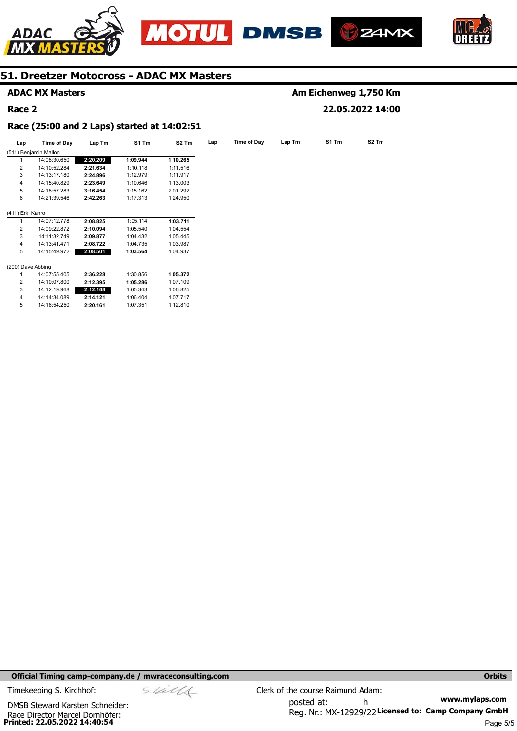# 51. Dreetzer Motocross - ADAC MX Masters

**ADAC MX Masters** **Am Eichenweg 1,750 Km**

**Race 2** **22.05.2022 14:00**

**Race (25:00 and 2 Laps) started at 14:02:51**

| Lap | Time of Day | Lap Tm | S1 Tm | S2 Tm |
|---|---|---|---|---|
| (511) Benjamin Mallon | | | | |
| 1 | 14:08:30.650 | **2:20.209** | **1:09.944** | **1:10.265** |
| 2 | 14:10:52.284 | **2:21.634** | 1:10.118 | 1:11.516 |
| 3 | 14:13:17.180 | **2:24.896** | 1:12.979 | 1:11.917 |
| 4 | 14:15:40.829 | **2:23.649** | 1:10.646 | 1:13.003 |
| 5 | 14:18:57.283 | **3:16.454** | 1:15.162 | 2:01.292 |
| 6 | 14:21:39.546 | **2:42.263** | 1:17.313 | 1:24.950 |
| (411) Erki Kahro | | | | |
| 1 | 14:07:12.778 | **2:08.825** | 1:05.114 | **1:03.711** |
| 2 | 14:09:22.872 | **2:10.094** | 1:05.540 | 1:04.554 |
| 3 | 14:11:32.749 | **2:09.877** | 1:04.432 | 1:05.445 |
| 4 | 14:13:41.471 | **2:08.722** | 1:04.735 | 1:03.987 |
| 5 | 14:15:49.972 | **2:08.501** | **1:03.564** | 1:04.937 |
| (200) Dave Abbing | | | | |
| 1 | 14:07:55.405 | **2:36.228** | 1:30.856 | **1:05.372** |
| 2 | 14:10:07.800 | **2:12.395** | **1:05.286** | 1:07.109 |
| 3 | 14:12:19.968 | **2:12.168** | 1:05.343 | 1:06.825 |
| 4 | 14:14:34.089 | **2:14.121** | 1:06.404 | 1:07.717 |
| 5 | 14:16:54.250 | **2:20.161** | 1:07.351 | 1:12.810 |

**Official Timing camp-company.de / mwraceconsulting.com** **Orbits**

Timekeeping S. Kirchhof:

Clerk of the course Raimund Adam:

DMSB Steward Karsten Schneider:

Race Director Marcel Dornhöfer:

posted at: h

Reg. Nr.: MX-12929/22

**www.mylaps.com**

**Licensed to: Camp Company GmbH**

**Printed: 22.05.2022 14:40:54**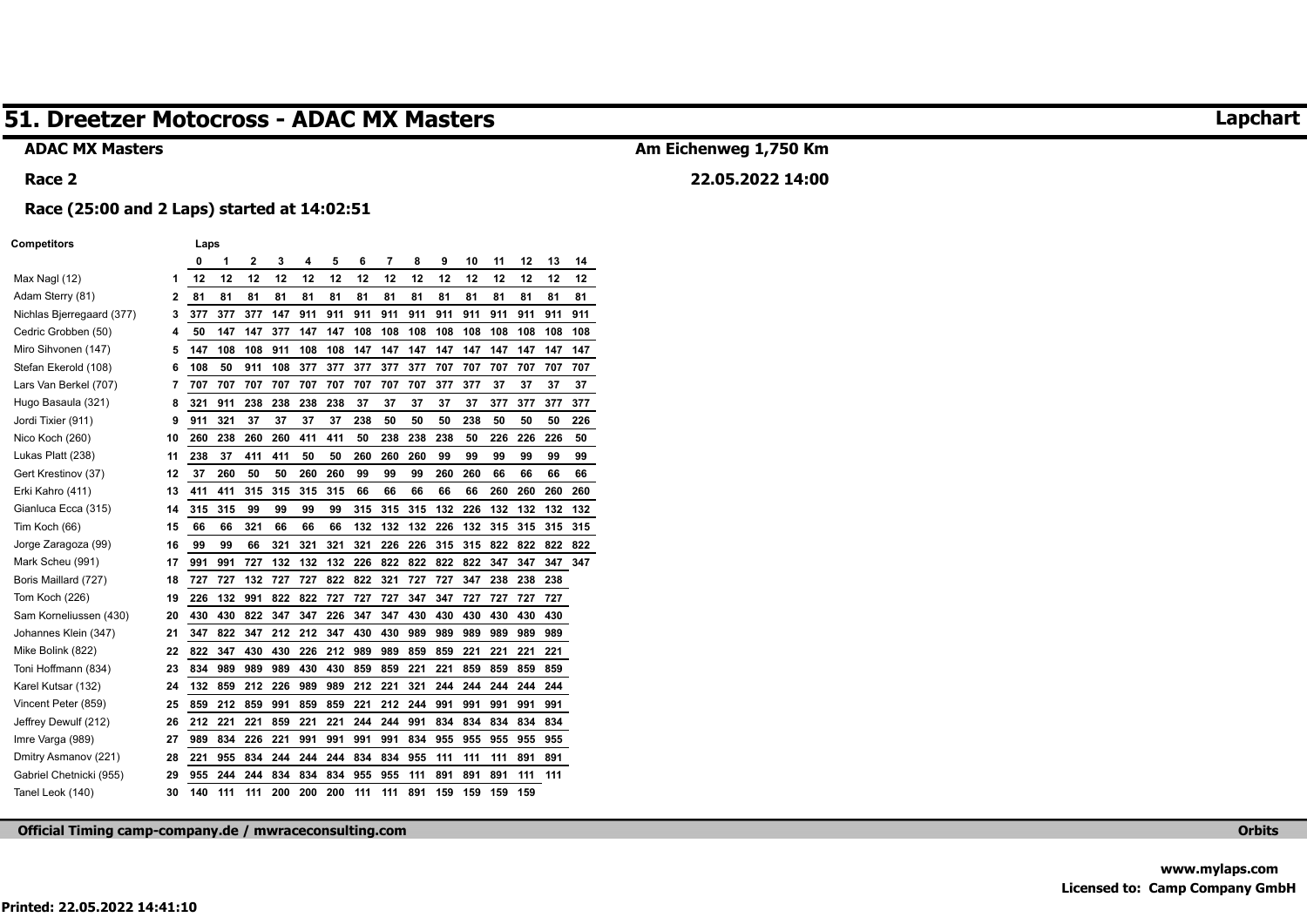# 51. Dreetzer Motocross - ADAC MX Masters

**Lapchart**

**ADAC MX Masters**

**Am Eichenweg 1,750 Km**

**Race 2**

**22.05.2022 14:00**

**Race (25:00 and 2 Laps) started at 14:02:51**

| Competitors | | 0 | 1 | 2 | 3 | 4 | 5 | 6 | 7 | 8 | 9 | 10 | 11 | 12 | 13 | 14 |
|---|---|---|---|---|---|---|---|---|---|---|---|---|---|---|---|---|
| Max Nagl (12) | 1 | 12 | 12 | 12 | 12 | 12 | 12 | 12 | 12 | 12 | 12 | 12 | 12 | 12 | 12 | 12 |
| Adam Sterry (81) | 2 | 81 | 81 | 81 | 81 | 81 | 81 | 81 | 81 | 81 | 81 | 81 | 81 | 81 | 81 | 81 |
| Nichlas Bjerregaard (377) | 3 | 377 | 377 | 377 | 147 | 911 | 911 | 911 | 911 | 911 | 911 | 911 | 911 | 911 | 911 | 911 |
| Cedric Grobben (50) | 4 | 50 | 147 | 147 | 377 | 147 | 147 | 108 | 108 | 108 | 108 | 108 | 108 | 108 | 108 | 108 |
| Miro Sihvonen (147) | 5 | 147 | 108 | 108 | 911 | 108 | 108 | 147 | 147 | 147 | 147 | 147 | 147 | 147 | 147 | 147 |
| Stefan Ekerold (108) | 6 | 108 | 50 | 911 | 108 | 377 | 377 | 377 | 377 | 377 | 377 | 707 | 707 | 707 | 707 | 707 |
| Lars Van Berkel (707) | 7 | 707 | 707 | 707 | 707 | 707 | 707 | 707 | 707 | 707 | 377 | 377 | 37 | 37 | 37 | 37 |
| Hugo Basaula (321) | 8 | 321 | 911 | 238 | 238 | 238 | 238 | 37 | 37 | 37 | 37 | 37 | 377 | 377 | 377 | 377 |
| Jordi Tixier (911) | 9 | 911 | 321 | 37 | 37 | 37 | 37 | 238 | 50 | 50 | 50 | 238 | 50 | 50 | 50 | 226 |
| Nico Koch (260) | 10 | 260 | 238 | 260 | 260 | 411 | 411 | 50 | 238 | 238 | 238 | 50 | 226 | 226 | 226 | 50 |
| Lukas Platt (238) | 11 | 238 | 37 | 411 | 411 | 50 | 50 | 260 | 260 | 260 | 99 | 99 | 99 | 99 | 99 | 99 |
| Gert Krestinov (37) | 12 | 37 | 260 | 50 | 50 | 260 | 260 | 99 | 99 | 99 | 260 | 260 | 66 | 66 | 66 | 66 |
| Erki Kahro (411) | 13 | 411 | 411 | 315 | 315 | 315 | 315 | 66 | 66 | 66 | 66 | 66 | 260 | 260 | 260 | 260 |
| Gianluca Ecca (315) | 14 | 315 | 315 | 99 | 99 | 99 | 99 | 315 | 315 | 315 | 132 | 226 | 132 | 132 | 132 | 132 |
| Tim Koch (66) | 15 | 66 | 66 | 321 | 66 | 66 | 66 | 132 | 132 | 132 | 226 | 132 | 315 | 315 | 315 | 315 |
| Jorge Zaragoza (99) | 16 | 99 | 99 | 66 | 321 | 321 | 321 | 321 | 226 | 226 | 315 | 315 | 822 | 822 | 822 | 822 |
| Mark Scheu (991) | 17 | 991 | 991 | 727 | 132 | 132 | 132 | 226 | 822 | 822 | 822 | 822 | 347 | 347 | 347 | 347 |
| Boris Maillard (727) | 18 | 727 | 727 | 132 | 727 | 727 | 822 | 822 | 321 | 727 | 727 | 347 | 238 | 238 | 238 | |
| Tom Koch (226) | 19 | 226 | 132 | 991 | 822 | 822 | 727 | 727 | 727 | 347 | 347 | 727 | 727 | 727 | 727 | |
| Sam Korneliussen (430) | 20 | 430 | 430 | 822 | 347 | 347 | 226 | 347 | 347 | 430 | 430 | 430 | 430 | 430 | 430 | |
| Johannes Klein (347) | 21 | 347 | 822 | 347 | 212 | 212 | 347 | 430 | 430 | 989 | 989 | 989 | 989 | 989 | 989 | |
| Mike Bolink (822) | 22 | 822 | 347 | 430 | 430 | 226 | 212 | 989 | 989 | 859 | 859 | 221 | 221 | 221 | 221 | |
| Toni Hoffmann (834) | 23 | 834 | 989 | 989 | 989 | 430 | 430 | 859 | 859 | 221 | 221 | 859 | 859 | 859 | 859 | |
| Karel Kutsar (132) | 24 | 132 | 859 | 212 | 226 | 989 | 989 | 212 | 221 | 321 | 244 | 244 | 244 | 244 | 244 | |
| Vincent Peter (859) | 25 | 859 | 212 | 859 | 991 | 859 | 859 | 221 | 212 | 244 | 991 | 991 | 991 | 991 | 991 | |
| Jeffrey Dewulf (212) | 26 | 212 | 221 | 221 | 859 | 221 | 221 | 244 | 244 | 991 | 834 | 834 | 834 | 834 | 834 | |
| Imre Varga (989) | 27 | 989 | 834 | 226 | 221 | 991 | 991 | 991 | 991 | 834 | 955 | 955 | 955 | 955 | 955 | |
| Dmitry Asmanov (221) | 28 | 221 | 955 | 834 | 244 | 244 | 244 | 834 | 834 | 955 | 111 | 111 | 111 | 891 | 891 | |
| Gabriel Chetnicki (955) | 29 | 955 | 244 | 244 | 834 | 834 | 834 | 955 | 955 | 111 | 891 | 891 | 891 | 111 | 111 | |
| Tanel Leok (140) | 30 | 140 | 111 | 111 | 200 | 200 | 200 | 111 | 111 | 891 | 159 | 159 | 159 | 159 | | |

Official Timing camp-company.de / mwraceconsulting.com

Orbits

www.mylaps.com

Licensed to: Camp Company GmbH

Printed: 22.05.2022 14:41:10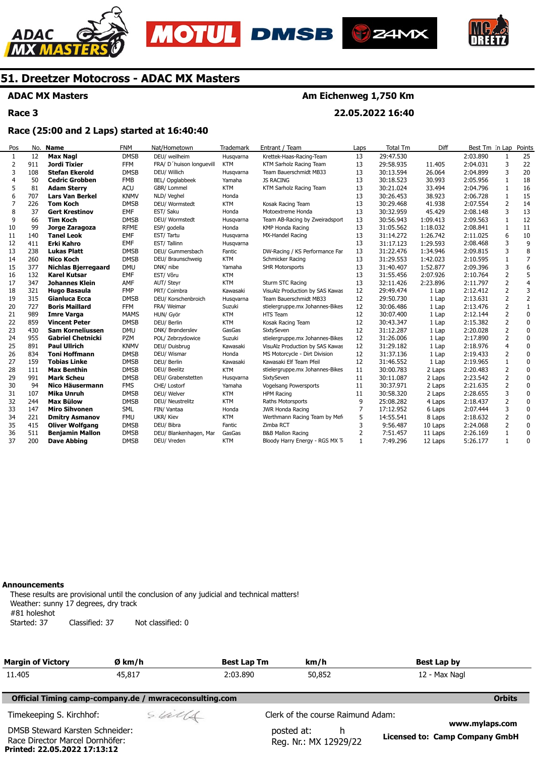# 51. Dreetzer Motocross - ADAC MX Masters

**ADAC MX Masters** | **Am Eichenweg 1,750 Km**

**Race 3** | **22.05.2022 16:40**

**Race (25:00 and 2 Laps) started at 16:40:40**

| Pos | No. | Name | FNM | Nat/Hometown | Trademark | Entrant / Team | Laps | Total Tm | Diff | Best Tm | In Lap | Points |
|---|---|---|---|---|---|---|---|---|---|---|---|---|
| 1 | 12 | **Max Nagl** | DMSB | DEU/ weilheim | Husqvarna | Krettek-Haas-Racing-Team | 13 | 29:47.530 | | 2:03.890 | 1 | 25 |
| 2 | 911 | **Jordi Tixier** | FFM | FRA/ D´huison longuevill | KTM | KTM Sarholz Racing Team | 13 | 29:58.935 | 11.405 | 2:04.031 | 3 | 22 |
| 3 | 108 | **Stefan Ekerold** | DMSB | DEU/ Willich | Husqvarna | Team Bauerschmidt MB33 | 13 | 30:13.594 | 26.064 | 2:04.899 | 3 | 20 |
| 4 | 50 | **Cedric Grobben** | FMB | BEL/ Opglabbeek | Yamaha | JS RACING | 13 | 30:18.523 | 30.993 | 2:05.956 | 1 | 18 |
| 5 | 81 | **Adam Sterry** | ACU | GBR/ Lommel | KTM | KTM Sarholz Racing Team | 13 | 30:21.024 | 33.494 | 2:04.796 | 1 | 16 |
| 6 | 707 | **Lars Van Berkel** | KNMV | NLD/ Veghel | Honda | | 13 | 30:26.453 | 38.923 | 2:06.728 | 1 | 15 |
| 7 | 226 | **Tom Koch** | DMSB | DEU/ Wormstedt | KTM | Kosak Racing Team | 13 | 30:29.468 | 41.938 | 2:07.554 | 2 | 14 |
| 8 | 37 | **Gert Krestinov** | EMF | EST/ Saku | Honda | Motoextreme Honda | 13 | 30:32.959 | 45.429 | 2:08.148 | 3 | 13 |
| 9 | 66 | **Tim Koch** | DMSB | DEU/ Wormstedt | Husqvarna | Team AB-Racing by Zweiradsport | 13 | 30:56.943 | 1:09.413 | 2:09.563 | 1 | 12 |
| 10 | 99 | **Jorge Zaragoza** | RFME | ESP/ godella | Honda | KMP Honda Racing | 13 | 31:05.562 | 1:18.032 | 2:08.841 | 1 | 11 |
| 11 | 140 | **Tanel Leok** | EMF | EST/ Tartu | Husqvarna | MX-Handel Racing | 13 | 31:14.272 | 1:26.742 | 2:11.025 | 6 | 10 |
| 12 | 411 | **Erki Kahro** | EMF | EST/ Tallinn | Husqvarna | | 13 | 31:17.123 | 1:29.593 | 2:08.468 | 3 | 9 |
| 13 | 238 | **Lukas Platt** | DMSB | DEU/ Gummersbach | Fantic | DW-Racing / KS Performance Far | 13 | 31:22.476 | 1:34.946 | 2:09.815 | 3 | 8 |
| 14 | 260 | **Nico Koch** | DMSB | DEU/ Braunschweig | KTM | Schmicker Racing | 13 | 31:29.553 | 1:42.023 | 2:10.595 | 1 | 7 |
| 15 | 377 | **Nichlas Bjerregaard** | DMU | DNK/ nibe | Yamaha | SHR Motorsports | 13 | 31:40.407 | 1:52.877 | 2:09.396 | 3 | 6 |
| 16 | 132 | **Karel Kutsar** | EMF | EST/ Võru | KTM | | 13 | 31:55.456 | 2:07.926 | 2:10.764 | 2 | 5 |
| 17 | 347 | **Johannes Klein** | AMF | AUT/ Steyr | KTM | Sturm STC Racing | 13 | 32:11.426 | 2:23.896 | 2:11.797 | 2 | 4 |
| 18 | 321 | **Hugo Basaula** | FMP | PRT/ Coimbra | Kawasaki | VisuAlz Production by SAS Kawas | 12 | 29:49.474 | 1 Lap | 2:12.412 | 2 | 3 |
| 19 | 315 | **Gianluca Ecca** | DMSB | DEU/ Korschenbroich | Husqvarna | Team Bauerschmidt MB33 | 12 | 29:50.730 | 1 Lap | 2:13.631 | 2 | 2 |
| 20 | 727 | **Boris Maillard** | FFM | FRA/ Weimar | Suzuki | stielergruppe.mx Johannes-Bikes | 12 | 30:06.486 | 1 Lap | 2:13.476 | 2 | 1 |
| 21 | 989 | **Imre Varga** | MAMS | HUN/ Györ | KTM | HTS Team | 12 | 30:07.400 | 1 Lap | 2:12.144 | 2 | 0 |
| 22 | 859 | **Vincent Peter** | DMSB | DEU/ Berlin | KTM | Kosak Racing Team | 12 | 30:43.347 | 1 Lap | 2:15.382 | 2 | 0 |
| 23 | 430 | **Sam Korneliussen** | DMU | DNK/ Brønderslev | GasGas | SixtySeven | 12 | 31:12.287 | 1 Lap | 2:20.028 | 2 | 0 |
| 24 | 955 | **Gabriel Chetnicki** | PZM | POL/ Zebrzydowice | Suzuki | stielergruppe.mx Johannes-Bikes | 12 | 31:26.006 | 1 Lap | 2:17.890 | 2 | 0 |
| 25 | 891 | **Paul Ullrich** | KNMV | DEU/ Duisbrug | Kawasaki | VisuAlz Production by SAS Kawas | 12 | 31:29.182 | 1 Lap | 2:18.976 | 4 | 0 |
| 26 | 834 | **Toni Hoffmann** | DMSB | DEU/ Wismar | Honda | MS Motorcycle - Dirt Division | 12 | 31:37.136 | 1 Lap | 2:19.433 | 2 | 0 |
| 27 | 159 | **Tobias Linke** | DMSB | DEU/ Berlin | Kawasaki | Kawasaki Elf Team Pfeil | 12 | 31:46.552 | 1 Lap | 2:19.965 | 1 | 0 |
| 28 | 111 | **Max Benthin** | DMSB | DEU/ Beelitz | KTM | stielergruppe.mx Johannes-Bikes | 11 | 30:00.783 | 2 Laps | 2:20.483 | 2 | 0 |
| 29 | 991 | **Mark Scheu** | DMSB | DEU/ Grabenstetten | Husqvarna | SixtySeven | 11 | 30:11.087 | 2 Laps | 2:23.542 | 2 | 0 |
| 30 | 94 | **Nico Häusermann** | FMS | CHE/ Lostorf | Yamaha | Vogelsang Powersports | 11 | 30:37.971 | 2 Laps | 2:21.635 | 2 | 0 |
| 31 | 107 | **Mika Unruh** | DMSB | DEU/ Welver | KTM | HPM Racing | 11 | 30:58.320 | 2 Laps | 2:28.655 | 3 | 0 |
| 32 | 244 | **Max Bülow** | DMSB | DEU/ Neustrelitz | KTM | Raths Motorsports | 9 | 25:08.282 | 4 Laps | 2:18.437 | 2 | 0 |
| 33 | 147 | **Miro Sihvonen** | SML | FIN/ Vantaa | Honda | JWR Honda Racing | 7 | 17:12.952 | 6 Laps | 2:07.444 | 3 | 0 |
| 34 | 221 | **Dmitry Asmanov** | FMU | UKR/ Kiev | KTM | Werthmann Racing Team by Mefo | 5 | 14:55.541 | 8 Laps | 2:18.632 | 2 | 0 |
| 35 | 415 | **Oliver Wolfgang** | DMSB | DEU/ Bibra | Fantic | Zimba RCT | 3 | 9:56.487 | 10 Laps | 2:24.068 | 2 | 0 |
| 36 | 511 | **Benjamin Mallon** | DMSB | DEU/ Blankenhagen, Mar | GasGas | B&B Mallon Racing | 2 | 7:51.457 | 11 Laps | 2:26.169 | 1 | 0 |
| 37 | 200 | **Dave Abbing** | DMSB | DEU/ Vreden | KTM | Bloody Harry Energy - RGS MX Te | 1 | 7:49.296 | 12 Laps | 5:26.177 | 1 | 0 |

**Announcements**

These results are provisional until the conclusion of any judicial and technical matters!
Weather: sunny 17 degrees, dry track
#81 holeshot
Started: 37 Classified: 37 Not classified: 0

| Margin of Victory | Ø km/h | Best Lap Tm | km/h | Best Lap by |
|---|---|---|---|---|
| 11.405 | 45,817 | 2:03.890 | 50,852 | 12 - Max Nagl |

**Official Timing camp-company.de / mwraceconsulting.com** — **Orbits**

Timekeeping S. Kirchhof:

Clerk of the course Raimund Adam:

DMSB Steward Karsten Schneider:

Race Director Marcel Dornhöfer:

posted at: h

Reg. Nr.: MX 12929/22

www.mylaps.com

**Licensed to: Camp Company GmbH**

**Printed: 22.05.2022 17:13:12**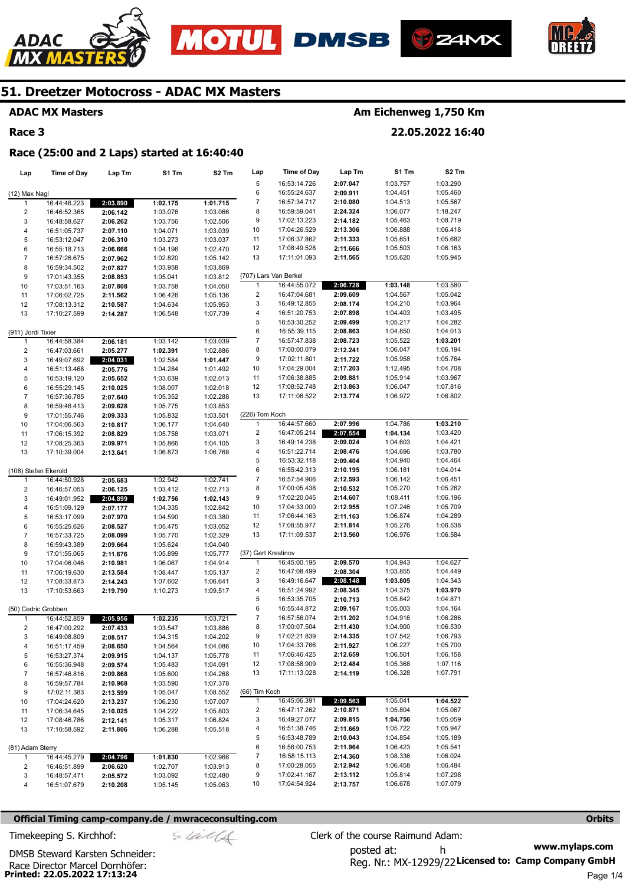# 51. Dreetzer Motocross - ADAC MX Masters

**ADAC MX Masters** — **Am Eichenweg 1,750 Km**

**Race 3** — **22.05.2022 16:40**

## Race (25:00 and 2 Laps) started at 16:40:40

| Lap | Time of Day | Lap Tm | S1 Tm | S2 Tm |
|---|---|---|---|---|
| **(12) Max Nagl** | | | | |
| 1 | 16:44:46.223 | **2:03.890** | **1:02.175** | **1:01.715** |
| 2 | 16:46:52.365 | 2:06.142 | 1:03.076 | 1:03.066 |
| 3 | 16:48:58.627 | 2:06.262 | 1:03.756 | 1:02.506 |
| 4 | 16:51:05.737 | 2:07.110 | 1:04.071 | 1:03.039 |
| 5 | 16:53:12.047 | 2:06.310 | 1:03.273 | 1:03.037 |
| 6 | 16:55:18.713 | 2:06.666 | 1:04.196 | 1:02.470 |
| 7 | 16:57:26.675 | 2:07.962 | 1:02.820 | 1:05.142 |
| 8 | 16:59:34.502 | 2:07.827 | 1:03.958 | 1:03.869 |
| 9 | 17:01:43.355 | 2:08.853 | 1:05.041 | 1:03.812 |
| 10 | 17:03:51.163 | 2:07.808 | 1:03.758 | 1:04.050 |
| 11 | 17:06:02.725 | 2:11.562 | 1:06.426 | 1:05.136 |
| 12 | 17:08:13.312 | 2:10.587 | 1:04.634 | 1:05.953 |
| 13 | 17:10:27.599 | 2:14.287 | 1:06.548 | 1:07.739 |
| **(911) Jordi Tixier** | | | | |
| 1 | 16:44:58.384 | 2:06.181 | 1:03.142 | 1:03.039 |
| 2 | 16:47:03.661 | 2:05.277 | **1:02.391** | 1:02.886 |
| 3 | 16:49:07.692 | **2:04.031** | 1:02.584 | **1:01.447** |
| 4 | 16:51:13.468 | 2:05.776 | 1:04.284 | 1:01.492 |
| 5 | 16:53:19.120 | 2:05.652 | 1:03.639 | 1:02.013 |
| 6 | 16:55:29.145 | 2:10.025 | 1:08.007 | 1:02.018 |
| 7 | 16:57:36.785 | 2:07.640 | 1:05.352 | 1:02.288 |
| 8 | 16:59:46.413 | 2:09.628 | 1:05.775 | 1:03.853 |
| 9 | 17:01:55.746 | 2:09.333 | 1:05.832 | 1:03.501 |
| 10 | 17:04:06.563 | 2:10.817 | 1:06.177 | 1:04.640 |
| 11 | 17:06:15.392 | 2:08.829 | 1:05.758 | 1:03.071 |
| 12 | 17:08:25.363 | 2:09.971 | 1:05.866 | 1:04.105 |
| 13 | 17:10:39.004 | 2:13.641 | 1:06.873 | 1:06.768 |
| **(108) Stefan Ekerold** | | | | |
| 1 | 16:44:50.928 | 2:05.683 | 1:02.942 | 1:02.741 |
| 2 | 16:46:57.053 | 2:06.125 | 1:03.412 | 1:02.713 |
| 3 | 16:49:01.952 | **2:04.899** | **1:02.756** | **1:02.143** |
| 4 | 16:51:09.129 | 2:07.177 | 1:04.335 | 1:02.842 |
| 5 | 16:53:17.099 | 2:07.970 | 1:04.590 | 1:03.380 |
| 6 | 16:55:25.626 | 2:08.527 | 1:05.475 | 1:03.052 |
| 7 | 16:57:33.725 | 2:08.099 | 1:05.770 | 1:02.329 |
| 8 | 16:59:43.389 | 2:09.664 | 1:05.624 | 1:04.040 |
| 9 | 17:01:55.065 | 2:11.676 | 1:05.899 | 1:05.777 |
| 10 | 17:04:06.046 | 2:10.981 | 1:06.067 | 1:04.914 |
| 11 | 17:06:19.630 | 2:13.584 | 1:08.447 | 1:05.137 |
| 12 | 17:08:33.873 | 2:14.243 | 1:07.602 | 1:06.641 |
| 13 | 17:10:53.663 | 2:19.790 | 1:10.273 | 1:09.517 |
| **(50) Cedric Grobben** | | | | |
| 1 | 16:44:52.859 | **2:05.956** | **1:02.235** | 1:03.721 |
| 2 | 16:47:00.292 | 2:07.433 | 1:03.547 | 1:03.886 |
| 3 | 16:49:08.809 | 2:08.517 | 1:04.315 | 1:04.202 |
| 4 | 16:51:17.459 | 2:08.650 | 1:04.564 | 1:04.086 |
| 5 | 16:53:27.374 | 2:09.915 | 1:04.137 | 1:05.778 |
| 6 | 16:55:36.948 | 2:09.574 | 1:05.483 | 1:04.091 |
| 7 | 16:57:46.816 | 2:09.868 | 1:05.600 | 1:04.268 |
| 8 | 16:59:57.784 | 2:10.968 | 1:03.590 | 1:07.378 |
| 9 | 17:02:11.383 | 2:13.599 | 1:05.047 | 1:08.552 |
| 10 | 17:04:24.620 | 2:13.237 | 1:06.230 | 1:07.007 |
| 11 | 17:06:34.645 | 2:10.025 | 1:04.222 | 1:05.803 |
| 12 | 17:08:46.786 | 2:12.141 | 1:05.317 | 1:06.824 |
| 13 | 17:10:58.592 | 2:11.806 | 1:06.288 | 1:05.518 |
| **(81) Adam Sterry** | | | | |
| 1 | 16:44:45.279 | **2:04.796** | **1:01.830** | 1:02.966 |
| 2 | 16:46:51.899 | 2:06.620 | 1:02.707 | 1:03.913 |
| 3 | 16:48:57.471 | 2:05.572 | 1:03.092 | 1:02.480 |
| 4 | 16:51:07.679 | 2:10.208 | 1:05.145 | 1:05.063 |
| 5 | 16:53:14.726 | 2:07.047 | 1:03.757 | 1:03.290 |
| 6 | 16:55:24.637 | 2:09.911 | 1:04.451 | 1:05.460 |
| 7 | 16:57:34.717 | 2:10.080 | 1:04.513 | 1:05.567 |
| 8 | 16:59:59.041 | 2:24.324 | 1:06.077 | 1:18.247 |
| 9 | 17:02:13.223 | 2:14.182 | 1:05.463 | 1:08.719 |
| 10 | 17:04:26.529 | 2:13.306 | 1:06.888 | 1:06.418 |
| 11 | 17:06:37.862 | 2:11.333 | 1:05.651 | 1:05.682 |
| 12 | 17:08:49.528 | 2:11.666 | 1:05.503 | 1:06.163 |
| 13 | 17:11:01.093 | 2:11.565 | 1:05.620 | 1:05.945 |
| **(707) Lars Van Berkel** | | | | |
| 1 | 16:44:55.072 | **2:06.728** | **1:03.148** | 1:03.580 |
| 2 | 16:47:04.681 | 2:09.609 | 1:04.567 | 1:05.042 |
| 3 | 16:49:12.855 | 2:08.174 | 1:04.210 | 1:03.964 |
| 4 | 16:51:20.753 | 2:07.898 | 1:04.403 | 1:03.495 |
| 5 | 16:53:30.252 | 2:09.499 | 1:05.217 | 1:04.282 |
| 6 | 16:55:39.115 | 2:08.863 | 1:04.850 | 1:04.013 |
| 7 | 16:57:47.838 | 2:08.723 | 1:05.522 | **1:03.201** |
| 8 | 17:00:00.079 | 2:12.241 | 1:06.047 | 1:06.194 |
| 9 | 17:02:11.801 | 2:11.722 | 1:05.958 | 1:05.764 |
| 10 | 17:04:29.004 | 2:17.203 | 1:12.495 | 1:04.708 |
| 11 | 17:06:38.885 | 2:09.881 | 1:05.914 | 1:03.967 |
| 12 | 17:08:52.748 | 2:13.863 | 1:06.047 | 1:07.816 |
| 13 | 17:11:06.522 | 2:13.774 | 1:06.972 | 1:06.802 |
| **(226) Tom Koch** | | | | |
| 1 | 16:44:57.660 | 2:07.996 | 1:04.786 | **1:03.210** |
| 2 | 16:47:05.214 | **2:07.554** | **1:04.134** | 1:03.420 |
| 3 | 16:49:14.238 | 2:09.024 | 1:04.603 | 1:04.421 |
| 4 | 16:51:22.714 | 2:08.476 | 1:04.696 | 1:03.780 |
| 5 | 16:53:32.118 | 2:09.404 | 1:04.940 | 1:04.464 |
| 6 | 16:55:42.313 | 2:10.195 | 1:06.181 | 1:04.014 |
| 7 | 16:57:54.906 | 2:12.593 | 1:06.142 | 1:06.451 |
| 8 | 17:00:05.438 | 2:10.532 | 1:05.270 | 1:05.262 |
| 9 | 17:02:20.045 | 2:14.607 | 1:08.411 | 1:06.196 |
| 10 | 17:04:33.000 | 2:12.955 | 1:07.246 | 1:05.709 |
| 11 | 17:06:44.163 | 2:11.163 | 1:06.874 | 1:04.289 |
| 12 | 17:08:55.977 | 2:11.814 | 1:05.276 | 1:06.538 |
| 13 | 17:11:09.537 | 2:13.560 | 1:06.976 | 1:06.584 |
| **(37) Gert Krestinov** | | | | |
| 1 | 16:45:00.195 | 2:09.570 | 1:04.943 | 1:04.627 |
| 2 | 16:47:08.499 | 2:08.304 | 1:03.855 | 1:04.449 |
| 3 | 16:49:16.647 | **2:08.148** | **1:03.805** | 1:04.343 |
| 4 | 16:51:24.992 | 2:08.345 | 1:04.375 | **1:03.970** |
| 5 | 16:53:35.705 | 2:10.713 | 1:05.842 | 1:04.871 |
| 6 | 16:55:44.872 | 2:09.167 | 1:05.003 | 1:04.164 |
| 7 | 16:57:56.074 | 2:11.202 | 1:04.916 | 1:06.286 |
| 8 | 17:00:07.504 | 2:11.430 | 1:04.900 | 1:06.530 |
| 9 | 17:02:21.839 | 2:14.335 | 1:07.542 | 1:06.793 |
| 10 | 17:04:33.766 | 2:11.927 | 1:06.227 | 1:05.700 |
| 11 | 17:06:46.425 | 2:12.659 | 1:06.501 | 1:06.158 |
| 12 | 17:08:58.909 | 2:12.484 | 1:05.368 | 1:07.116 |
| 13 | 17:11:13.028 | 2:14.119 | 1:06.328 | 1:07.791 |
| **(66) Tim Koch** | | | | |
| 1 | 16:45:06.391 | **2:09.563** | 1:05.041 | **1:04.522** |
| 2 | 16:47:17.262 | 2:10.871 | 1:05.804 | 1:05.067 |
| 3 | 16:49:27.077 | 2:09.815 | **1:04.756** | 1:05.059 |
| 4 | 16:51:38.746 | 2:11.669 | 1:05.722 | 1:05.947 |
| 5 | 16:53:48.789 | 2:10.043 | 1:04.854 | 1:05.189 |
| 6 | 16:56:00.753 | 2:11.964 | 1:06.423 | 1:05.541 |
| 7 | 16:58:15.113 | 2:14.360 | 1:08.336 | 1:06.024 |
| 8 | 17:00:28.055 | 2:12.942 | 1:06.458 | 1:06.484 |
| 9 | 17:02:41.167 | 2:13.112 | 1:05.814 | 1:07.298 |
| 10 | 17:04:54.924 | 2:13.757 | 1:06.678 | 1:07.079 |

**Official Timing camp-company.de / mwraceconsulting.com** — **Orbits**

Timekeeping S. Kirchhof:

DMSB Steward Karsten Schneider:

Race Director Marcel Dornhöfer:

Clerk of the course Raimund Adam:

posted at: h

Reg. Nr.: MX-12929/22

**www.mylaps.com**

**Licensed to: Camp Company GmbH**

**Printed: 22.05.2022 17:13:24**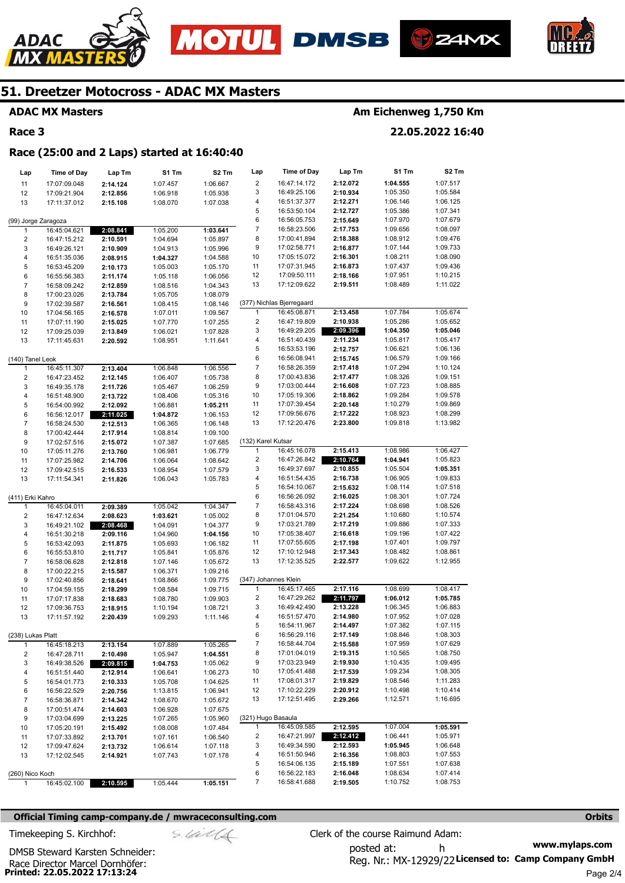# 51. Dreetzer Motocross - ADAC MX Masters

## ADAC MX Masters

Am Eichenweg 1,750 Km

## Race 3

22.05.2022 16:40

### Race (25:00 and 2 Laps) started at 16:40:40

| Lap | Time of Day | Lap Tm | S1 Tm | S2 Tm |
|---|---|---|---|---|
| 11 | 17:07:09.048 | 2:14.124 | 1:07.457 | 1:06.667 |
| 12 | 17:09:21.904 | 2:12.856 | 1:06.918 | 1:05.938 |
| 13 | 17:11:37.012 | 2:15.108 | 1:08.070 | 1:07.038 |

(99) Jorge Zaragoza

| Lap | Time of Day | Lap Tm | S1 Tm | S2 Tm |
|---|---|---|---|---|
| 1 | 16:45:04.621 | 2:08.841 | 1:05.200 | 1:03.641 |
| 2 | 16:47:15.212 | 2:10.591 | 1:04.694 | 1:05.897 |
| 3 | 16:49:26.121 | 2:10.909 | 1:04.913 | 1:05.996 |
| 4 | 16:51:35.036 | 2:08.915 | 1:04.327 | 1:04.588 |
| 5 | 16:53:45.209 | 2:10.173 | 1:05.003 | 1:05.170 |
| 6 | 16:55:56.383 | 2:11.174 | 1:05.118 | 1:06.056 |
| 7 | 16:58:09.242 | 2:12.859 | 1:08.516 | 1:04.343 |
| 8 | 17:00:23.026 | 2:13.784 | 1:05.705 | 1:08.079 |
| 9 | 17:02:39.587 | 2:16.561 | 1:08.415 | 1:08.146 |
| 10 | 17:04:56.165 | 2:16.578 | 1:07.011 | 1:09.567 |
| 11 | 17:07:11.190 | 2:15.025 | 1:07.770 | 1:07.255 |
| 12 | 17:09:25.039 | 2:13.849 | 1:06.021 | 1:07.828 |
| 13 | 17:11:45.631 | 2:20.592 | 1:08.951 | 1:11.641 |

(140) Tanel Leok

| Lap | Time of Day | Lap Tm | S1 Tm | S2 Tm |
|---|---|---|---|---|
| 1 | 16:45:11.307 | 2:13.404 | 1:06.848 | 1:06.556 |
| 2 | 16:47:23.452 | 2:12.145 | 1:06.407 | 1:05.738 |
| 3 | 16:49:35.178 | 2:11.726 | 1:05.467 | 1:06.259 |
| 4 | 16:51:48.900 | 2:13.722 | 1:08.406 | 1:05.316 |
| 5 | 16:54:00.992 | 2:12.092 | 1:06.881 | 1:05.211 |
| 6 | 16:56:12.017 | 2:11.025 | 1:04.872 | 1:06.153 |
| 7 | 16:58:24.530 | 2:12.513 | 1:06.365 | 1:06.148 |
| 8 | 17:00:42.444 | 2:17.914 | 1:08.814 | 1:09.100 |
| 9 | 17:02:57.516 | 2:15.072 | 1:07.387 | 1:07.685 |
| 10 | 17:05:11.276 | 2:13.760 | 1:06.981 | 1:06.779 |
| 11 | 17:07:25.982 | 2:14.706 | 1:06.064 | 1:08.642 |
| 12 | 17:09:42.515 | 2:16.533 | 1:08.954 | 1:07.579 |
| 13 | 17:11:54.341 | 2:11.826 | 1:06.043 | 1:05.783 |

(411) Erki Kahro

| Lap | Time of Day | Lap Tm | S1 Tm | S2 Tm |
|---|---|---|---|---|
| 1 | 16:45:04.011 | 2:09.389 | 1:05.042 | 1:04.347 |
| 2 | 16:47:12.634 | 2:08.623 | 1:03.621 | 1:05.002 |
| 3 | 16:49:21.102 | 2:08.468 | 1:04.091 | 1:04.377 |
| 4 | 16:51:30.218 | 2:09.116 | 1:04.960 | 1:04.156 |
| 5 | 16:53:42.093 | 2:11.875 | 1:05.693 | 1:06.182 |
| 6 | 16:55:53.810 | 2:11.717 | 1:05.841 | 1:05.876 |
| 7 | 16:58:06.628 | 2:12.818 | 1:07.146 | 1:05.672 |
| 8 | 17:00:22.215 | 2:15.587 | 1:06.371 | 1:09.216 |
| 9 | 17:02:40.856 | 2:18.641 | 1:08.866 | 1:09.775 |
| 10 | 17:04:59.155 | 2:18.299 | 1:08.584 | 1:09.715 |
| 11 | 17:07:17.838 | 2:18.683 | 1:08.780 | 1:09.903 |
| 12 | 17:09:36.753 | 2:18.915 | 1:10.194 | 1:08.721 |
| 13 | 17:11:57.192 | 2:20.439 | 1:09.293 | 1:11.146 |

(238) Lukas Platt

| Lap | Time of Day | Lap Tm | S1 Tm | S2 Tm |
|---|---|---|---|---|
| 1 | 16:45:18.213 | 2:13.154 | 1:07.889 | 1:05.265 |
| 2 | 16:47:28.711 | 2:10.498 | 1:05.947 | 1:04.551 |
| 3 | 16:49:38.526 | 2:09.815 | 1:04.753 | 1:05.062 |
| 4 | 16:51:51.440 | 2:12.914 | 1:06.641 | 1:06.273 |
| 5 | 16:54:01.773 | 2:10.333 | 1:05.708 | 1:04.625 |
| 6 | 16:56:22.529 | 2:20.756 | 1:13.815 | 1:06.941 |
| 7 | 16:58:36.871 | 2:14.342 | 1:08.670 | 1:05.672 |
| 8 | 17:00:51.474 | 2:14.603 | 1:06.928 | 1:07.675 |
| 9 | 17:03:04.699 | 2:13.225 | 1:07.265 | 1:05.960 |
| 10 | 17:05:20.191 | 2:15.492 | 1:08.008 | 1:07.484 |
| 11 | 17:07:33.892 | 2:13.701 | 1:07.161 | 1:06.540 |
| 12 | 17:09:47.624 | 2:13.732 | 1:06.614 | 1:07.118 |
| 13 | 17:12:02.545 | 2:14.921 | 1:07.743 | 1:07.178 |

(260) Nico Koch

| Lap | Time of Day | Lap Tm | S1 Tm | S2 Tm |
|---|---|---|---|---|
| 1 | 16:45:02.100 | 2:10.595 | 1:05.444 | 1:05.151 |
| 2 | 16:47:14.172 | 2:12.072 | 1:04.555 | 1:07.517 |
| 3 | 16:49:25.106 | 2:10.934 | 1:05.350 | 1:05.584 |
| 4 | 16:51:37.377 | 2:12.271 | 1:06.146 | 1:06.125 |
| 5 | 16:53:50.104 | 2:12.727 | 1:05.386 | 1:07.341 |
| 6 | 16:56:05.753 | 2:15.649 | 1:07.970 | 1:07.679 |
| 7 | 16:58:23.506 | 2:17.753 | 1:09.656 | 1:08.097 |
| 8 | 17:00:41.894 | 2:18.388 | 1:08.912 | 1:09.476 |
| 9 | 17:02:58.771 | 2:16.877 | 1:07.144 | 1:09.733 |
| 10 | 17:05:15.072 | 2:16.301 | 1:08.211 | 1:08.090 |
| 11 | 17:07:31.945 | 2:16.873 | 1:07.437 | 1:09.436 |
| 12 | 17:09:50.111 | 2:18.166 | 1:07.951 | 1:10.215 |
| 13 | 17:12:09.622 | 2:19.511 | 1:08.489 | 1:11.022 |

(377) Nichlas Bjerregaard

| Lap | Time of Day | Lap Tm | S1 Tm | S2 Tm |
|---|---|---|---|---|
| 1 | 16:45:08.871 | 2:13.458 | 1:07.784 | 1:05.674 |
| 2 | 16:47:19.809 | 2:10.938 | 1:05.286 | 1:05.652 |
| 3 | 16:49:29.205 | 2:09.396 | 1:04.350 | 1:05.046 |
| 4 | 16:51:40.439 | 2:11.234 | 1:05.817 | 1:05.417 |
| 5 | 16:53:53.196 | 2:12.757 | 1:06.621 | 1:06.136 |
| 6 | 16:56:08.941 | 2:15.745 | 1:06.579 | 1:09.166 |
| 7 | 16:58:26.359 | 2:17.418 | 1:07.294 | 1:10.124 |
| 8 | 17:00:43.836 | 2:17.477 | 1:08.326 | 1:09.151 |
| 9 | 17:03:00.444 | 2:16.608 | 1:07.723 | 1:08.885 |
| 10 | 17:05:19.306 | 2:18.862 | 1:09.284 | 1:09.578 |
| 11 | 17:07:39.454 | 2:20.148 | 1:10.279 | 1:09.869 |
| 12 | 17:09:56.676 | 2:17.222 | 1:08.923 | 1:08.299 |
| 13 | 17:12:20.476 | 2:23.800 | 1:09.818 | 1:13.982 |

(132) Karel Kutsar

| Lap | Time of Day | Lap Tm | S1 Tm | S2 Tm |
|---|---|---|---|---|
| 1 | 16:45:16.078 | 2:15.413 | 1:08.986 | 1:06.427 |
| 2 | 16:47:26.842 | 2:10.764 | 1:04.941 | 1:05.823 |
| 3 | 16:49:37.697 | 2:10.855 | 1:05.504 | 1:05.351 |
| 4 | 16:51:54.435 | 2:16.738 | 1:06.905 | 1:09.833 |
| 5 | 16:54:10.067 | 2:15.632 | 1:08.114 | 1:07.518 |
| 6 | 16:56:26.092 | 2:16.025 | 1:08.301 | 1:07.724 |
| 7 | 16:58:43.316 | 2:17.224 | 1:08.698 | 1:08.526 |
| 8 | 17:01:04.570 | 2:21.254 | 1:10.680 | 1:10.574 |
| 9 | 17:03:21.789 | 2:17.219 | 1:09.886 | 1:07.333 |
| 10 | 17:05:38.407 | 2:16.618 | 1:09.196 | 1:07.422 |
| 11 | 17:07:55.605 | 2:17.198 | 1:07.401 | 1:09.797 |
| 12 | 17:10:12.948 | 2:17.343 | 1:08.482 | 1:08.861 |
| 13 | 17:12:35.525 | 2:22.577 | 1:09.622 | 1:12.955 |

(347) Johannes Klein

| Lap | Time of Day | Lap Tm | S1 Tm | S2 Tm |
|---|---|---|---|---|
| 1 | 16:45:17.465 | 2:17.116 | 1:08.699 | 1:08.417 |
| 2 | 16:47:29.262 | 2:11.797 | 1:06.012 | 1:05.785 |
| 3 | 16:49:42.490 | 2:13.228 | 1:06.345 | 1:06.883 |
| 4 | 16:51:57.470 | 2:14.980 | 1:07.952 | 1:07.028 |
| 5 | 16:54:11.967 | 2:14.497 | 1:07.382 | 1:07.115 |
| 6 | 16:56:29.116 | 2:17.149 | 1:08.846 | 1:08.303 |
| 7 | 16:58:44.704 | 2:15.588 | 1:07.959 | 1:07.629 |
| 8 | 17:01:04.019 | 2:19.315 | 1:10.565 | 1:08.750 |
| 9 | 17:03:23.949 | 2:19.930 | 1:10.435 | 1:09.495 |
| 10 | 17:05:41.488 | 2:17.539 | 1:09.234 | 1:08.305 |
| 11 | 17:08:01.317 | 2:19.829 | 1:08.546 | 1:11.283 |
| 12 | 17:10:22.229 | 2:20.912 | 1:10.498 | 1:10.414 |
| 13 | 17:12:51.495 | 2:29.266 | 1:12.571 | 1:16.695 |

(321) Hugo Basaula

| Lap | Time of Day | Lap Tm | S1 Tm | S2 Tm |
|---|---|---|---|---|
| 1 | 16:45:09.585 | 2:12.595 | 1:07.004 | 1:05.591 |
| 2 | 16:47:21.997 | 2:12.412 | 1:06.441 | 1:05.971 |
| 3 | 16:49:34.590 | 2:12.593 | 1:05.945 | 1:06.648 |
| 4 | 16:51:50.946 | 2:16.356 | 1:08.803 | 1:07.553 |
| 5 | 16:54:06.135 | 2:15.189 | 1:07.551 | 1:07.638 |
| 6 | 16:56:22.183 | 2:16.048 | 1:08.634 | 1:07.414 |
| 7 | 16:58:41.688 | 2:19.505 | 1:10.752 | 1:08.753 |

**Official Timing camp-company.de / mwraceconsulting.com** — Orbits

Timekeeping S. Kirchhof:

Clerk of the course Raimund Adam:

DMSB Steward Karsten Schneider:

posted at: h

Race Director Marcel Dornhöfer:

Reg. Nr.: MX-12929/22

www.mylaps.com

Licensed to: Camp Company GmbH

Printed: 22.05.2022 17:13:24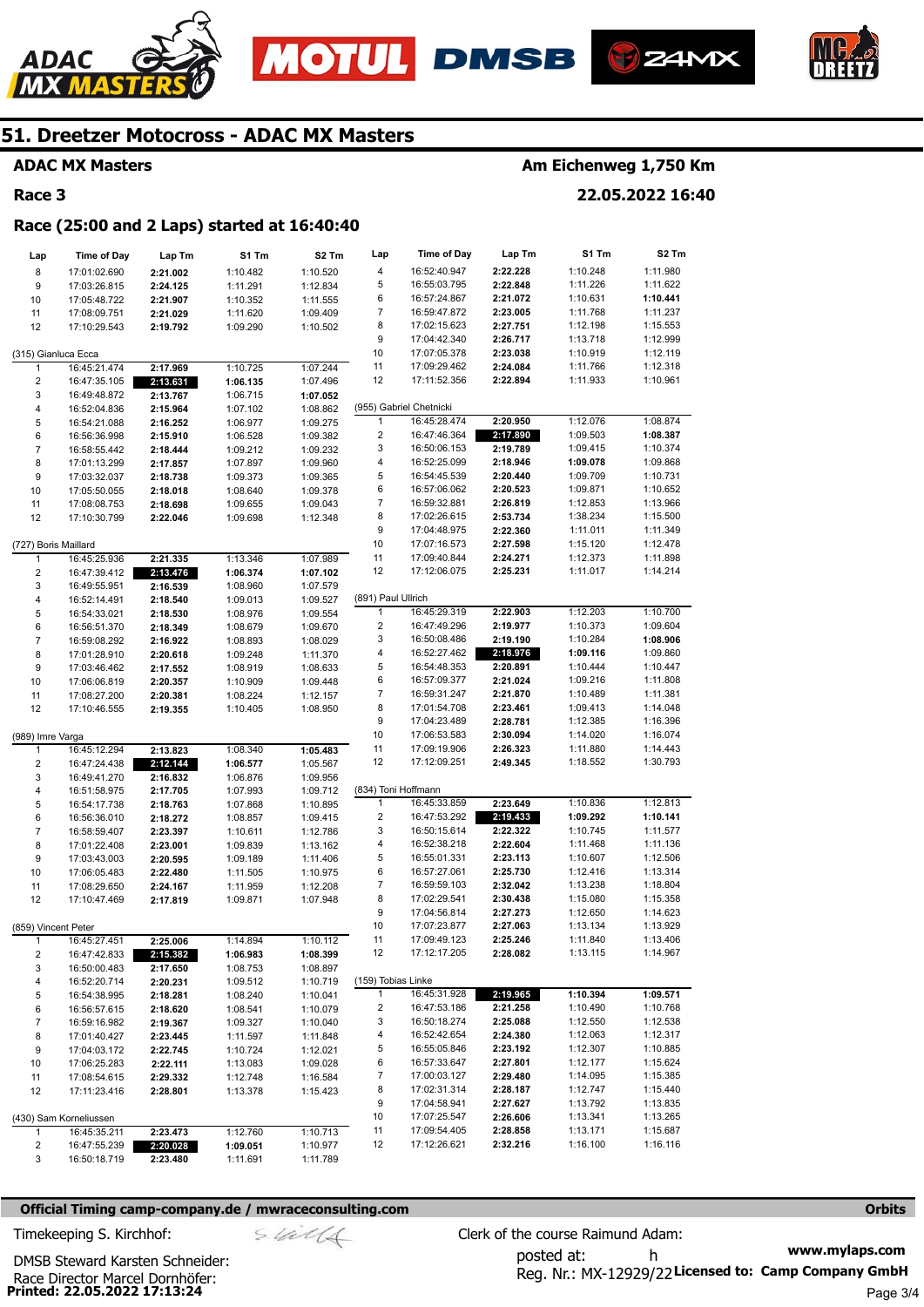# 51. Dreetzer Motocross - ADAC MX Masters

**ADAC MX Masters** — **Am Eichenweg 1,750 Km**

**Race 3** — **22.05.2022 16:40**

## Race (25:00 and 2 Laps) started at 16:40:40

| Lap | Time of Day | Lap Tm | S1 Tm | S2 Tm |
|---|---|---|---|---|
| 8 | 17:01:02.690 | 2:21.002 | 1:10.482 | 1:10.520 |
| 9 | 17:03:26.815 | 2:24.125 | 1:11.291 | 1:12.834 |
| 10 | 17:05:48.722 | 2:21.907 | 1:10.352 | 1:11.555 |
| 11 | 17:08:09.751 | 2:21.029 | 1:11.620 | 1:09.409 |
| 12 | 17:10:29.543 | 2:19.792 | 1:09.290 | 1:10.502 |

**(315) Gianluca Ecca**

| Lap | Time of Day | Lap Tm | S1 Tm | S2 Tm |
|---|---|---|---|---|
| 1 | 16:45:21.474 | 2:17.969 | 1:10.725 | 1:07.244 |
| 2 | 16:47:35.105 | **2:13.631** | **1:06.135** | 1:07.496 |
| 3 | 16:49:48.872 | 2:13.767 | 1:06.715 | **1:07.052** |
| 4 | 16:52:04.836 | 2:15.964 | 1:07.102 | 1:08.862 |
| 5 | 16:54:21.088 | 2:16.252 | 1:06.977 | 1:09.275 |
| 6 | 16:56:36.998 | 2:15.910 | 1:06.528 | 1:09.382 |
| 7 | 16:58:55.442 | 2:18.444 | 1:09.212 | 1:09.232 |
| 8 | 17:01:13.299 | 2:17.857 | 1:07.897 | 1:09.960 |
| 9 | 17:03:32.037 | 2:18.738 | 1:09.373 | 1:09.365 |
| 10 | 17:05:50.055 | 2:18.018 | 1:08.640 | 1:09.378 |
| 11 | 17:08:08.753 | 2:18.698 | 1:09.655 | 1:09.043 |
| 12 | 17:10:30.799 | 2:22.046 | 1:09.698 | 1:12.348 |

**(727) Boris Maillard**

| Lap | Time of Day | Lap Tm | S1 Tm | S2 Tm |
|---|---|---|---|---|
| 1 | 16:45:25.936 | 2:21.335 | 1:13.346 | 1:07.989 |
| 2 | 16:47:39.412 | **2:13.476** | **1:06.374** | **1:07.102** |
| 3 | 16:49:55.951 | 2:16.539 | 1:08.960 | 1:07.579 |
| 4 | 16:52:14.491 | 2:18.540 | 1:09.013 | 1:09.527 |
| 5 | 16:54:33.021 | 2:18.530 | 1:08.976 | 1:09.554 |
| 6 | 16:56:51.370 | 2:18.349 | 1:08.679 | 1:09.670 |
| 7 | 16:59:08.292 | 2:16.922 | 1:08.893 | 1:08.029 |
| 8 | 17:01:28.910 | 2:20.618 | 1:09.248 | 1:11.370 |
| 9 | 17:03:46.462 | 2:17.552 | 1:08.919 | 1:08.633 |
| 10 | 17:06:06.819 | 2:20.357 | 1:10.909 | 1:09.448 |
| 11 | 17:08:27.200 | 2:20.381 | 1:08.224 | 1:12.157 |
| 12 | 17:10:46.555 | 2:19.355 | 1:10.405 | 1:08.950 |

**(989) Imre Varga**

| Lap | Time of Day | Lap Tm | S1 Tm | S2 Tm |
|---|---|---|---|---|
| 1 | 16:45:12.294 | 2:13.823 | 1:08.340 | **1:05.483** |
| 2 | 16:47:24.438 | **2:12.144** | **1:06.577** | 1:05.567 |
| 3 | 16:49:41.270 | 2:16.832 | 1:06.876 | 1:09.956 |
| 4 | 16:51:58.975 | 2:17.705 | 1:07.993 | 1:09.712 |
| 5 | 16:54:17.738 | 2:18.763 | 1:07.868 | 1:10.895 |
| 6 | 16:56:36.010 | 2:18.272 | 1:08.857 | 1:09.415 |
| 7 | 16:58:59.407 | 2:23.397 | 1:10.611 | 1:12.786 |
| 8 | 17:01:22.408 | 2:23.001 | 1:09.839 | 1:13.162 |
| 9 | 17:03:43.003 | 2:20.595 | 1:09.189 | 1:11.406 |
| 10 | 17:06:05.483 | 2:22.480 | 1:11.505 | 1:10.975 |
| 11 | 17:08:29.650 | 2:24.167 | 1:11.959 | 1:12.208 |
| 12 | 17:10:47.469 | 2:17.819 | 1:09.871 | 1:07.948 |

**(859) Vincent Peter**

| Lap | Time of Day | Lap Tm | S1 Tm | S2 Tm |
|---|---|---|---|---|
| 1 | 16:45:27.451 | 2:25.006 | 1:14.894 | 1:10.112 |
| 2 | 16:47:42.833 | **2:15.382** | **1:06.983** | **1:08.399** |
| 3 | 16:50:00.483 | 2:17.650 | 1:08.753 | 1:08.897 |
| 4 | 16:52:20.714 | 2:20.231 | 1:09.512 | 1:10.719 |
| 5 | 16:54:38.995 | 2:18.281 | 1:08.240 | 1:10.041 |
| 6 | 16:56:57.615 | 2:18.620 | 1:08.541 | 1:10.079 |
| 7 | 16:59:16.982 | 2:19.367 | 1:09.327 | 1:10.040 |
| 8 | 17:01:40.427 | 2:23.445 | 1:11.597 | 1:11.848 |
| 9 | 17:04:03.172 | 2:22.745 | 1:10.724 | 1:12.021 |
| 10 | 17:06:25.283 | 2:22.111 | 1:13.083 | 1:09.028 |
| 11 | 17:08:54.615 | 2:29.332 | 1:12.748 | 1:16.584 |
| 12 | 17:11:23.416 | 2:28.801 | 1:13.378 | 1:15.423 |

**(430) Sam Korneliussen**

| Lap | Time of Day | Lap Tm | S1 Tm | S2 Tm |
|---|---|---|---|---|
| 1 | 16:45:35.211 | 2:23.473 | 1:12.760 | 1:10.713 |
| 2 | 16:47:55.239 | **2:20.028** | **1:09.051** | 1:10.977 |
| 3 | 16:50:18.719 | 2:23.480 | 1:11.691 | 1:11.789 |
| 4 | 16:52:40.947 | 2:22.228 | 1:10.248 | 1:11.980 |
| 5 | 16:55:03.795 | 2:22.848 | 1:11.226 | 1:11.622 |
| 6 | 16:57:24.867 | 2:21.072 | 1:10.631 | **1:10.441** |
| 7 | 16:59:47.872 | 2:23.005 | 1:11.768 | 1:11.237 |
| 8 | 17:02:15.623 | 2:27.751 | 1:12.198 | 1:15.553 |
| 9 | 17:04:42.340 | 2:26.717 | 1:13.718 | 1:12.999 |
| 10 | 17:07:05.378 | 2:23.038 | 1:10.919 | 1:12.119 |
| 11 | 17:09:29.462 | 2:24.084 | 1:11.766 | 1:12.318 |
| 12 | 17:11:52.356 | 2:22.894 | 1:11.933 | 1:10.961 |

**(955) Gabriel Chetnicki**

| Lap | Time of Day | Lap Tm | S1 Tm | S2 Tm |
|---|---|---|---|---|
| 1 | 16:45:28.474 | 2:20.950 | 1:12.076 | 1:08.874 |
| 2 | 16:47:46.364 | **2:17.890** | 1:09.503 | **1:08.387** |
| 3 | 16:50:06.153 | 2:19.789 | 1:09.415 | 1:10.374 |
| 4 | 16:52:25.099 | 2:18.946 | **1:09.078** | 1:09.868 |
| 5 | 16:54:45.539 | 2:20.440 | 1:09.709 | 1:10.731 |
| 6 | 16:57:06.062 | 2:20.523 | 1:09.871 | 1:10.652 |
| 7 | 16:59:32.881 | 2:26.819 | 1:12.853 | 1:13.966 |
| 8 | 17:02:26.615 | 2:53.734 | 1:38.234 | 1:15.500 |
| 9 | 17:04:48.975 | 2:22.360 | 1:11.011 | 1:11.349 |
| 10 | 17:07:16.573 | 2:27.598 | 1:15.120 | 1:12.478 |
| 11 | 17:09:40.844 | 2:24.271 | 1:12.373 | 1:11.898 |
| 12 | 17:12:06.075 | 2:25.231 | 1:11.017 | 1:14.214 |

**(891) Paul Ullrich**

| Lap | Time of Day | Lap Tm | S1 Tm | S2 Tm |
|---|---|---|---|---|
| 1 | 16:45:29.319 | 2:22.903 | 1:12.203 | 1:10.700 |
| 2 | 16:47:49.296 | 2:19.977 | 1:10.373 | 1:09.604 |
| 3 | 16:50:08.486 | 2:19.190 | 1:10.284 | **1:08.906** |
| 4 | 16:52:27.462 | **2:18.976** | **1:09.116** | 1:09.860 |
| 5 | 16:54:48.353 | 2:20.891 | 1:10.444 | 1:10.447 |
| 6 | 16:57:09.377 | 2:21.024 | 1:09.216 | 1:11.808 |
| 7 | 16:59:31.247 | 2:21.870 | 1:10.489 | 1:11.381 |
| 8 | 17:01:54.708 | 2:23.461 | 1:09.413 | 1:14.048 |
| 9 | 17:04:23.489 | 2:28.781 | 1:12.385 | 1:16.396 |
| 10 | 17:06:53.583 | 2:30.094 | 1:14.020 | 1:16.074 |
| 11 | 17:09:19.906 | 2:26.323 | 1:11.880 | 1:14.443 |
| 12 | 17:12:09.251 | 2:49.345 | 1:18.552 | 1:30.793 |

**(834) Toni Hoffmann**

| Lap | Time of Day | Lap Tm | S1 Tm | S2 Tm |
|---|---|---|---|---|
| 1 | 16:45:33.859 | 2:23.649 | 1:10.836 | 1:12.813 |
| 2 | 16:47:53.292 | **2:19.433** | **1:09.292** | **1:10.141** |
| 3 | 16:50:15.614 | 2:22.322 | 1:10.745 | 1:11.577 |
| 4 | 16:52:38.218 | 2:22.604 | 1:11.468 | 1:11.136 |
| 5 | 16:55:01.331 | 2:23.113 | 1:10.607 | 1:12.506 |
| 6 | 16:57:27.061 | 2:25.730 | 1:12.416 | 1:13.314 |
| 7 | 16:59:59.103 | 2:32.042 | 1:13.238 | 1:18.804 |
| 8 | 17:02:29.541 | 2:30.438 | 1:15.080 | 1:15.358 |
| 9 | 17:04:56.814 | 2:27.273 | 1:12.650 | 1:14.623 |
| 10 | 17:07:23.877 | 2:27.063 | 1:13.134 | 1:13.929 |
| 11 | 17:09:49.123 | 2:25.246 | 1:11.840 | 1:13.406 |
| 12 | 17:12:17.205 | 2:28.082 | 1:13.115 | 1:14.967 |

**(159) Tobias Linke**

| Lap | Time of Day | Lap Tm | S1 Tm | S2 Tm |
|---|---|---|---|---|
| 1 | 16:45:31.928 | **2:19.965** | **1:10.394** | **1:09.571** |
| 2 | 16:47:53.186 | 2:21.258 | 1:10.490 | 1:10.768 |
| 3 | 16:50:18.274 | 2:25.088 | 1:12.550 | 1:12.538 |
| 4 | 16:52:42.654 | 2:24.380 | 1:12.063 | 1:12.317 |
| 5 | 16:55:05.846 | 2:23.192 | 1:12.307 | 1:10.885 |
| 6 | 16:57:33.647 | 2:27.801 | 1:12.177 | 1:15.624 |
| 7 | 17:00:03.127 | 2:29.480 | 1:14.095 | 1:15.385 |
| 8 | 17:02:31.314 | 2:28.187 | 1:12.747 | 1:15.440 |
| 9 | 17:04:58.941 | 2:27.627 | 1:13.792 | 1:13.835 |
| 10 | 17:07:25.547 | 2:26.606 | 1:13.341 | 1:13.265 |
| 11 | 17:09:54.405 | 2:28.858 | 1:13.171 | 1:15.687 |
| 12 | 17:12:26.621 | 2:32.216 | 1:16.100 | 1:16.116 |

**Official Timing camp-company.de / mwraceconsulting.com** — Orbits

Timekeeping S. Kirchhof:

DMSB Steward Karsten Schneider:

Race Director Marcel Dornhöfer:

Clerk of the course Raimund Adam:

posted at: h

Reg. Nr.: MX-12929/22

www.mylaps.com

Licensed to: Camp Company GmbH

Printed: 22.05.2022 17:13:24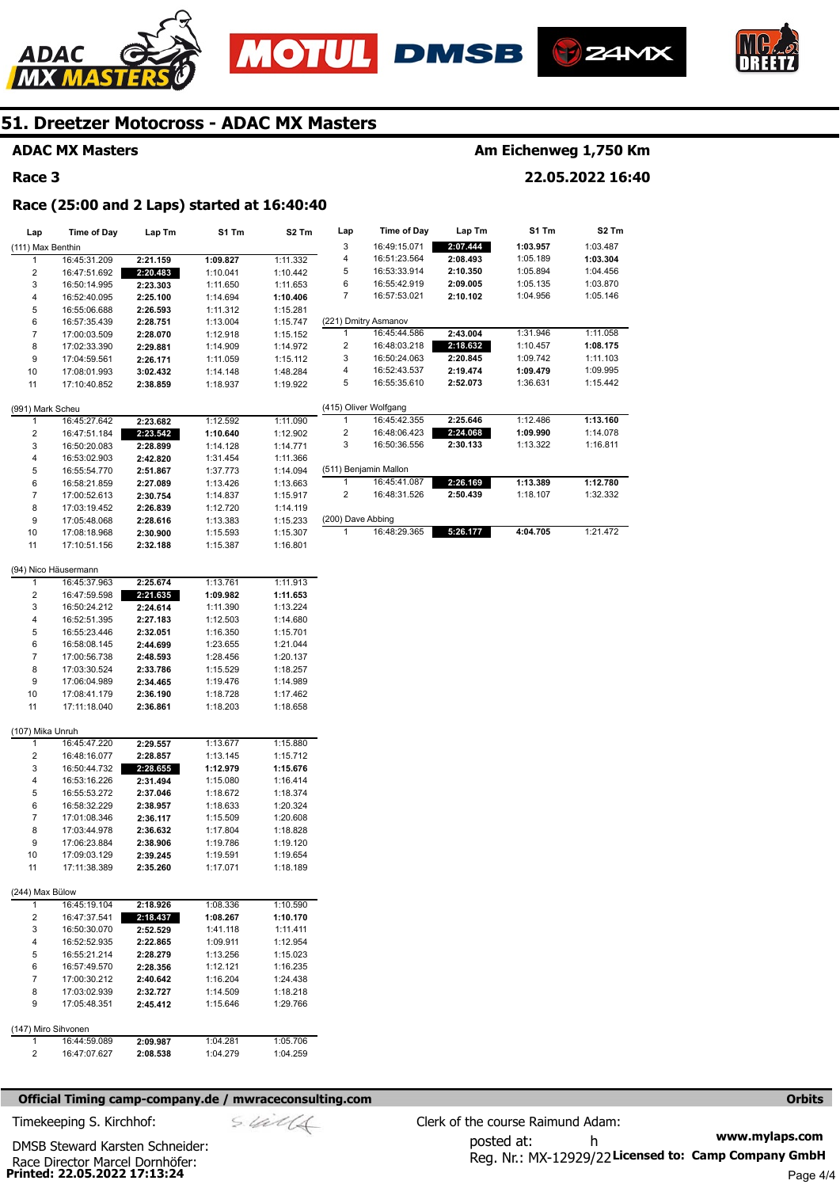# 51. Dreetzer Motocross - ADAC MX Masters

**ADAC MX Masters** | **Am Eichenweg 1,750 Km**

**Race 3** | **22.05.2022 16:40**

**Race (25:00 and 2 Laps) started at 16:40:40**

(111) Max Benthin

| Lap | Time of Day | Lap Tm | S1 Tm | S2 Tm |
|---|---|---|---|---|
| 1 | 16:45:31.209 | 2:21.159 | 1:09.827 | 1:11.332 |
| 2 | 16:47:51.692 | 2:20.483 | 1:10.041 | 1:10.442 |
| 3 | 16:50:14.995 | 2:23.303 | 1:11.650 | 1:11.653 |
| 4 | 16:52:40.095 | 2:25.100 | 1:14.694 | 1:10.406 |
| 5 | 16:55:06.688 | 2:26.593 | 1:11.312 | 1:15.281 |
| 6 | 16:57:35.439 | 2:28.751 | 1:13.004 | 1:15.747 |
| 7 | 17:00:03.509 | 2:28.070 | 1:12.918 | 1:15.152 |
| 8 | 17:02:33.390 | 2:29.881 | 1:14.909 | 1:14.972 |
| 9 | 17:04:59.561 | 2:26.171 | 1:11.059 | 1:15.112 |
| 10 | 17:08:01.993 | 3:02.432 | 1:14.148 | 1:48.284 |
| 11 | 17:10:40.852 | 2:38.859 | 1:18.937 | 1:19.922 |

(991) Mark Scheu

| Lap | Time of Day | Lap Tm | S1 Tm | S2 Tm |
|---|---|---|---|---|
| 1 | 16:45:27.642 | 2:23.682 | 1:12.592 | 1:11.090 |
| 2 | 16:47:51.184 | 2:23.542 | 1:10.640 | 1:12.902 |
| 3 | 16:50:20.083 | 2:28.899 | 1:14.128 | 1:14.771 |
| 4 | 16:53:02.903 | 2:42.820 | 1:31.454 | 1:11.366 |
| 5 | 16:55:54.770 | 2:51.867 | 1:37.773 | 1:14.094 |
| 6 | 16:58:21.859 | 2:27.089 | 1:13.426 | 1:13.663 |
| 7 | 17:00:52.613 | 2:30.754 | 1:14.837 | 1:15.917 |
| 8 | 17:03:19.452 | 2:26.839 | 1:12.720 | 1:14.119 |
| 9 | 17:05:48.068 | 2:28.616 | 1:13.383 | 1:15.233 |
| 10 | 17:08:18.968 | 2:30.900 | 1:15.593 | 1:15.307 |
| 11 | 17:10:51.156 | 2:32.188 | 1:15.387 | 1:16.801 |

(94) Nico Häusermann

| Lap | Time of Day | Lap Tm | S1 Tm | S2 Tm |
|---|---|---|---|---|
| 1 | 16:45:37.963 | 2:25.674 | 1:13.761 | 1:11.913 |
| 2 | 16:47:59.598 | 2:21.635 | 1:09.982 | 1:11.653 |
| 3 | 16:50:24.212 | 2:24.614 | 1:11.390 | 1:13.224 |
| 4 | 16:52:51.395 | 2:27.183 | 1:12.503 | 1:14.680 |
| 5 | 16:55:23.446 | 2:32.051 | 1:16.350 | 1:15.701 |
| 6 | 16:58:08.145 | 2:44.699 | 1:23.655 | 1:21.044 |
| 7 | 17:00:56.738 | 2:48.593 | 1:28.456 | 1:20.137 |
| 8 | 17:03:30.524 | 2:33.786 | 1:15.529 | 1:18.257 |
| 9 | 17:06:04.989 | 2:34.465 | 1:19.476 | 1:14.989 |
| 10 | 17:08:41.179 | 2:36.190 | 1:18.728 | 1:17.462 |
| 11 | 17:11:18.040 | 2:36.861 | 1:18.203 | 1:18.658 |

(107) Mika Unruh

| Lap | Time of Day | Lap Tm | S1 Tm | S2 Tm |
|---|---|---|---|---|
| 1 | 16:45:47.220 | 2:29.557 | 1:13.677 | 1:15.880 |
| 2 | 16:48:16.077 | 2:28.857 | 1:13.145 | 1:15.712 |
| 3 | 16:50:44.732 | 2:28.655 | 1:12.979 | 1:15.676 |
| 4 | 16:53:16.226 | 2:31.494 | 1:15.080 | 1:16.414 |
| 5 | 16:55:53.272 | 2:37.046 | 1:18.672 | 1:18.374 |
| 6 | 16:58:32.229 | 2:38.957 | 1:18.633 | 1:20.324 |
| 7 | 17:01:08.346 | 2:36.117 | 1:15.509 | 1:20.608 |
| 8 | 17:03:44.978 | 2:36.632 | 1:17.804 | 1:18.828 |
| 9 | 17:06:23.884 | 2:38.906 | 1:19.786 | 1:19.120 |
| 10 | 17:09:03.129 | 2:39.245 | 1:19.591 | 1:19.654 |
| 11 | 17:11:38.389 | 2:35.260 | 1:17.071 | 1:18.189 |

(244) Max Bülow

| Lap | Time of Day | Lap Tm | S1 Tm | S2 Tm |
|---|---|---|---|---|
| 1 | 16:45:19.104 | 2:18.926 | 1:08.336 | 1:10.590 |
| 2 | 16:47:37.541 | 2:18.437 | 1:08.267 | 1:10.170 |
| 3 | 16:50:30.070 | 2:52.529 | 1:41.118 | 1:11.411 |
| 4 | 16:52:52.935 | 2:22.865 | 1:09.911 | 1:12.954 |
| 5 | 16:55:21.214 | 2:28.279 | 1:13.256 | 1:15.023 |
| 6 | 16:57:49.570 | 2:28.356 | 1:12.121 | 1:16.235 |
| 7 | 17:00:30.212 | 2:40.642 | 1:16.204 | 1:24.438 |
| 8 | 17:03:02.939 | 2:32.727 | 1:14.509 | 1:18.218 |
| 9 | 17:05:48.351 | 2:45.412 | 1:15.646 | 1:29.766 |

(147) Miro Sihvonen

| Lap | Time of Day | Lap Tm | S1 Tm | S2 Tm |
|---|---|---|---|---|
| 1 | 16:44:59.089 | 2:09.987 | 1:04.281 | 1:05.706 |
| 2 | 16:47:07.627 | 2:08.538 | 1:04.279 | 1:04.259 |
| 3 | 16:49:15.071 | 2:07.444 | 1:03.957 | 1:03.487 |
| 4 | 16:51:23.564 | 2:08.493 | 1:05.189 | 1:03.304 |
| 5 | 16:53:33.914 | 2:10.350 | 1:05.894 | 1:04.456 |
| 6 | 16:55:42.919 | 2:09.005 | 1:05.135 | 1:03.870 |
| 7 | 16:57:53.021 | 2:10.102 | 1:04.956 | 1:05.146 |

(221) Dmitry Asmanov

| Lap | Time of Day | Lap Tm | S1 Tm | S2 Tm |
|---|---|---|---|---|
| 1 | 16:45:44.586 | 2:43.004 | 1:31.946 | 1:11.058 |
| 2 | 16:48:03.218 | 2:18.632 | 1:10.457 | 1:08.175 |
| 3 | 16:50:24.063 | 2:20.845 | 1:09.742 | 1:11.103 |
| 4 | 16:52:43.537 | 2:19.474 | 1:09.479 | 1:09.995 |
| 5 | 16:55:35.610 | 2:52.073 | 1:36.631 | 1:15.442 |

(415) Oliver Wolfgang

| Lap | Time of Day | Lap Tm | S1 Tm | S2 Tm |
|---|---|---|---|---|
| 1 | 16:45:42.355 | 2:25.646 | 1:12.486 | 1:13.160 |
| 2 | 16:48:06.423 | 2:24.068 | 1:09.990 | 1:14.078 |
| 3 | 16:50:36.556 | 2:30.133 | 1:13.322 | 1:16.811 |

(511) Benjamin Mallon

| Lap | Time of Day | Lap Tm | S1 Tm | S2 Tm |
|---|---|---|---|---|
| 1 | 16:45:41.087 | 2:26.169 | 1:13.389 | 1:12.780 |
| 2 | 16:48:31.526 | 2:50.439 | 1:18.107 | 1:32.332 |

(200) Dave Abbing

| Lap | Time of Day | Lap Tm | S1 Tm | S2 Tm |
|---|---|---|---|---|
| 1 | 16:48:29.365 | 5:26.177 | 4:04.705 | 1:21.472 |

**Official Timing camp-company.de / mwraceconsulting.com** **Orbits**

Timekeeping S. Kirchhof:

Clerk of the course Raimund Adam:

DMSB Steward Karsten Schneider:

posted at: h

Race Director Marcel Dornhöfer:

Reg. Nr.: MX-12929/22

www.mylaps.com

**Licensed to: Camp Company GmbH**

**Printed: 22.05.2022 17:13:24**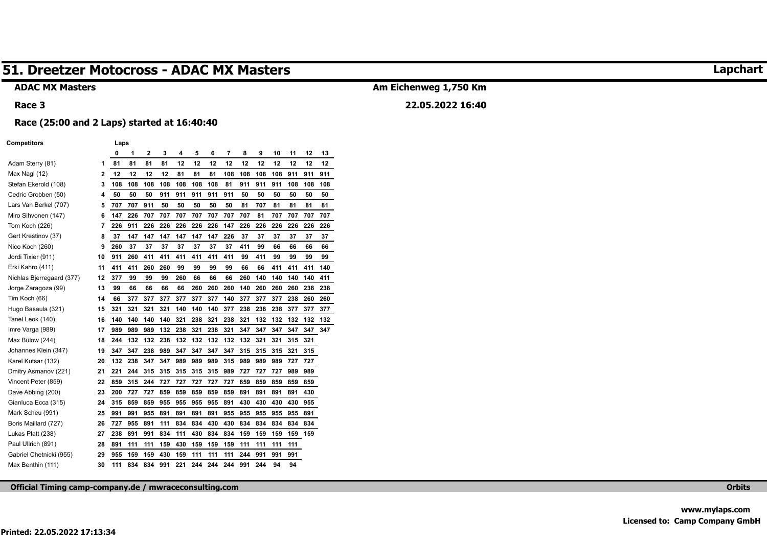# 51. Dreetzer Motocross - ADAC MX Masters

**Lapchart**

**ADAC MX Masters**

**Am Eichenweg 1,750 Km**

**Race 3**

**22.05.2022 16:40**

**Race (25:00 and 2 Laps) started at 16:40:40**

| Competitors | | 0 | 1 | 2 | 3 | 4 | 5 | 6 | 7 | 8 | 9 | 10 | 11 | 12 | 13 |
|---|---|---|---|---|---|---|---|---|---|---|---|---|---|---|---|
| Adam Sterry (81) | 1 | 81 | 81 | 81 | 81 | 12 | 12 | 12 | 12 | 12 | 12 | 12 | 12 | 12 | 12 |
| Max Nagl (12) | 2 | 12 | 12 | 12 | 12 | 81 | 81 | 81 | 108 | 108 | 108 | 108 | 911 | 911 | 911 |
| Stefan Ekerold (108) | 3 | 108 | 108 | 108 | 108 | 108 | 108 | 108 | 81 | 911 | 911 | 911 | 108 | 108 | 108 |
| Cedric Grobben (50) | 4 | 50 | 50 | 50 | 911 | 911 | 911 | 911 | 911 | 50 | 50 | 50 | 50 | 50 | 50 |
| Lars Van Berkel (707) | 5 | 707 | 707 | 911 | 50 | 50 | 50 | 50 | 50 | 81 | 707 | 81 | 81 | 81 | 81 |
| Miro Sihvonen (147) | 6 | 147 | 226 | 707 | 707 | 707 | 707 | 707 | 707 | 707 | 81 | 707 | 707 | 707 | 707 |
| Tom Koch (226) | 7 | 226 | 911 | 226 | 226 | 226 | 226 | 226 | 147 | 226 | 226 | 226 | 226 | 226 | 226 |
| Gert Krestinov (37) | 8 | 37 | 147 | 147 | 147 | 147 | 147 | 147 | 226 | 37 | 37 | 37 | 37 | 37 | 37 |
| Nico Koch (260) | 9 | 260 | 37 | 37 | 37 | 37 | 37 | 37 | 37 | 411 | 99 | 66 | 66 | 66 | 66 |
| Jordi Tixier (911) | 10 | 911 | 260 | 411 | 411 | 411 | 411 | 411 | 411 | 99 | 411 | 99 | 99 | 99 | 99 |
| Erki Kahro (411) | 11 | 411 | 411 | 260 | 260 | 99 | 99 | 99 | 99 | 66 | 66 | 411 | 411 | 411 | 140 |
| Nichlas Bjerregaard (377) | 12 | 377 | 99 | 99 | 99 | 260 | 66 | 66 | 66 | 260 | 140 | 140 | 140 | 140 | 411 |
| Jorge Zaragoza (99) | 13 | 99 | 66 | 66 | 66 | 66 | 260 | 260 | 260 | 140 | 260 | 260 | 260 | 238 | 238 |
| Tim Koch (66) | 14 | 66 | 377 | 377 | 377 | 377 | 377 | 377 | 140 | 377 | 377 | 377 | 238 | 260 | 260 |
| Hugo Basaula (321) | 15 | 321 | 321 | 321 | 321 | 140 | 140 | 140 | 377 | 238 | 238 | 238 | 377 | 377 | 377 |
| Tanel Leok (140) | 16 | 140 | 140 | 140 | 140 | 321 | 238 | 321 | 238 | 321 | 132 | 132 | 132 | 132 | 132 |
| Imre Varga (989) | 17 | 989 | 989 | 989 | 132 | 238 | 321 | 238 | 321 | 347 | 347 | 347 | 347 | 347 | 347 |
| Max Bülow (244) | 18 | 244 | 132 | 132 | 238 | 132 | 132 | 132 | 132 | 132 | 321 | 321 | 315 | 321 | |
| Johannes Klein (347) | 19 | 347 | 347 | 238 | 989 | 347 | 347 | 347 | 347 | 315 | 315 | 315 | 321 | 315 | |
| Karel Kutsar (132) | 20 | 132 | 238 | 347 | 347 | 989 | 989 | 989 | 315 | 989 | 989 | 989 | 727 | 727 | |
| Dmitry Asmanov (221) | 21 | 221 | 244 | 315 | 315 | 315 | 315 | 315 | 989 | 727 | 727 | 727 | 989 | 989 | |
| Vincent Peter (859) | 22 | 859 | 315 | 244 | 727 | 727 | 727 | 727 | 727 | 859 | 859 | 859 | 859 | 859 | |
| Dave Abbing (200) | 23 | 200 | 727 | 727 | 859 | 859 | 859 | 859 | 859 | 891 | 891 | 891 | 891 | 430 | |
| Gianluca Ecca (315) | 24 | 315 | 859 | 859 | 955 | 955 | 955 | 955 | 891 | 430 | 430 | 430 | 430 | 955 | |
| Mark Scheu (991) | 25 | 991 | 991 | 955 | 891 | 891 | 891 | 891 | 955 | 955 | 955 | 955 | 955 | 891 | |
| Boris Maillard (727) | 26 | 727 | 955 | 891 | 111 | 834 | 834 | 430 | 430 | 834 | 834 | 834 | 834 | 834 | |
| Lukas Platt (238) | 27 | 238 | 891 | 991 | 834 | 111 | 430 | 834 | 834 | 159 | 159 | 159 | 159 | 159 | |
| Paul Ullrich (891) | 28 | 891 | 111 | 111 | 159 | 430 | 159 | 159 | 159 | 111 | 111 | 111 | 111 | | |
| Gabriel Chetnicki (955) | 29 | 955 | 159 | 159 | 430 | 159 | 111 | 111 | 111 | 244 | 991 | 991 | 991 | | |
| Max Benthin (111) | 30 | 111 | 834 | 834 | 991 | 221 | 244 | 244 | 244 | 991 | 244 | 94 | 94 | | |

**Official Timing camp-company.de / mwraceconsulting.com** **Orbits**

**www.mylaps.com**
**Licensed to: Camp Company GmbH**

**Printed: 22.05.2022 17:13:34**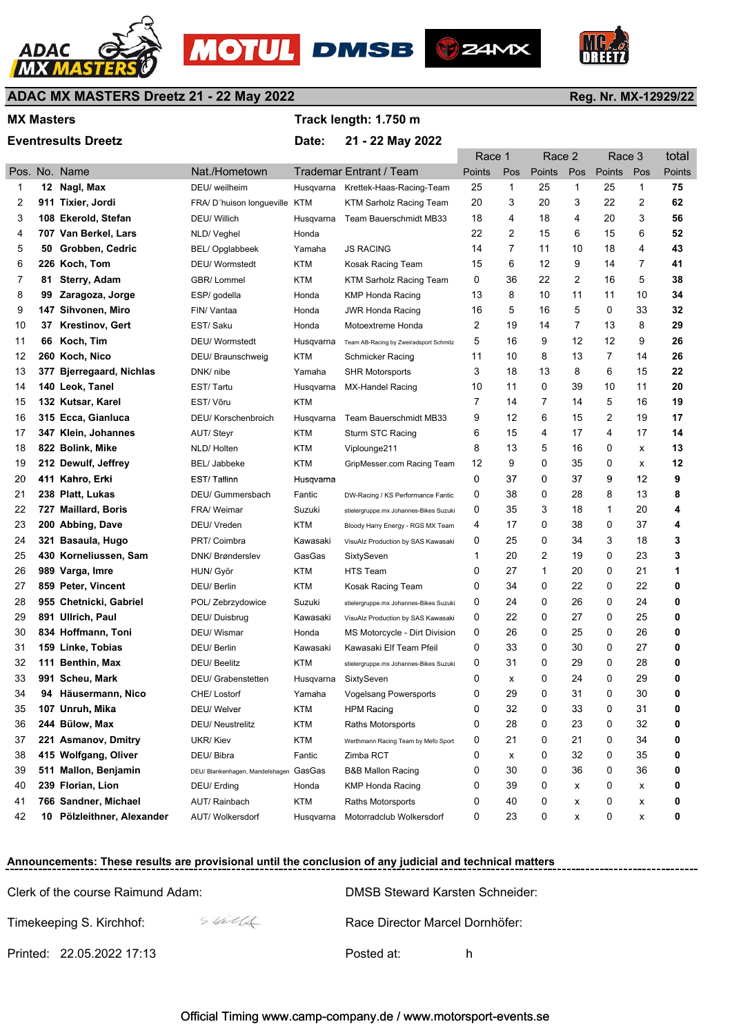## ADAC MX MASTERS Dreetz 21 - 22 May 2022

Reg. Nr. MX-12929/22

**MX Masters**

**Eventresults Dreetz**

**Track length: 1.750 m**

**Date: 21 - 22 May 2022**

| Pos. | No. | Name | Nat./Hometown | Trademar | Entrant / Team | Race 1 Points | Race 1 Pos | Race 2 Points | Race 2 Pos | Race 3 Points | Race 3 Pos | total Points |
|---|---|---|---|---|---|---|---|---|---|---|---|---|
| 1 | 12 | Nagl, Max | DEU/ weilheim | Husqvarna | Krettek-Haas-Racing-Team | 25 | 1 | 25 | 1 | 25 | 1 | 75 |
| 2 | 911 | Tixier, Jordi | FRA/ D´huison longueville | KTM | KTM Sarholz Racing Team | 20 | 3 | 20 | 3 | 22 | 2 | 62 |
| 3 | 108 | Ekerold, Stefan | DEU/ Willich | Husqvarna | Team Bauerschmidt MB33 | 18 | 4 | 18 | 4 | 20 | 3 | 56 |
| 4 | 707 | Van Berkel, Lars | NLD/ Veghel | Honda | | 22 | 2 | 15 | 6 | 15 | 6 | 52 |
| 5 | 50 | Grobben, Cedric | BEL/ Opglabbeek | Yamaha | JS RACING | 14 | 7 | 11 | 10 | 18 | 4 | 43 |
| 6 | 226 | Koch, Tom | DEU/ Wormstedt | KTM | Kosak Racing Team | 15 | 6 | 12 | 9 | 14 | 7 | 41 |
| 7 | 81 | Sterry, Adam | GBR/ Lommel | KTM | KTM Sarholz Racing Team | 0 | 36 | 22 | 2 | 16 | 5 | 38 |
| 8 | 99 | Zaragoza, Jorge | ESP/ godella | Honda | KMP Honda Racing | 13 | 8 | 10 | 11 | 11 | 10 | 34 |
| 9 | 147 | Sihvonen, Miro | FIN/ Vantaa | Honda | JWR Honda Racing | 16 | 5 | 16 | 5 | 0 | 33 | 32 |
| 10 | 37 | Krestinov, Gert | EST/ Saku | Honda | Motoextreme Honda | 2 | 19 | 14 | 7 | 13 | 8 | 29 |
| 11 | 66 | Koch, Tim | DEU/ Wormstedt | Husqvarna | Team AB-Racing by Zweiradsport Schmitz | 5 | 16 | 9 | 12 | 12 | 9 | 26 |
| 12 | 260 | Koch, Nico | DEU/ Braunschweig | KTM | Schmicker Racing | 11 | 10 | 8 | 13 | 7 | 14 | 26 |
| 13 | 377 | Bjerregaard, Nichlas | DNK/ nibe | Yamaha | SHR Motorsports | 3 | 18 | 13 | 8 | 6 | 15 | 22 |
| 14 | 140 | Leok, Tanel | EST/ Tartu | Husqvarna | MX-Handel Racing | 10 | 11 | 0 | 39 | 10 | 11 | 20 |
| 15 | 132 | Kutsar, Karel | EST/ Võru | KTM | | 7 | 14 | 7 | 14 | 5 | 16 | 19 |
| 16 | 315 | Ecca, Gianluca | DEU/ Korschenbroich | Husqvarna | Team Bauerschmidt MB33 | 9 | 12 | 6 | 15 | 2 | 19 | 17 |
| 17 | 347 | Klein, Johannes | AUT/ Steyr | KTM | Sturm STC Racing | 6 | 15 | 4 | 17 | 4 | 17 | 14 |
| 18 | 822 | Bolink, Mike | NLD/ Holten | KTM | Viplounge211 | 8 | 13 | 5 | 16 | 0 | x | 13 |
| 19 | 212 | Dewulf, Jeffrey | BEL/ Jabbeke | KTM | GripMesser.com Racing Team | 12 | 9 | 0 | 35 | 0 | x | 12 |
| 20 | 411 | Kahro, Erki | EST/ Tallinn | Husqvarna | | 0 | 37 | 0 | 37 | 9 | 12 | 9 |
| 21 | 238 | Platt, Lukas | DEU/ Gummersbach | Fantic | DW-Racing / KS Performance Fantic | 0 | 38 | 0 | 28 | 8 | 13 | 8 |
| 22 | 727 | Maillard, Boris | FRA/ Weimar | Suzuki | stielergruppe.mx Johannes-Bikes Suzuki | 0 | 35 | 3 | 18 | 1 | 20 | 4 |
| 23 | 200 | Abbing, Dave | DEU/ Vreden | KTM | Bloody Harry Energy - RGS MX Team | 4 | 17 | 0 | 38 | 0 | 37 | 4 |
| 24 | 321 | Basaula, Hugo | PRT/ Coimbra | Kawasaki | VisuAlz Production by SAS Kawasaki | 0 | 25 | 0 | 34 | 3 | 18 | 3 |
| 25 | 430 | Korneliussen, Sam | DNK/ Brønderslev | GasGas | SixtySeven | 1 | 20 | 2 | 19 | 0 | 23 | 3 |
| 26 | 989 | Varga, Imre | HUN/ Györ | KTM | HTS Team | 0 | 27 | 1 | 20 | 0 | 21 | 1 |
| 27 | 859 | Peter, Vincent | DEU/ Berlin | KTM | Kosak Racing Team | 0 | 34 | 0 | 22 | 0 | 22 | 0 |
| 28 | 955 | Chetnicki, Gabriel | POL/ Zebrzydowice | Suzuki | stielergruppe.mx Johannes-Bikes Suzuki | 0 | 24 | 0 | 26 | 0 | 24 | 0 |
| 29 | 891 | Ullrich, Paul | DEU/ Duisbrug | Kawasaki | VisuAlz Production by SAS Kawasaki | 0 | 22 | 0 | 27 | 0 | 25 | 0 |
| 30 | 834 | Hoffmann, Toni | DEU/ Wismar | Honda | MS Motorcycle - Dirt Division | 0 | 26 | 0 | 25 | 0 | 26 | 0 |
| 31 | 159 | Linke, Tobias | DEU/ Berlin | Kawasaki | Kawasaki Elf Team Pfeil | 0 | 33 | 0 | 30 | 0 | 27 | 0 |
| 32 | 111 | Benthin, Max | DEU/ Beelitz | KTM | stielergruppe.mx Johannes-Bikes Suzuki | 0 | 31 | 0 | 29 | 0 | 28 | 0 |
| 33 | 991 | Scheu, Mark | DEU/ Grabenstetten | Husqvarna | SixtySeven | 0 | x | 0 | 24 | 0 | 29 | 0 |
| 34 | 94 | Häusermann, Nico | CHE/ Lostorf | Yamaha | Vogelsang Powersports | 0 | 29 | 0 | 31 | 0 | 30 | 0 |
| 35 | 107 | Unruh, Mika | DEU/ Welver | KTM | HPM Racing | 0 | 32 | 0 | 33 | 0 | 31 | 0 |
| 36 | 244 | Bülow, Max | DEU/ Neustrelitz | KTM | Raths Motorsports | 0 | 28 | 0 | 23 | 0 | 32 | 0 |
| 37 | 221 | Asmanov, Dmitry | UKR/ Kiev | KTM | Werthmann Racing Team by Mefo Sport | 0 | 21 | 0 | 21 | 0 | 34 | 0 |
| 38 | 415 | Wolfgang, Oliver | DEU/ Bibra | Fantic | Zimba RCT | 0 | x | 0 | 32 | 0 | 35 | 0 |
| 39 | 511 | Mallon, Benjamin | DEU/ Blankenhagen, Mandelshagen | GasGas | B&B Mallon Racing | 0 | 30 | 0 | 36 | 0 | 36 | 0 |
| 40 | 239 | Florian, Lion | DEU/ Erding | Honda | KMP Honda Racing | 0 | 39 | 0 | x | 0 | x | 0 |
| 41 | 766 | Sandner, Michael | AUT/ Rainbach | KTM | Raths Motorsports | 0 | 40 | 0 | x | 0 | x | 0 |
| 42 | 10 | Pölzleithner, Alexander | AUT/ Wolkersdorf | Husqvarna | Motorradclub Wolkersdorf | 0 | 23 | 0 | x | 0 | x | 0 |

**Announcements: These results are provisional until the conclusion of any judicial and technical matters**

Clerk of the course Raimund Adam:

DMSB Steward Karsten Schneider:

Timekeeping S. Kirchhof:

Race Director Marcel Dornhöfer:

Printed: 22.05.2022 17:13

Posted at: h

Official Timing www.camp-company.de / www.motorsport-events.se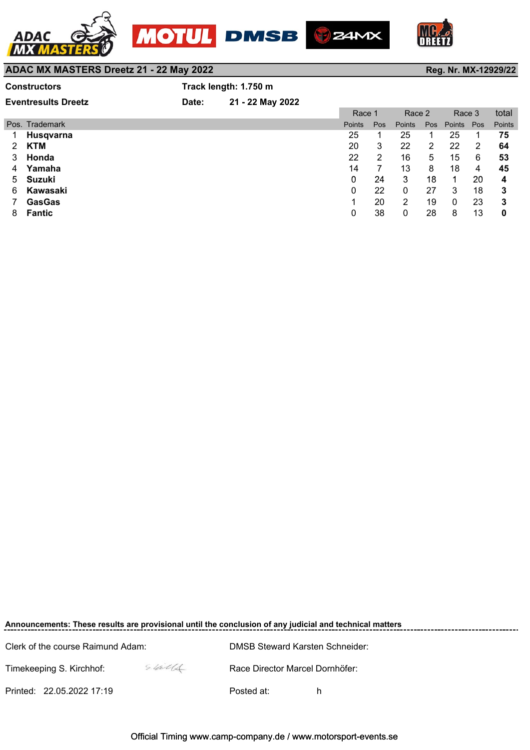**ADAC MX MASTERS Dreetz 21 - 22 May 2022** **Reg. Nr. MX-12929/22**

**Constructors** **Track length: 1.750 m**

**Eventresults Dreetz** **Date: 21 - 22 May 2022**

| | | Race 1 | | Race 2 | | Race 3 | | total |
|---|---|---|---|---|---|---|---|---|
| Pos. | Trademark | Points | Pos | Points | Pos | Points | Pos | Points |
| 1 | **Husqvarna** | 25 | 1 | 25 | 1 | 25 | 1 | **75** |
| 2 | **KTM** | 20 | 3 | 22 | 2 | 22 | 2 | **64** |
| 3 | **Honda** | 22 | 2 | 16 | 5 | 15 | 6 | **53** |
| 4 | **Yamaha** | 14 | 7 | 13 | 8 | 18 | 4 | **45** |
| 5 | **Suzuki** | 0 | 24 | 3 | 18 | 1 | 20 | **4** |
| 6 | **Kawasaki** | 0 | 22 | 0 | 27 | 3 | 18 | **3** |
| 7 | **GasGas** | 1 | 20 | 2 | 19 | 0 | 23 | **3** |
| 8 | **Fantic** | 0 | 38 | 0 | 28 | 8 | 13 | **0** |

**Announcements: These results are provisional until the conclusion of any judicial and technical matters**

Clerk of the course Raimund Adam: DMSB Steward Karsten Schneider:

Timekeeping S. Kirchhof: Race Director Marcel Dornhöfer:

Printed: 22.05.2022 17:19 Posted at: h

Official Timing www.camp-company.de / www.motorsport-events.se